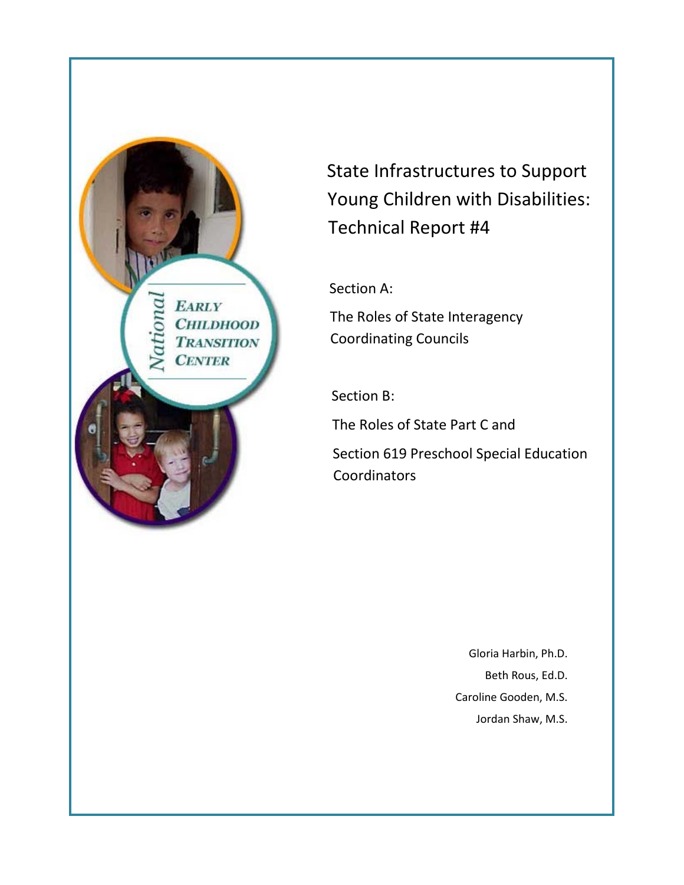# State Infrastructures to Support Young Children with Disabilities: Technical Report #4

## Section A:

## The Roles of State Interagency Coordinating Councils

## Section B:

## The Roles of State Part C and Section 619 Preschool Special Education Coordinators

Gloria Harbin, Ph.D.

Beth Rous, Ed.D.

Caroline Gooden, M.S.

Jordan Shaw, M.S.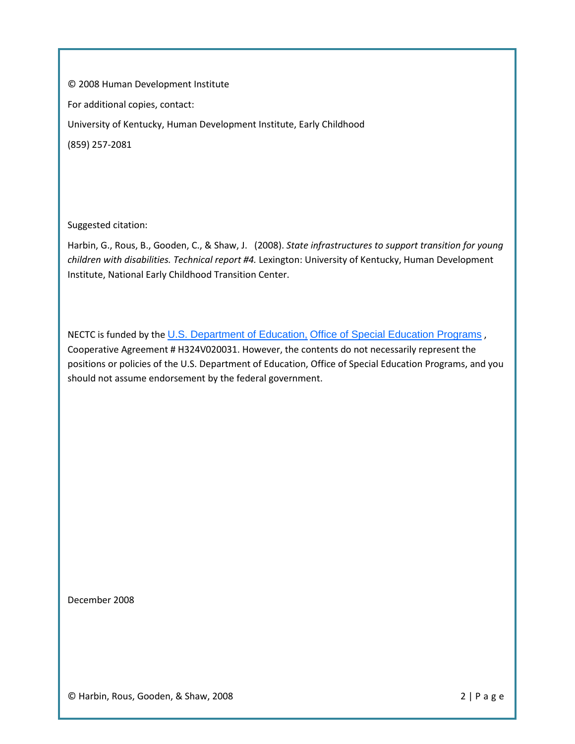© 2008 Human Development Institute

For additional copies, contact:

University of Kentucky, Human Development Institute, Early Childhood

(859) 257-2081

Suggested citation:

Harbin, G., Rous, B., Gooden, C., & Shaw, J. (2008). *State infrastructures to support transition for young children with disabilities. Technical report #4.* Lexington: University of Kentucky, Human Development Institute, National Early Childhood Transition Center.

NECTC is funded by the U.S. Department of Education, Office of Special Education Programs, Cooperative Agreement # H324V020031. However, the contents do not necessarily represent the positions or policies of the U.S. Department of Education, Office of Special Education Programs, and you should not assume endorsement by the federal government.

December 2008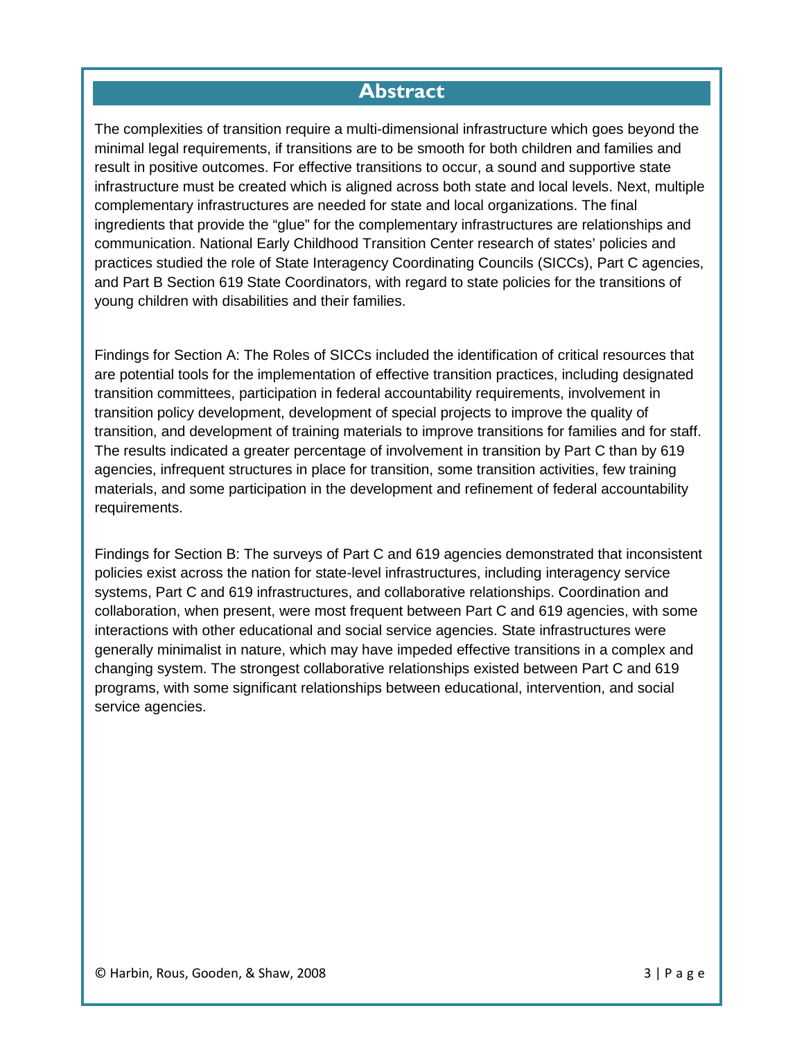# Abstract

The complexities of transition require a multi-dimensional infrastructure which goes beyond the minimal legal requirements, if transitions are to be smooth for both children and families and result in positive outcomes. For effective transitions to occur, a sound and supportive state infrastructure must be created which is aligned across both state and local levels. Next, multiple complementary infrastructures are needed for state and local organizations. The final ingredients that provide the "glue" for the complementary infrastructures are relationships and communication. National Early Childhood Transition Center research of states' policies and practices studied the role of State Interagency Coordinating Councils (SICCs), Part C agencies, and Part B Section 619 State Coordinators, with regard to state policies for the transitions of young children with disabilities and their families.

Findings for Section A: The Roles of SICCs included the identification of critical resources that are potential tools for the implementation of effective transition practices, including designated transition committees, participation in federal accountability requirements, involvement in transition policy development, development of special projects to improve the quality of transition, and development of training materials to improve transitions for families and for staff. The results indicated a greater percentage of involvement in transition by Part C than by 619 agencies, infrequent structures in place for transition, some transition activities, few training materials, and some participation in the development and refinement of federal accountability requirements.

Findings for Section B: The surveys of Part C and 619 agencies demonstrated that inconsistent policies exist across the nation for state-level infrastructures, including interagency service systems, Part C and 619 infrastructures, and collaborative relationships. Coordination and collaboration, when present, were most frequent between Part C and 619 agencies, with some interactions with other educational and social service agencies. State infrastructures were generally minimalist in nature, which may have impeded effective transitions in a complex and changing system. The strongest collaborative relationships existed between Part C and 619 programs, with some significant relationships between educational, intervention, and social service agencies.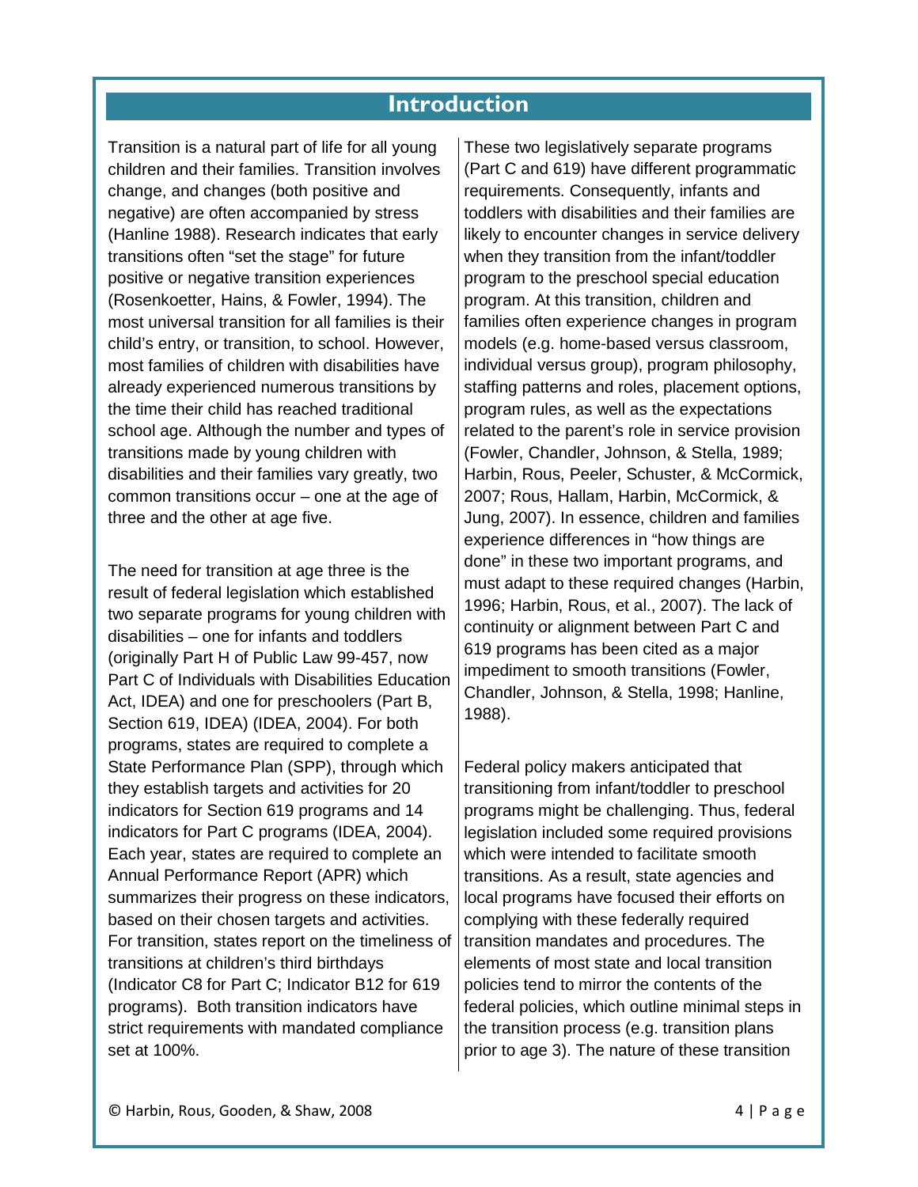# Introduction

Transition is a natural part of life for all young children and their families. Transition involves change, and changes (both positive and negative) are often accompanied by stress (Hanline 1988). Research indicates that early transitions often "set the stage" for future positive or negative transition experiences (Rosenkoetter, Hains, & Fowler, 1994). The most universal transition for all families is their child's entry, or transition, to school. However, most families of children with disabilities have already experienced numerous transitions by the time their child has reached traditional school age. Although the number and types of transitions made by young children with disabilities and their families vary greatly, two common transitions occur – one at the age of three and the other at age five.

The need for transition at age three is the result of federal legislation which established two separate programs for young children with disabilities – one for infants and toddlers (originally Part H of Public Law 99-457, now Part C of Individuals with Disabilities Education Act, IDEA) and one for preschoolers (Part B, Section 619, IDEA) (IDEA, 2004). For both programs, states are required to complete a State Performance Plan (SPP), through which they establish targets and activities for 20 indicators for Section 619 programs and 14 indicators for Part C programs (IDEA, 2004). Each year, states are required to complete an Annual Performance Report (APR) which summarizes their progress on these indicators, based on their chosen targets and activities. For transition, states report on the timeliness of transitions at children's third birthdays (Indicator C8 for Part C; Indicator B12 for 619 programs). Both transition indicators have strict requirements with mandated compliance set at 100%.

These two legislatively separate programs (Part C and 619) have different programmatic requirements. Consequently, infants and toddlers with disabilities and their families are likely to encounter changes in service delivery when they transition from the infant/toddler program to the preschool special education program. At this transition, children and families often experience changes in program models (e.g. home-based versus classroom, individual versus group), program philosophy, staffing patterns and roles, placement options, program rules, as well as the expectations related to the parent's role in service provision (Fowler, Chandler, Johnson, & Stella, 1989; Harbin, Rous, Peeler, Schuster, & McCormick, 2007; Rous, Hallam, Harbin, McCormick, & Jung, 2007). In essence, children and families experience differences in "how things are done" in these two important programs, and must adapt to these required changes (Harbin, 1996; Harbin, Rous, et al., 2007). The lack of continuity or alignment between Part C and 619 programs has been cited as a major impediment to smooth transitions (Fowler, Chandler, Johnson, & Stella, 1998; Hanline, 1988).

Federal policy makers anticipated that transitioning from infant/toddler to preschool programs might be challenging. Thus, federal legislation included some required provisions which were intended to facilitate smooth transitions. As a result, state agencies and local programs have focused their efforts on complying with these federally required transition mandates and procedures. The elements of most state and local transition policies tend to mirror the contents of the federal policies, which outline minimal steps in the transition process (e.g. transition plans prior to age 3). The nature of these transition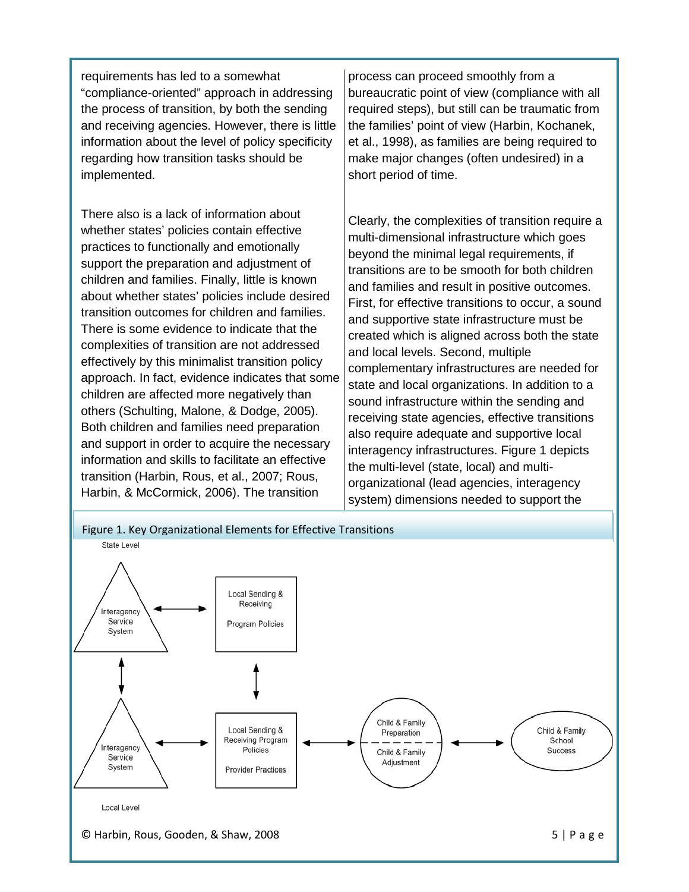requirements has led to a somewhat "compliance-oriented" approach in addressing the process of transition, by both the sending and receiving agencies. However, there is little information about the level of policy specificity regarding how transition tasks should be implemented.

There also is a lack of information about whether states' policies contain effective practices to functionally and emotionally support the preparation and adjustment of children and families. Finally, little is known about whether states' policies include desired transition outcomes for children and families. There is some evidence to indicate that the complexities of transition are not addressed effectively by this minimalist transition policy approach. In fact, evidence indicates that some children are affected more negatively than others (Schulting, Malone, & Dodge, 2005). Both children and families need preparation and support in order to acquire the necessary information and skills to facilitate an effective transition (Harbin, Rous, et al., 2007; Rous, Harbin, & McCormick, 2006). The transition process can proceed smoothly from a bureaucratic point of view (compliance with all required steps), but still can be traumatic from the families' point of view (Harbin, Kochanek, et al., 1998), as families are being required to make major changes (often undesired) in a short period of time.

Clearly, the complexities of transition require a multi-dimensional infrastructure which goes beyond the minimal legal requirements, if transitions are to be smooth for both children and families and result in positive outcomes. First, for effective transitions to occur, a sound and supportive state infrastructure must be created which is aligned across both the state and local levels. Second, multiple complementary infrastructures are needed for state and local organizations. In addition to a sound infrastructure within the sending and receiving state agencies, effective transitions also require adequate and supportive local interagency infrastructures. Figure 1 depicts the multi-level (state, local) and multi-organizational (lead agencies, interagency system) dimensions needed to support the

Figure 1. Key Organizational Elements for Effective Transitions

State Level

Interagency Service System ↔ Local Sending & Receiving Program Policies

Local Level

Interagency Service System ↔ Local Sending & Receiving Program Policies / Provider Practices ↔ Child & Family Preparation / Child & Family Adjustment ↔ Child & Family School Success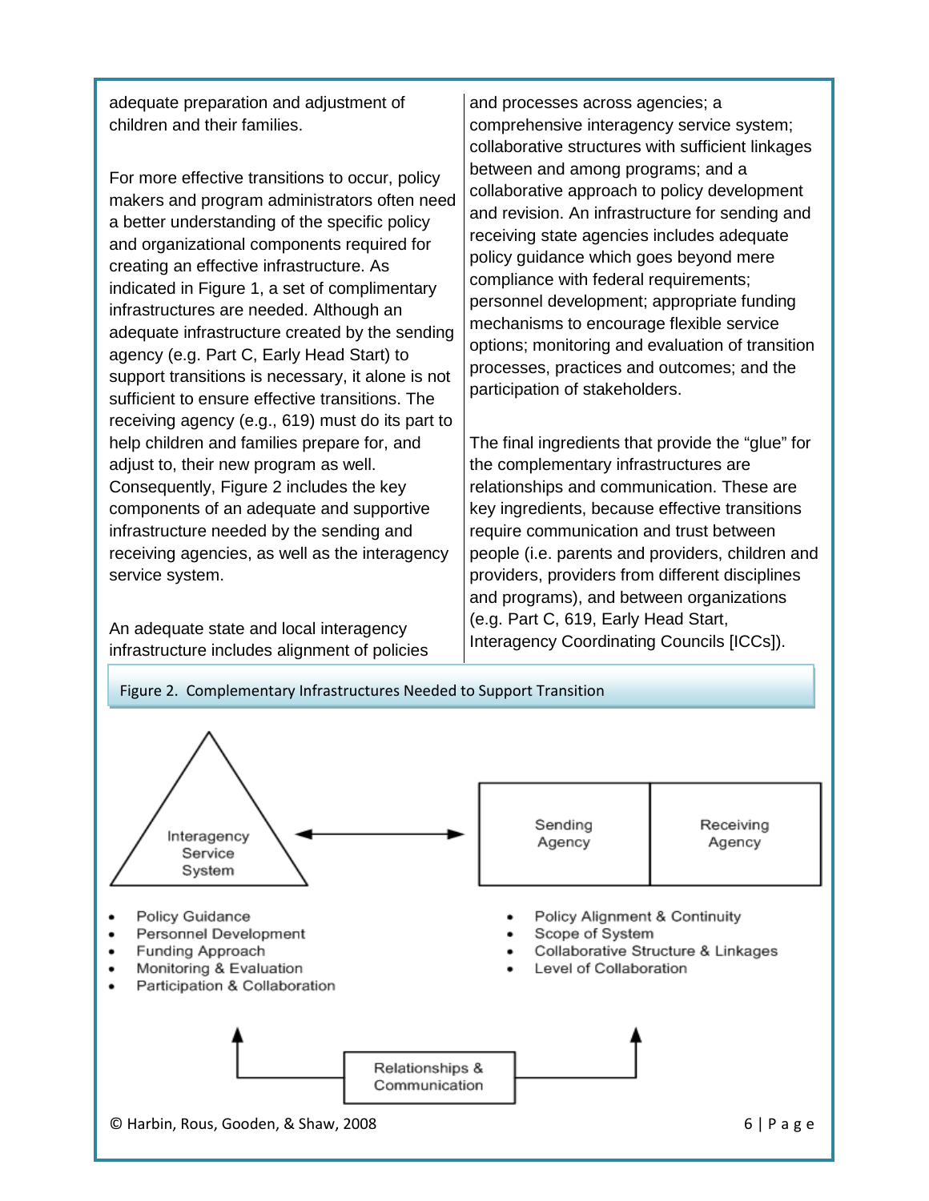adequate preparation and adjustment of children and their families.

For more effective transitions to occur, policy makers and program administrators often need a better understanding of the specific policy and organizational components required for creating an effective infrastructure. As indicated in Figure 1, a set of complimentary infrastructures are needed. Although an adequate infrastructure created by the sending agency (e.g. Part C, Early Head Start) to support transitions is necessary, it alone is not sufficient to ensure effective transitions. The receiving agency (e.g., 619) must do its part to help children and families prepare for, and adjust to, their new program as well. Consequently, Figure 2 includes the key components of an adequate and supportive infrastructure needed by the sending and receiving agencies, as well as the interagency service system.

An adequate state and local interagency infrastructure includes alignment of policies and processes across agencies; a comprehensive interagency service system; collaborative structures with sufficient linkages between and among programs; and a collaborative approach to policy development and revision. An infrastructure for sending and receiving state agencies includes adequate policy guidance which goes beyond mere compliance with federal requirements; personnel development; appropriate funding mechanisms to encourage flexible service options; monitoring and evaluation of transition processes, practices and outcomes; and the participation of stakeholders.

The final ingredients that provide the "glue" for the complementary infrastructures are relationships and communication. These are key ingredients, because effective transitions require communication and trust between people (i.e. parents and providers, children and providers, providers from different disciplines and programs), and between organizations (e.g. Part C, 619, Early Head Start, Interagency Coordinating Councils [ICCs]).

Figure 2. Complementary Infrastructures Needed to Support Transition

Interagency Service System ⟷ Sending Agency | Receiving Agency

- Policy Guidance
- Personnel Development
- Funding Approach
- Monitoring & Evaluation
- Participation & Collaboration

- Policy Alignment & Continuity
- Scope of System
- Collaborative Structure & Linkages
- Level of Collaboration

Relationships & Communication

© Harbin, Rous, Gooden, & Shaw, 2008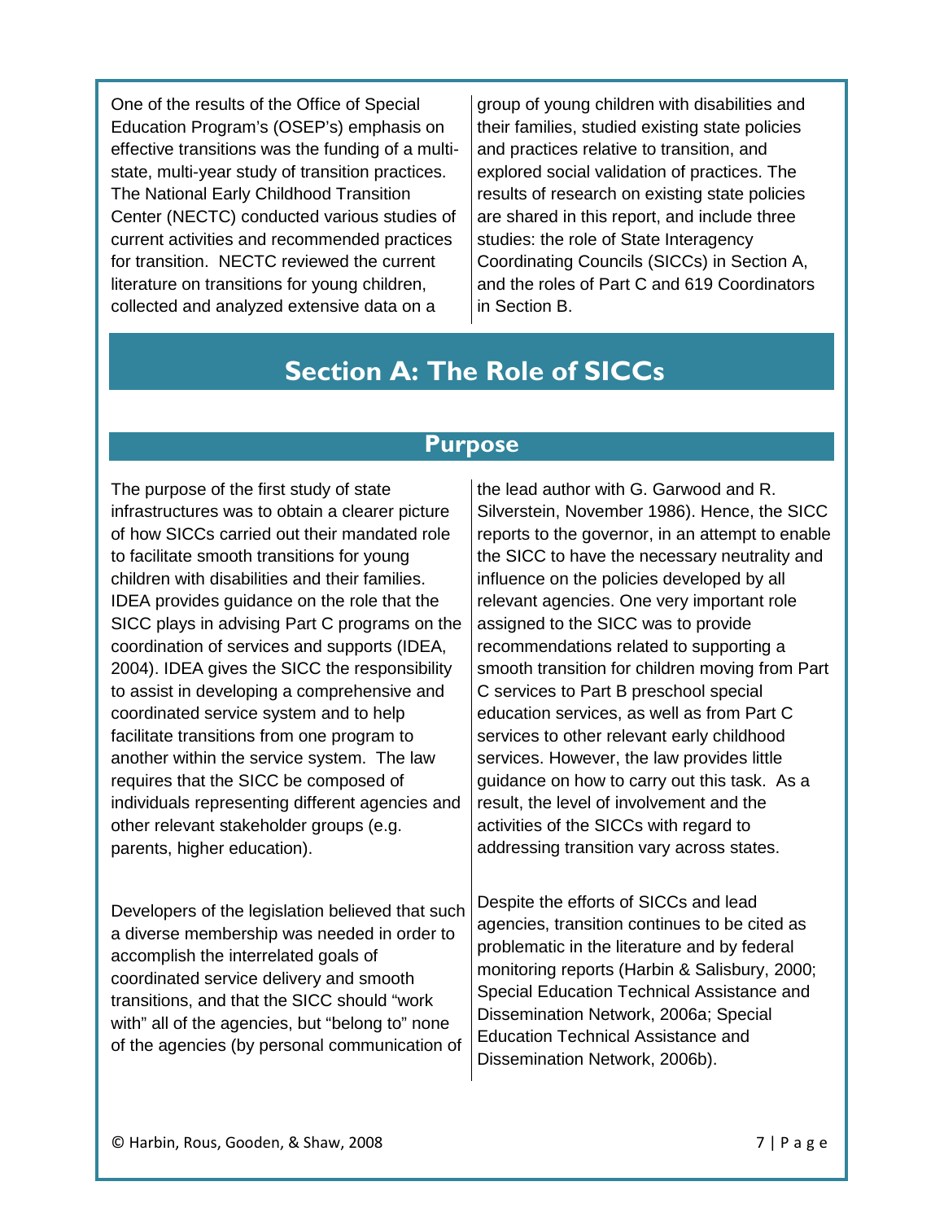One of the results of the Office of Special Education Program's (OSEP's) emphasis on effective transitions was the funding of a multi-state, multi-year study of transition practices. The National Early Childhood Transition Center (NECTC) conducted various studies of current activities and recommended practices for transition. NECTC reviewed the current literature on transitions for young children, collected and analyzed extensive data on a group of young children with disabilities and their families, studied existing state policies and practices relative to transition, and explored social validation of practices. The results of research on existing state policies are shared in this report, and include three studies: the role of State Interagency Coordinating Councils (SICCs) in Section A, and the roles of Part C and 619 Coordinators in Section B.

# Section A: The Role of SICCs

## Purpose

The purpose of the first study of state infrastructures was to obtain a clearer picture of how SICCs carried out their mandated role to facilitate smooth transitions for young children with disabilities and their families. IDEA provides guidance on the role that the SICC plays in advising Part C programs on the coordination of services and supports (IDEA, 2004). IDEA gives the SICC the responsibility to assist in developing a comprehensive and coordinated service system and to help facilitate transitions from one program to another within the service system. The law requires that the SICC be composed of individuals representing different agencies and other relevant stakeholder groups (e.g. parents, higher education).

Developers of the legislation believed that such a diverse membership was needed in order to accomplish the interrelated goals of coordinated service delivery and smooth transitions, and that the SICC should "work with" all of the agencies, but "belong to" none of the agencies (by personal communication of the lead author with G. Garwood and R. Silverstein, November 1986). Hence, the SICC reports to the governor, in an attempt to enable the SICC to have the necessary neutrality and influence on the policies developed by all relevant agencies. One very important role assigned to the SICC was to provide recommendations related to supporting a smooth transition for children moving from Part C services to Part B preschool special education services, as well as from Part C services to other relevant early childhood services. However, the law provides little guidance on how to carry out this task. As a result, the level of involvement and the activities of the SICCs with regard to addressing transition vary across states.

Despite the efforts of SICCs and lead agencies, transition continues to be cited as problematic in the literature and by federal monitoring reports (Harbin & Salisbury, 2000; Special Education Technical Assistance and Dissemination Network, 2006a; Special Education Technical Assistance and Dissemination Network, 2006b).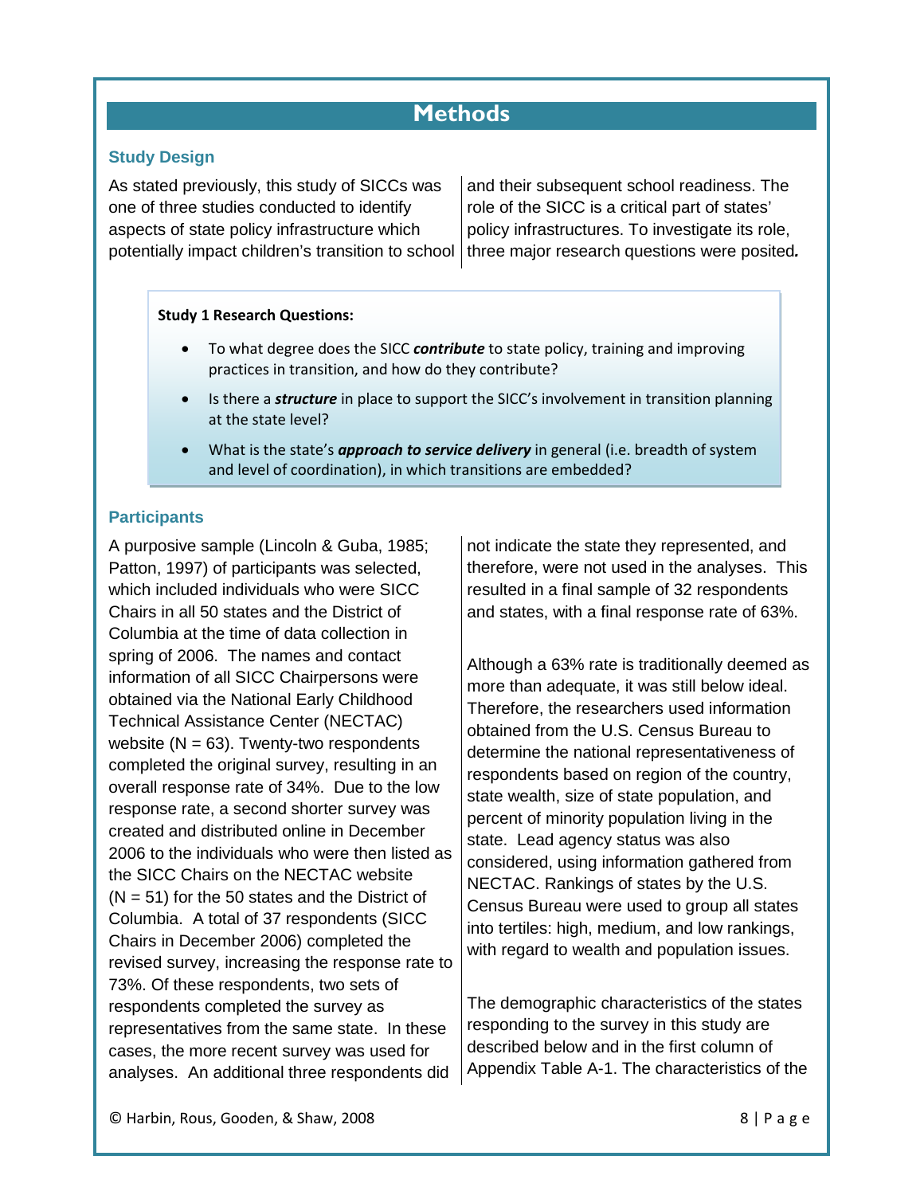# Methods

## Study Design

As stated previously, this study of SICCs was one of three studies conducted to identify aspects of state policy infrastructure which potentially impact children's transition to school and their subsequent school readiness. The role of the SICC is a critical part of states' policy infrastructures. To investigate its role, three major research questions were posited***.***

**Study 1 Research Questions:**

- To what degree does the SICC ***contribute*** to state policy, training and improving practices in transition, and how do they contribute?
- Is there a ***structure*** in place to support the SICC's involvement in transition planning at the state level?
- What is the state's ***approach to service delivery*** in general (i.e. breadth of system and level of coordination), in which transitions are embedded?

## Participants

A purposive sample (Lincoln & Guba, 1985; Patton, 1997) of participants was selected, which included individuals who were SICC Chairs in all 50 states and the District of Columbia at the time of data collection in spring of 2006. The names and contact information of all SICC Chairpersons were obtained via the National Early Childhood Technical Assistance Center (NECTAC) website (N = 63). Twenty-two respondents completed the original survey, resulting in an overall response rate of 34%. Due to the low response rate, a second shorter survey was created and distributed online in December 2006 to the individuals who were then listed as the SICC Chairs on the NECTAC website (N = 51) for the 50 states and the District of Columbia. A total of 37 respondents (SICC Chairs in December 2006) completed the revised survey, increasing the response rate to 73%. Of these respondents, two sets of respondents completed the survey as representatives from the same state. In these cases, the more recent survey was used for analyses. An additional three respondents did not indicate the state they represented, and therefore, were not used in the analyses. This resulted in a final sample of 32 respondents and states, with a final response rate of 63%.

Although a 63% rate is traditionally deemed as more than adequate, it was still below ideal. Therefore, the researchers used information obtained from the U.S. Census Bureau to determine the national representativeness of respondents based on region of the country, state wealth, size of state population, and percent of minority population living in the state. Lead agency status was also considered, using information gathered from NECTAC. Rankings of states by the U.S. Census Bureau were used to group all states into tertiles: high, medium, and low rankings, with regard to wealth and population issues.

The demographic characteristics of the states responding to the survey in this study are described below and in the first column of Appendix Table A-1. The characteristics of the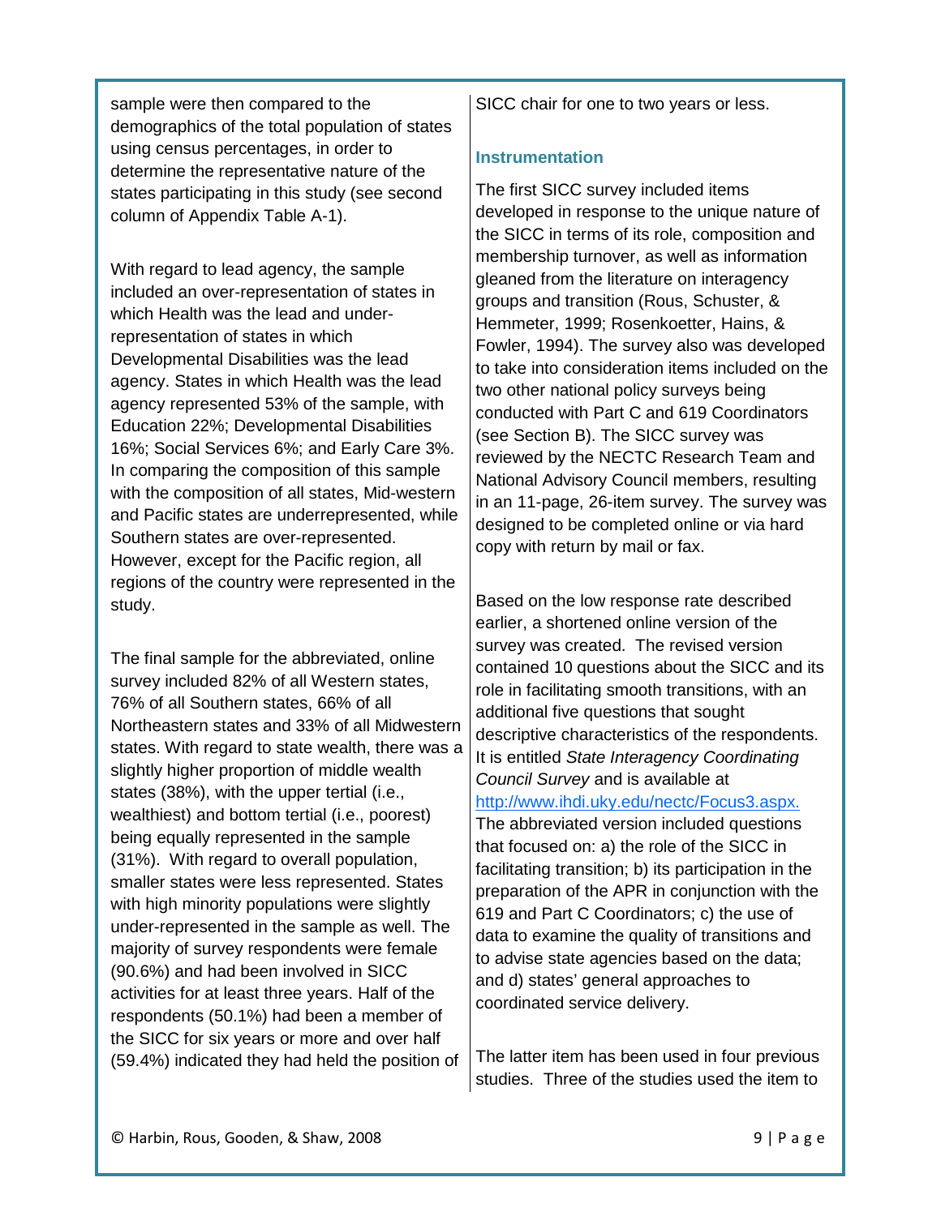sample were then compared to the demographics of the total population of states using census percentages, in order to determine the representative nature of the states participating in this study (see second column of Appendix Table A-1).

With regard to lead agency, the sample included an over-representation of states in which Health was the lead and under-representation of states in which Developmental Disabilities was the lead agency. States in which Health was the lead agency represented 53% of the sample, with Education 22%; Developmental Disabilities 16%; Social Services 6%; and Early Care 3%. In comparing the composition of this sample with the composition of all states, Mid-western and Pacific states are underrepresented, while Southern states are over-represented. However, except for the Pacific region, all regions of the country were represented in the study.

The final sample for the abbreviated, online survey included 82% of all Western states, 76% of all Southern states, 66% of all Northeastern states and 33% of all Midwestern states. With regard to state wealth, there was a slightly higher proportion of middle wealth states (38%), with the upper tertial (i.e., wealthiest) and bottom tertial (i.e., poorest) being equally represented in the sample (31%). With regard to overall population, smaller states were less represented. States with high minority populations were slightly under-represented in the sample as well. The majority of survey respondents were female (90.6%) and had been involved in SICC activities for at least three years. Half of the respondents (50.1%) had been a member of the SICC for six years or more and over half (59.4%) indicated they had held the position of SICC chair for one to two years or less.

### Instrumentation

The first SICC survey included items developed in response to the unique nature of the SICC in terms of its role, composition and membership turnover, as well as information gleaned from the literature on interagency groups and transition (Rous, Schuster, & Hemmeter, 1999; Rosenkoetter, Hains, & Fowler, 1994). The survey also was developed to take into consideration items included on the two other national policy surveys being conducted with Part C and 619 Coordinators (see Section B). The SICC survey was reviewed by the NECTC Research Team and National Advisory Council members, resulting in an 11-page, 26-item survey. The survey was designed to be completed online or via hard copy with return by mail or fax.

Based on the low response rate described earlier, a shortened online version of the survey was created. The revised version contained 10 questions about the SICC and its role in facilitating smooth transitions, with an additional five questions that sought descriptive characteristics of the respondents. It is entitled *State Interagency Coordinating Council Survey* and is available at http://www.ihdi.uky.edu/nectc/Focus3.aspx. The abbreviated version included questions that focused on: a) the role of the SICC in facilitating transition; b) its participation in the preparation of the APR in conjunction with the 619 and Part C Coordinators; c) the use of data to examine the quality of transitions and to advise state agencies based on the data; and d) states' general approaches to coordinated service delivery.

The latter item has been used in four previous studies. Three of the studies used the item to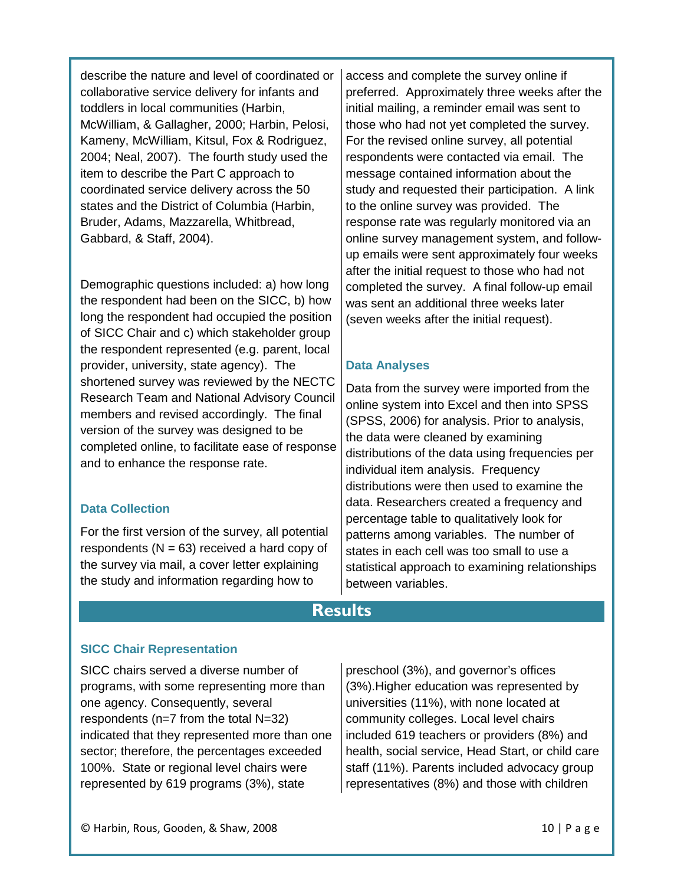describe the nature and level of coordinated or collaborative service delivery for infants and toddlers in local communities (Harbin, McWilliam, & Gallagher, 2000; Harbin, Pelosi, Kameny, McWilliam, Kitsul, Fox & Rodriguez, 2004; Neal, 2007). The fourth study used the item to describe the Part C approach to coordinated service delivery across the 50 states and the District of Columbia (Harbin, Bruder, Adams, Mazzarella, Whitbread, Gabbard, & Staff, 2004).

Demographic questions included: a) how long the respondent had been on the SICC, b) how long the respondent had occupied the position of SICC Chair and c) which stakeholder group the respondent represented (e.g. parent, local provider, university, state agency). The shortened survey was reviewed by the NECTC Research Team and National Advisory Council members and revised accordingly. The final version of the survey was designed to be completed online, to facilitate ease of response and to enhance the response rate.

### Data Collection

For the first version of the survey, all potential respondents (N = 63) received a hard copy of the survey via mail, a cover letter explaining the study and information regarding how to access and complete the survey online if preferred. Approximately three weeks after the initial mailing, a reminder email was sent to those who had not yet completed the survey. For the revised online survey, all potential respondents were contacted via email. The message contained information about the study and requested their participation. A link to the online survey was provided. The response rate was regularly monitored via an online survey management system, and follow-up emails were sent approximately four weeks after the initial request to those who had not completed the survey. A final follow-up email was sent an additional three weeks later (seven weeks after the initial request).

### Data Analyses

Data from the survey were imported from the online system into Excel and then into SPSS (SPSS, 2006) for analysis. Prior to analysis, the data were cleaned by examining distributions of the data using frequencies per individual item analysis. Frequency distributions were then used to examine the data. Researchers created a frequency and percentage table to qualitatively look for patterns among variables. The number of states in each cell was too small to use a statistical approach to examining relationships between variables.

## Results

### SICC Chair Representation

SICC chairs served a diverse number of programs, with some representing more than one agency. Consequently, several respondents (n=7 from the total N=32) indicated that they represented more than one sector; therefore, the percentages exceeded 100%. State or regional level chairs were represented by 619 programs (3%), state preschool (3%), and governor's offices (3%).Higher education was represented by universities (11%), with none located at community colleges. Local level chairs included 619 teachers or providers (8%) and health, social service, Head Start, or child care staff (11%). Parents included advocacy group representatives (8%) and those with children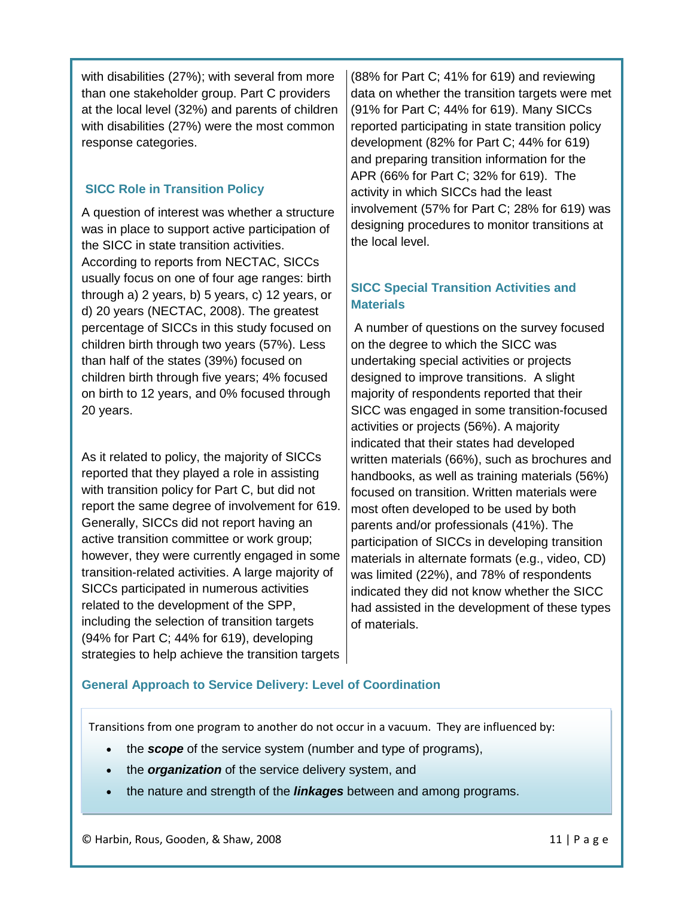with disabilities (27%); with several from more than one stakeholder group. Part C providers at the local level (32%) and parents of children with disabilities (27%) were the most common response categories.

### SICC Role in Transition Policy

A question of interest was whether a structure was in place to support active participation of the SICC in state transition activities. According to reports from NECTAC, SICCs usually focus on one of four age ranges: birth through a) 2 years, b) 5 years, c) 12 years, or d) 20 years (NECTAC, 2008). The greatest percentage of SICCs in this study focused on children birth through two years (57%). Less than half of the states (39%) focused on children birth through five years; 4% focused on birth to 12 years, and 0% focused through 20 years.

As it related to policy, the majority of SICCs reported that they played a role in assisting with transition policy for Part C, but did not report the same degree of involvement for 619. Generally, SICCs did not report having an active transition committee or work group; however, they were currently engaged in some transition-related activities. A large majority of SICCs participated in numerous activities related to the development of the SPP, including the selection of transition targets (94% for Part C; 44% for 619), developing strategies to help achieve the transition targets (88% for Part C; 41% for 619) and reviewing data on whether the transition targets were met (91% for Part C; 44% for 619). Many SICCs reported participating in state transition policy development (82% for Part C; 44% for 619) and preparing transition information for the APR (66% for Part C; 32% for 619). The activity in which SICCs had the least involvement (57% for Part C; 28% for 619) was designing procedures to monitor transitions at the local level.

### SICC Special Transition Activities and Materials

A number of questions on the survey focused on the degree to which the SICC was undertaking special activities or projects designed to improve transitions. A slight majority of respondents reported that their SICC was engaged in some transition-focused activities or projects (56%). A majority indicated that their states had developed written materials (66%), such as brochures and handbooks, as well as training materials (56%) focused on transition. Written materials were most often developed to be used by both parents and/or professionals (41%). The participation of SICCs in developing transition materials in alternate formats (e.g., video, CD) was limited (22%), and 78% of respondents indicated they did not know whether the SICC had assisted in the development of these types of materials.

### General Approach to Service Delivery: Level of Coordination

Transitions from one program to another do not occur in a vacuum. They are influenced by:

- the ***scope*** of the service system (number and type of programs),
- the ***organization*** of the service delivery system, and
- the nature and strength of the ***linkages*** between and among programs.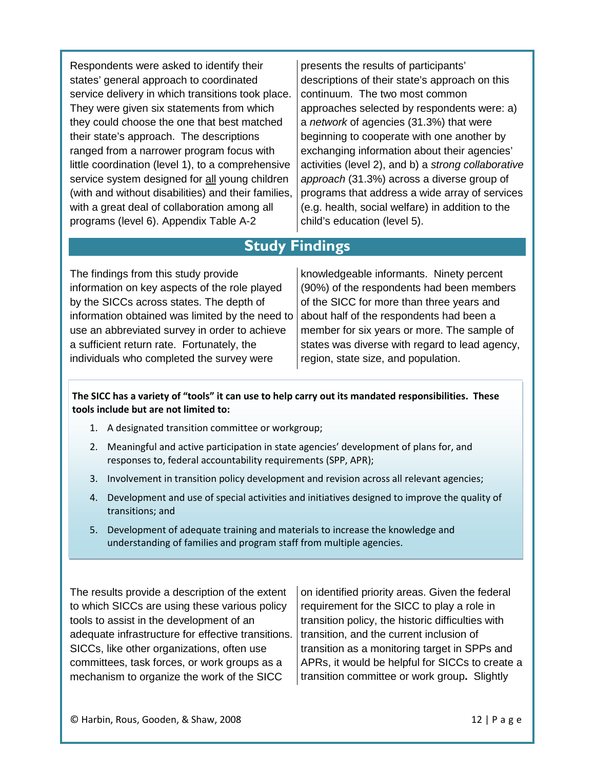Respondents were asked to identify their states' general approach to coordinated service delivery in which transitions took place. They were given six statements from which they could choose the one that best matched their state's approach. The descriptions ranged from a narrower program focus with little coordination (level 1), to a comprehensive service system designed for <u>all</u> young children (with and without disabilities) and their families, with a great deal of collaboration among all programs (level 6). Appendix Table A-2 presents the results of participants' descriptions of their state's approach on this continuum. The two most common approaches selected by respondents were: a) a *network* of agencies (31.3%) that were beginning to cooperate with one another by exchanging information about their agencies' activities (level 2), and b) a *strong collaborative approach* (31.3%) across a diverse group of programs that address a wide array of services (e.g. health, social welfare) in addition to the child's education (level 5).

## Study Findings

The findings from this study provide information on key aspects of the role played by the SICCs across states. The depth of information obtained was limited by the need to use an abbreviated survey in order to achieve a sufficient return rate. Fortunately, the individuals who completed the survey were knowledgeable informants. Ninety percent (90%) of the respondents had been members of the SICC for more than three years and about half of the respondents had been a member for six years or more. The sample of states was diverse with regard to lead agency, region, state size, and population.

**The SICC has a variety of "tools" it can use to help carry out its mandated responsibilities. These tools include but are not limited to:**

1. A designated transition committee or workgroup;
2. Meaningful and active participation in state agencies' development of plans for, and responses to, federal accountability requirements (SPP, APR);
3. Involvement in transition policy development and revision across all relevant agencies;
4. Development and use of special activities and initiatives designed to improve the quality of transitions; and
5. Development of adequate training and materials to increase the knowledge and understanding of families and program staff from multiple agencies.

The results provide a description of the extent to which SICCs are using these various policy tools to assist in the development of an adequate infrastructure for effective transitions. SICCs, like other organizations, often use committees, task forces, or work groups as a mechanism to organize the work of the SICC on identified priority areas. Given the federal requirement for the SICC to play a role in transition policy, the historic difficulties with transition, and the current inclusion of transition as a monitoring target in SPPs and APRs, it would be helpful for SICCs to create a transition committee or work group**.** Slightly

© Harbin, Rous, Gooden, & Shaw, 2008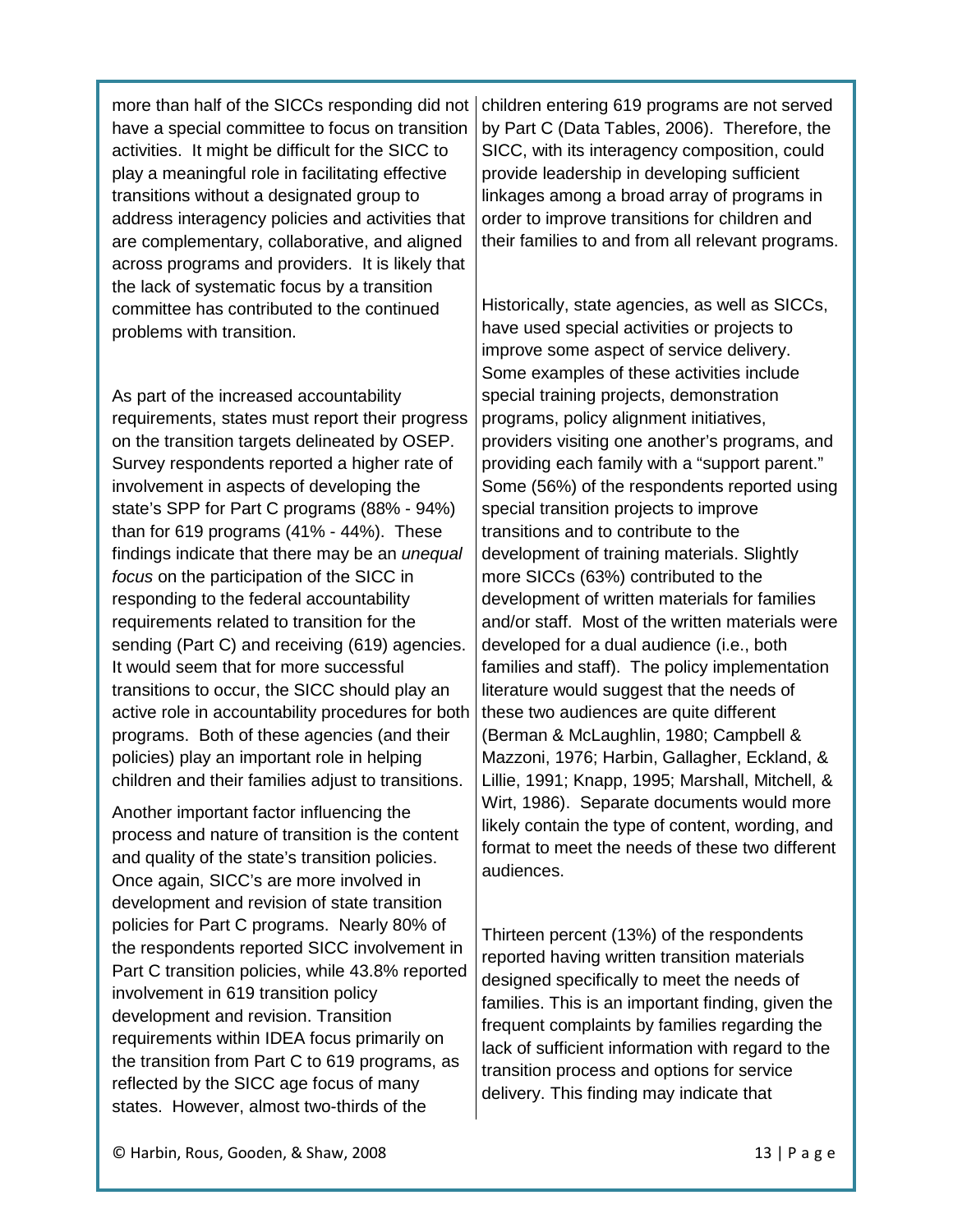more than half of the SICCs responding did not have a special committee to focus on transition activities. It might be difficult for the SICC to play a meaningful role in facilitating effective transitions without a designated group to address interagency policies and activities that are complementary, collaborative, and aligned across programs and providers. It is likely that the lack of systematic focus by a transition committee has contributed to the continued problems with transition.

As part of the increased accountability requirements, states must report their progress on the transition targets delineated by OSEP. Survey respondents reported a higher rate of involvement in aspects of developing the state's SPP for Part C programs (88% - 94%) than for 619 programs (41% - 44%). These findings indicate that there may be an *unequal focus* on the participation of the SICC in responding to the federal accountability requirements related to transition for the sending (Part C) and receiving (619) agencies. It would seem that for more successful transitions to occur, the SICC should play an active role in accountability procedures for both programs. Both of these agencies (and their policies) play an important role in helping children and their families adjust to transitions.

Another important factor influencing the process and nature of transition is the content and quality of the state's transition policies. Once again, SICC's are more involved in development and revision of state transition policies for Part C programs. Nearly 80% of the respondents reported SICC involvement in Part C transition policies, while 43.8% reported involvement in 619 transition policy development and revision. Transition requirements within IDEA focus primarily on the transition from Part C to 619 programs, as reflected by the SICC age focus of many states. However, almost two-thirds of the children entering 619 programs are not served by Part C (Data Tables, 2006). Therefore, the SICC, with its interagency composition, could provide leadership in developing sufficient linkages among a broad array of programs in order to improve transitions for children and their families to and from all relevant programs.

Historically, state agencies, as well as SICCs, have used special activities or projects to improve some aspect of service delivery. Some examples of these activities include special training projects, demonstration programs, policy alignment initiatives, providers visiting one another's programs, and providing each family with a "support parent." Some (56%) of the respondents reported using special transition projects to improve transitions and to contribute to the development of training materials. Slightly more SICCs (63%) contributed to the development of written materials for families and/or staff. Most of the written materials were developed for a dual audience (i.e., both families and staff). The policy implementation literature would suggest that the needs of these two audiences are quite different (Berman & McLaughlin, 1980; Campbell & Mazzoni, 1976; Harbin, Gallagher, Eckland, & Lillie, 1991; Knapp, 1995; Marshall, Mitchell, & Wirt, 1986). Separate documents would more likely contain the type of content, wording, and format to meet the needs of these two different audiences.

Thirteen percent (13%) of the respondents reported having written transition materials designed specifically to meet the needs of families. This is an important finding, given the frequent complaints by families regarding the lack of sufficient information with regard to the transition process and options for service delivery. This finding may indicate that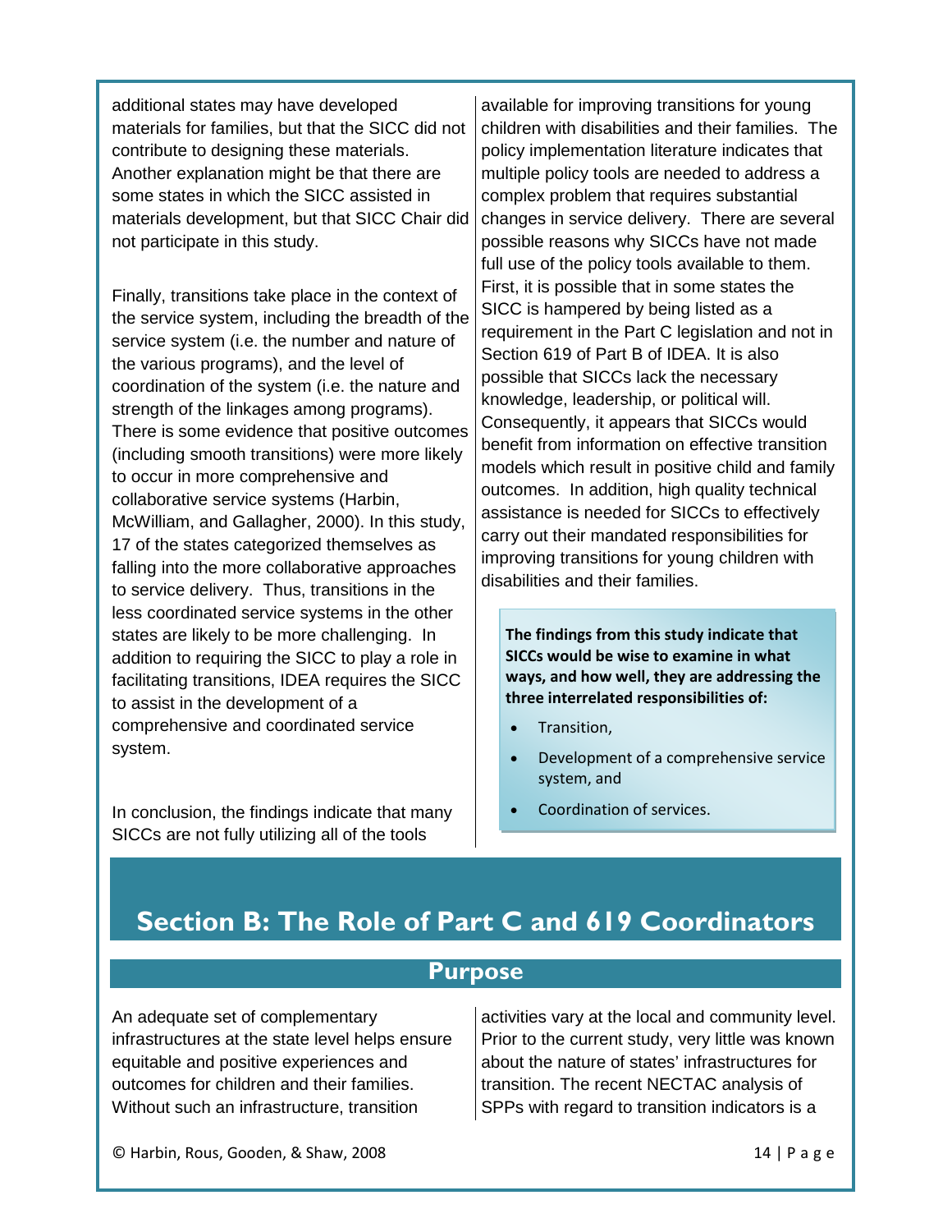additional states may have developed materials for families, but that the SICC did not contribute to designing these materials. Another explanation might be that there are some states in which the SICC assisted in materials development, but that SICC Chair did not participate in this study.

Finally, transitions take place in the context of the service system, including the breadth of the service system (i.e. the number and nature of the various programs), and the level of coordination of the system (i.e. the nature and strength of the linkages among programs). There is some evidence that positive outcomes (including smooth transitions) were more likely to occur in more comprehensive and collaborative service systems (Harbin, McWilliam, and Gallagher, 2000). In this study, 17 of the states categorized themselves as falling into the more collaborative approaches to service delivery. Thus, transitions in the less coordinated service systems in the other states are likely to be more challenging. In addition to requiring the SICC to play a role in facilitating transitions, IDEA requires the SICC to assist in the development of a comprehensive and coordinated service system.

In conclusion, the findings indicate that many SICCs are not fully utilizing all of the tools available for improving transitions for young children with disabilities and their families. The policy implementation literature indicates that multiple policy tools are needed to address a complex problem that requires substantial changes in service delivery. There are several possible reasons why SICCs have not made full use of the policy tools available to them. First, it is possible that in some states the SICC is hampered by being listed as a requirement in the Part C legislation and not in Section 619 of Part B of IDEA. It is also possible that SICCs lack the necessary knowledge, leadership, or political will. Consequently, it appears that SICCs would benefit from information on effective transition models which result in positive child and family outcomes. In addition, high quality technical assistance is needed for SICCs to effectively carry out their mandated responsibilities for improving transitions for young children with disabilities and their families.

**The findings from this study indicate that SICCs would be wise to examine in what ways, and how well, they are addressing the three interrelated responsibilities of:**

- Transition,
- Development of a comprehensive service system, and
- Coordination of services.

# Section B: The Role of Part C and 619 Coordinators

## Purpose

An adequate set of complementary infrastructures at the state level helps ensure equitable and positive experiences and outcomes for children and their families. Without such an infrastructure, transition activities vary at the local and community level. Prior to the current study, very little was known about the nature of states' infrastructures for transition. The recent NECTAC analysis of SPPs with regard to transition indicators is a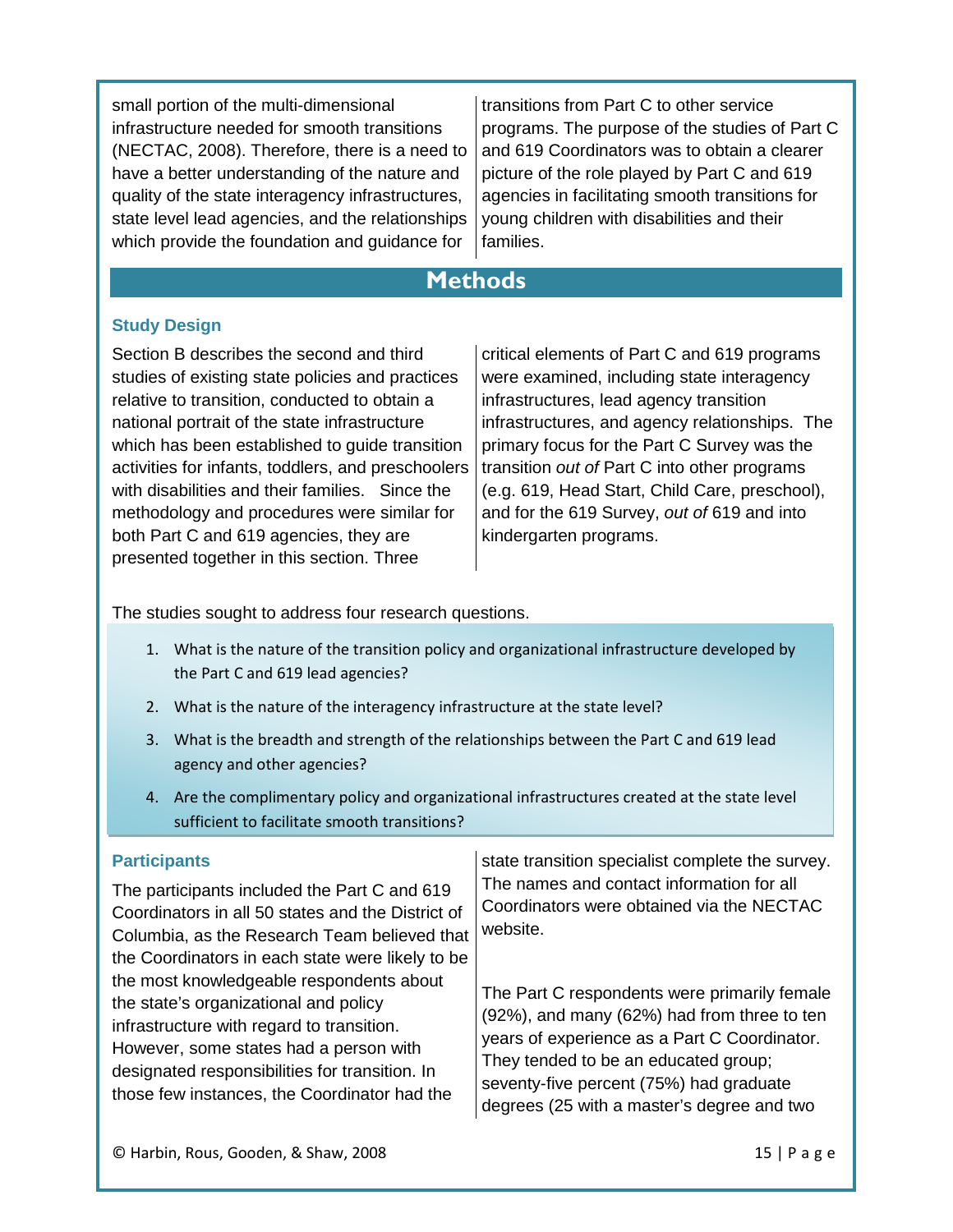small portion of the multi-dimensional infrastructure needed for smooth transitions (NECTAC, 2008). Therefore, there is a need to have a better understanding of the nature and quality of the state interagency infrastructures, state level lead agencies, and the relationships which provide the foundation and guidance for transitions from Part C to other service programs. The purpose of the studies of Part C and 619 Coordinators was to obtain a clearer picture of the role played by Part C and 619 agencies in facilitating smooth transitions for young children with disabilities and their families.

# Methods

### Study Design

Section B describes the second and third studies of existing state policies and practices relative to transition, conducted to obtain a national portrait of the state infrastructure which has been established to guide transition activities for infants, toddlers, and preschoolers with disabilities and their families. Since the methodology and procedures were similar for both Part C and 619 agencies, they are presented together in this section. Three critical elements of Part C and 619 programs were examined, including state interagency infrastructures, lead agency transition infrastructures, and agency relationships. The primary focus for the Part C Survey was the transition *out of* Part C into other programs (e.g. 619, Head Start, Child Care, preschool), and for the 619 Survey, *out of* 619 and into kindergarten programs.

The studies sought to address four research questions.

1. What is the nature of the transition policy and organizational infrastructure developed by the Part C and 619 lead agencies?
2. What is the nature of the interagency infrastructure at the state level?
3. What is the breadth and strength of the relationships between the Part C and 619 lead agency and other agencies?
4. Are the complimentary policy and organizational infrastructures created at the state level sufficient to facilitate smooth transitions?

### Participants

The participants included the Part C and 619 Coordinators in all 50 states and the District of Columbia, as the Research Team believed that the Coordinators in each state were likely to be the most knowledgeable respondents about the state's organizational and policy infrastructure with regard to transition. However, some states had a person with designated responsibilities for transition. In those few instances, the Coordinator had the state transition specialist complete the survey. The names and contact information for all Coordinators were obtained via the NECTAC website.

The Part C respondents were primarily female (92%), and many (62%) had from three to ten years of experience as a Part C Coordinator. They tended to be an educated group; seventy-five percent (75%) had graduate degrees (25 with a master's degree and two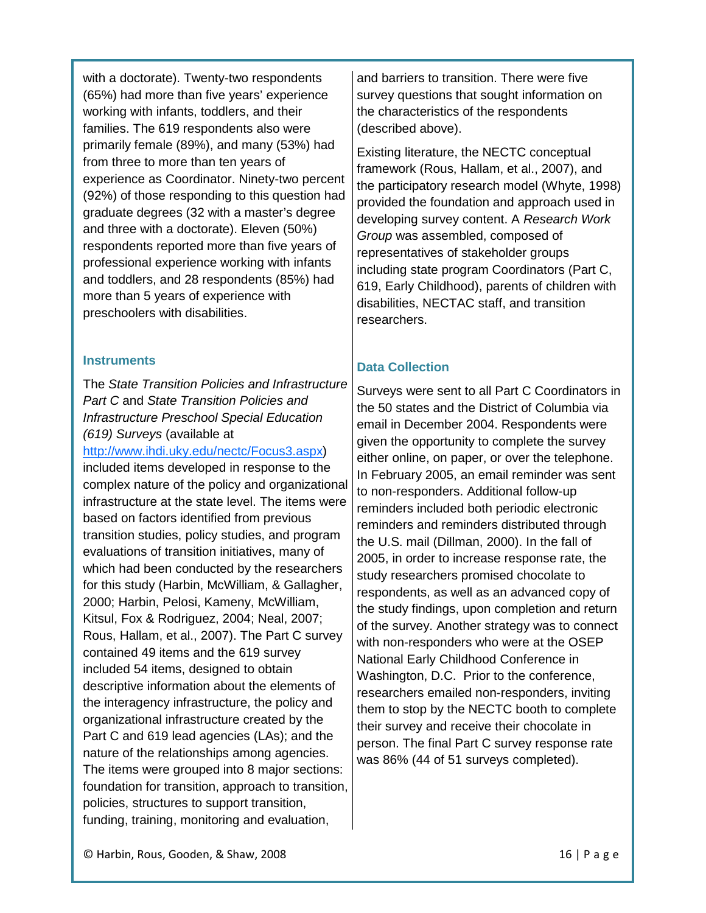with a doctorate). Twenty-two respondents (65%) had more than five years' experience working with infants, toddlers, and their families. The 619 respondents also were primarily female (89%), and many (53%) had from three to more than ten years of experience as Coordinator. Ninety-two percent (92%) of those responding to this question had graduate degrees (32 with a master's degree and three with a doctorate). Eleven (50%) respondents reported more than five years of professional experience working with infants and toddlers, and 28 respondents (85%) had more than 5 years of experience with preschoolers with disabilities.

### Instruments

The *State Transition Policies and Infrastructure Part C* and *State Transition Policies and Infrastructure Preschool Special Education (619) Surveys* (available at http://www.ihdi.uky.edu/nectc/Focus3.aspx) included items developed in response to the complex nature of the policy and organizational infrastructure at the state level. The items were based on factors identified from previous transition studies, policy studies, and program evaluations of transition initiatives, many of which had been conducted by the researchers for this study (Harbin, McWilliam, & Gallagher, 2000; Harbin, Pelosi, Kameny, McWilliam, Kitsul, Fox & Rodriguez, 2004; Neal, 2007; Rous, Hallam, et al., 2007). The Part C survey contained 49 items and the 619 survey included 54 items, designed to obtain descriptive information about the elements of the interagency infrastructure, the policy and organizational infrastructure created by the Part C and 619 lead agencies (LAs); and the nature of the relationships among agencies. The items were grouped into 8 major sections: foundation for transition, approach to transition, policies, structures to support transition, funding, training, monitoring and evaluation, and barriers to transition. There were five survey questions that sought information on the characteristics of the respondents (described above).

Existing literature, the NECTC conceptual framework (Rous, Hallam, et al., 2007), and the participatory research model (Whyte, 1998) provided the foundation and approach used in developing survey content. A *Research Work Group* was assembled, composed of representatives of stakeholder groups including state program Coordinators (Part C, 619, Early Childhood), parents of children with disabilities, NECTAC staff, and transition researchers.

### Data Collection

Surveys were sent to all Part C Coordinators in the 50 states and the District of Columbia via email in December 2004. Respondents were given the opportunity to complete the survey either online, on paper, or over the telephone. In February 2005, an email reminder was sent to non-responders. Additional follow-up reminders included both periodic electronic reminders and reminders distributed through the U.S. mail (Dillman, 2000). In the fall of 2005, in order to increase response rate, the study researchers promised chocolate to respondents, as well as an advanced copy of the study findings, upon completion and return of the survey. Another strategy was to connect with non-responders who were at the OSEP National Early Childhood Conference in Washington, D.C. Prior to the conference, researchers emailed non-responders, inviting them to stop by the NECTC booth to complete their survey and receive their chocolate in person. The final Part C survey response rate was 86% (44 of 51 surveys completed).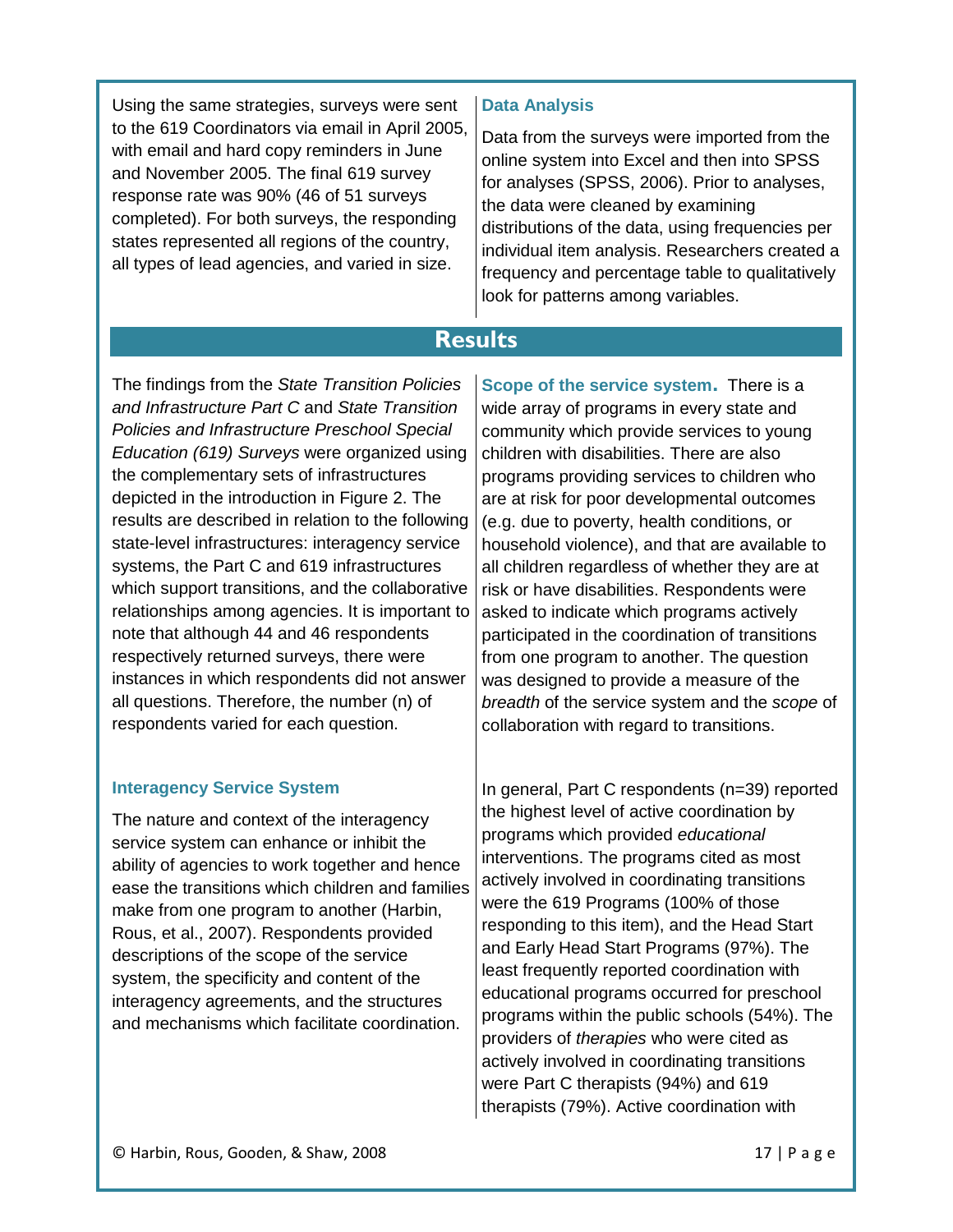Using the same strategies, surveys were sent to the 619 Coordinators via email in April 2005, with email and hard copy reminders in June and November 2005. The final 619 survey response rate was 90% (46 of 51 surveys completed). For both surveys, the responding states represented all regions of the country, all types of lead agencies, and varied in size.

### Data Analysis

Data from the surveys were imported from the online system into Excel and then into SPSS for analyses (SPSS, 2006). Prior to analyses, the data were cleaned by examining distributions of the data, using frequencies per individual item analysis. Researchers created a frequency and percentage table to qualitatively look for patterns among variables.

## Results

The findings from the *State Transition Policies and Infrastructure Part C* and *State Transition Policies and Infrastructure Preschool Special Education (619) Surveys* were organized using the complementary sets of infrastructures depicted in the introduction in Figure 2. The results are described in relation to the following state-level infrastructures: interagency service systems, the Part C and 619 infrastructures which support transitions, and the collaborative relationships among agencies. It is important to note that although 44 and 46 respondents respectively returned surveys, there were instances in which respondents did not answer all questions. Therefore, the number (n) of respondents varied for each question.

### Interagency Service System

The nature and context of the interagency service system can enhance or inhibit the ability of agencies to work together and hence ease the transitions which children and families make from one program to another (Harbin, Rous, et al., 2007). Respondents provided descriptions of the scope of the service system, the specificity and content of the interagency agreements, and the structures and mechanisms which facilitate coordination.

**Scope of the service system.** There is a wide array of programs in every state and community which provide services to young children with disabilities. There are also programs providing services to children who are at risk for poor developmental outcomes (e.g. due to poverty, health conditions, or household violence), and that are available to all children regardless of whether they are at risk or have disabilities. Respondents were asked to indicate which programs actively participated in the coordination of transitions from one program to another. The question was designed to provide a measure of the *breadth* of the service system and the *scope* of collaboration with regard to transitions.

In general, Part C respondents (n=39) reported the highest level of active coordination by programs which provided *educational* interventions. The programs cited as most actively involved in coordinating transitions were the 619 Programs (100% of those responding to this item), and the Head Start and Early Head Start Programs (97%). The least frequently reported coordination with educational programs occurred for preschool programs within the public schools (54%). The providers of *therapies* who were cited as actively involved in coordinating transitions were Part C therapists (94%) and 619 therapists (79%). Active coordination with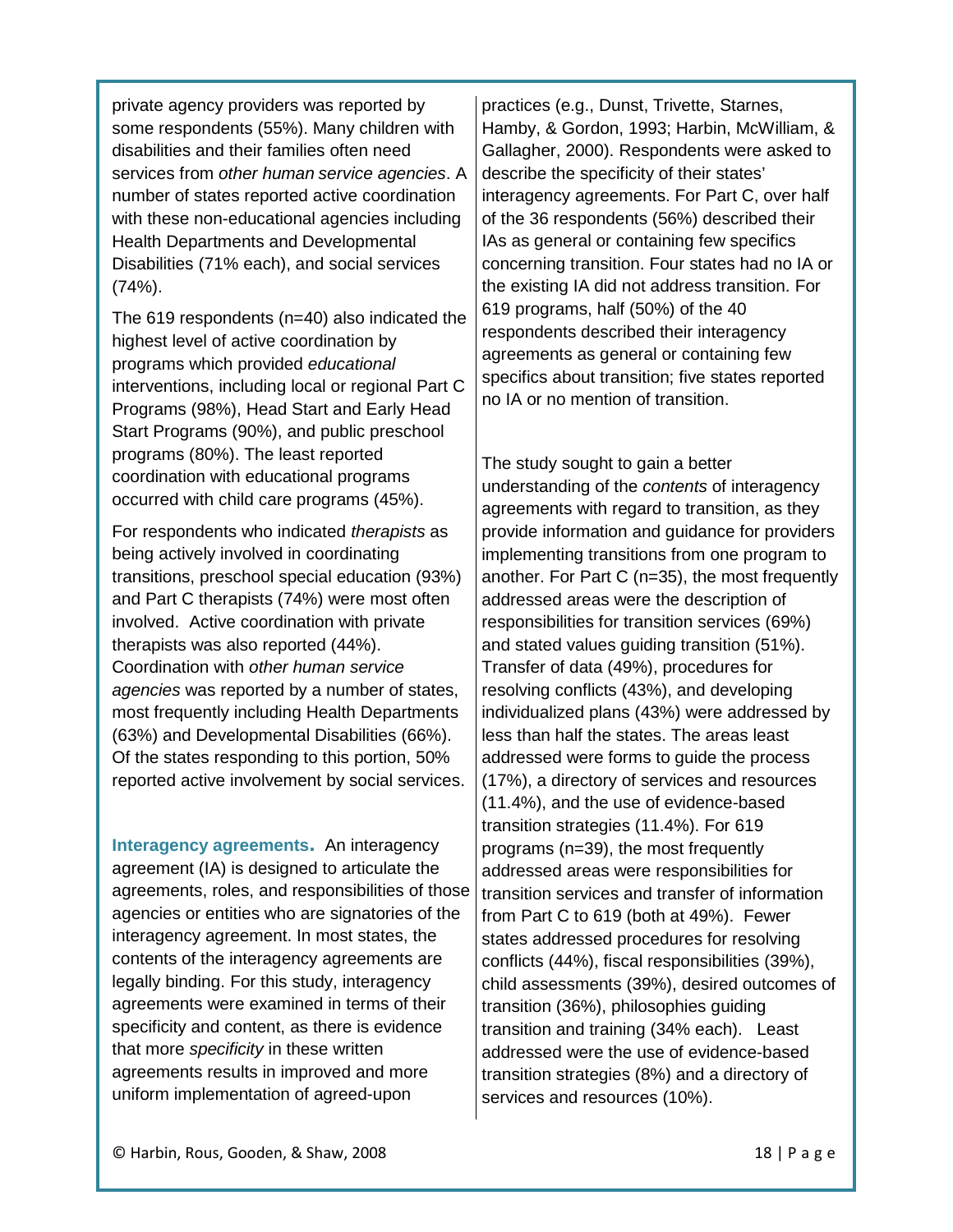private agency providers was reported by some respondents (55%). Many children with disabilities and their families often need services from *other human service agencies*. A number of states reported active coordination with these non-educational agencies including Health Departments and Developmental Disabilities (71% each), and social services (74%).

The 619 respondents (n=40) also indicated the highest level of active coordination by programs which provided *educational* interventions, including local or regional Part C Programs (98%), Head Start and Early Head Start Programs (90%), and public preschool programs (80%). The least reported coordination with educational programs occurred with child care programs (45%).

For respondents who indicated *therapists* as being actively involved in coordinating transitions, preschool special education (93%) and Part C therapists (74%) were most often involved. Active coordination with private therapists was also reported (44%). Coordination with *other human service agencies* was reported by a number of states, most frequently including Health Departments (63%) and Developmental Disabilities (66%). Of the states responding to this portion, 50% reported active involvement by social services.

**Interagency agreements.** An interagency agreement (IA) is designed to articulate the agreements, roles, and responsibilities of those agencies or entities who are signatories of the interagency agreement. In most states, the contents of the interagency agreements are legally binding. For this study, interagency agreements were examined in terms of their specificity and content, as there is evidence that more *specificity* in these written agreements results in improved and more uniform implementation of agreed-upon practices (e.g., Dunst, Trivette, Starnes, Hamby, & Gordon, 1993; Harbin, McWilliam, & Gallagher, 2000). Respondents were asked to describe the specificity of their states' interagency agreements. For Part C, over half of the 36 respondents (56%) described their IAs as general or containing few specifics concerning transition. Four states had no IA or the existing IA did not address transition. For 619 programs, half (50%) of the 40 respondents described their interagency agreements as general or containing few specifics about transition; five states reported no IA or no mention of transition.

The study sought to gain a better understanding of the *contents* of interagency agreements with regard to transition, as they provide information and guidance for providers implementing transitions from one program to another. For Part C (n=35), the most frequently addressed areas were the description of responsibilities for transition services (69%) and stated values guiding transition (51%). Transfer of data (49%), procedures for resolving conflicts (43%), and developing individualized plans (43%) were addressed by less than half the states. The areas least addressed were forms to guide the process (17%), a directory of services and resources (11.4%), and the use of evidence-based transition strategies (11.4%). For 619 programs (n=39), the most frequently addressed areas were responsibilities for transition services and transfer of information from Part C to 619 (both at 49%). Fewer states addressed procedures for resolving conflicts (44%), fiscal responsibilities (39%), child assessments (39%), desired outcomes of transition (36%), philosophies guiding transition and training (34% each). Least addressed were the use of evidence-based transition strategies (8%) and a directory of services and resources (10%).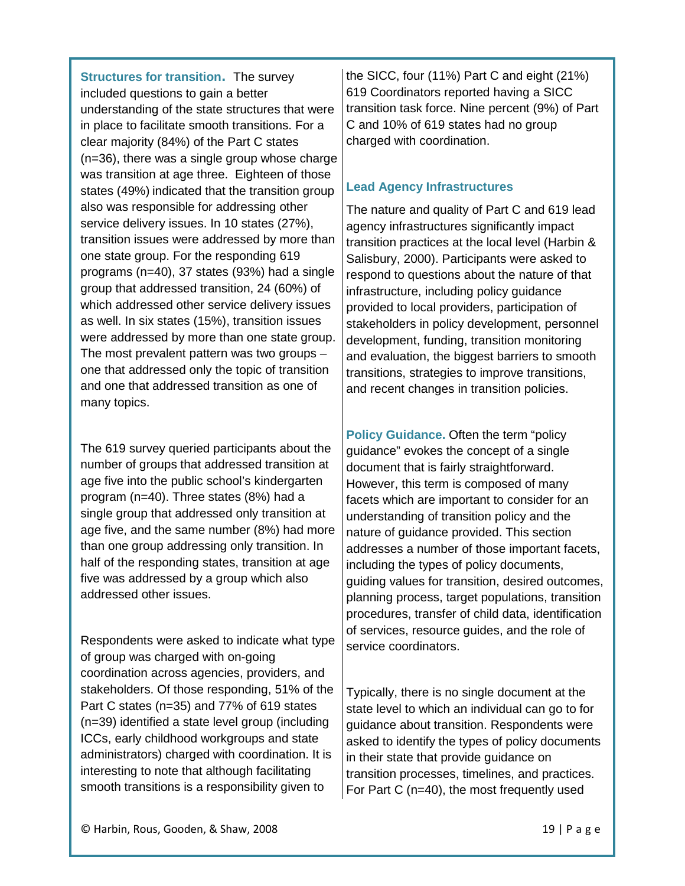**Structures for transition.** The survey included questions to gain a better understanding of the state structures that were in place to facilitate smooth transitions. For a clear majority (84%) of the Part C states (n=36), there was a single group whose charge was transition at age three. Eighteen of those states (49%) indicated that the transition group also was responsible for addressing other service delivery issues. In 10 states (27%), transition issues were addressed by more than one state group. For the responding 619 programs (n=40), 37 states (93%) had a single group that addressed transition, 24 (60%) of which addressed other service delivery issues as well. In six states (15%), transition issues were addressed by more than one state group. The most prevalent pattern was two groups – one that addressed only the topic of transition and one that addressed transition as one of many topics.

The 619 survey queried participants about the number of groups that addressed transition at age five into the public school's kindergarten program (n=40). Three states (8%) had a single group that addressed only transition at age five, and the same number (8%) had more than one group addressing only transition. In half of the responding states, transition at age five was addressed by a group which also addressed other issues.

Respondents were asked to indicate what type of group was charged with on-going coordination across agencies, providers, and stakeholders. Of those responding, 51% of the Part C states (n=35) and 77% of 619 states (n=39) identified a state level group (including ICCs, early childhood workgroups and state administrators) charged with coordination. It is interesting to note that although facilitating smooth transitions is a responsibility given to the SICC, four (11%) Part C and eight (21%) 619 Coordinators reported having a SICC transition task force. Nine percent (9%) of Part C and 10% of 619 states had no group charged with coordination.

### Lead Agency Infrastructures

The nature and quality of Part C and 619 lead agency infrastructures significantly impact transition practices at the local level (Harbin & Salisbury, 2000). Participants were asked to respond to questions about the nature of that infrastructure, including policy guidance provided to local providers, participation of stakeholders in policy development, personnel development, funding, transition monitoring and evaluation, the biggest barriers to smooth transitions, strategies to improve transitions, and recent changes in transition policies.

**Policy Guidance.** Often the term "policy guidance" evokes the concept of a single document that is fairly straightforward. However, this term is composed of many facets which are important to consider for an understanding of transition policy and the nature of guidance provided. This section addresses a number of those important facets, including the types of policy documents, guiding values for transition, desired outcomes, planning process, target populations, transition procedures, transfer of child data, identification of services, resource guides, and the role of service coordinators.

Typically, there is no single document at the state level to which an individual can go to for guidance about transition. Respondents were asked to identify the types of policy documents in their state that provide guidance on transition processes, timelines, and practices. For Part C (n=40), the most frequently used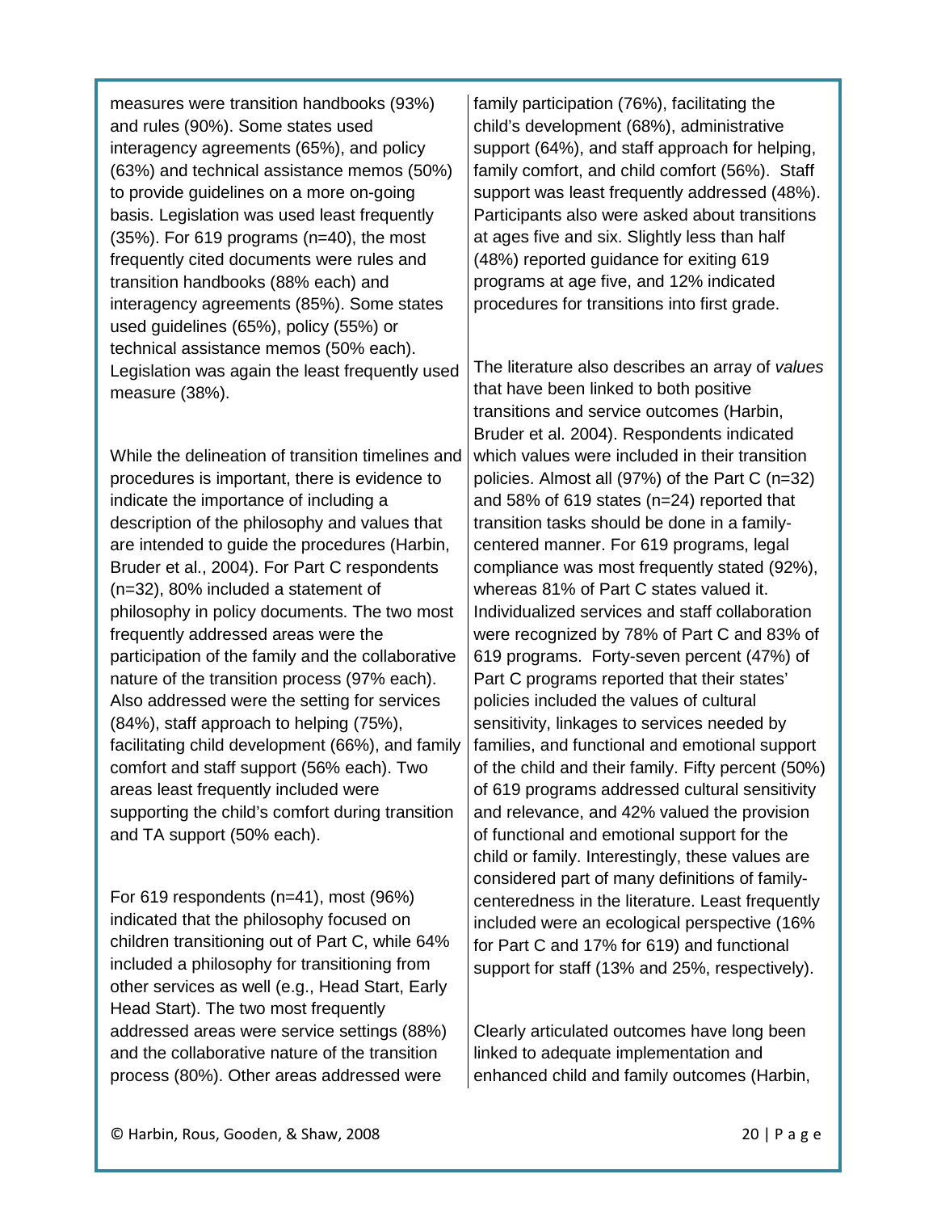measures were transition handbooks (93%) and rules (90%). Some states used interagency agreements (65%), and policy (63%) and technical assistance memos (50%) to provide guidelines on a more on-going basis. Legislation was used least frequently (35%). For 619 programs (n=40), the most frequently cited documents were rules and transition handbooks (88% each) and interagency agreements (85%). Some states used guidelines (65%), policy (55%) or technical assistance memos (50% each). Legislation was again the least frequently used measure (38%).

While the delineation of transition timelines and procedures is important, there is evidence to indicate the importance of including a description of the philosophy and values that are intended to guide the procedures (Harbin, Bruder et al., 2004). For Part C respondents (n=32), 80% included a statement of philosophy in policy documents. The two most frequently addressed areas were the participation of the family and the collaborative nature of the transition process (97% each). Also addressed were the setting for services (84%), staff approach to helping (75%), facilitating child development (66%), and family comfort and staff support (56% each). Two areas least frequently included were supporting the child's comfort during transition and TA support (50% each).

For 619 respondents (n=41), most (96%) indicated that the philosophy focused on children transitioning out of Part C, while 64% included a philosophy for transitioning from other services as well (e.g., Head Start, Early Head Start). The two most frequently addressed areas were service settings (88%) and the collaborative nature of the transition process (80%). Other areas addressed were family participation (76%), facilitating the child's development (68%), administrative support (64%), and staff approach for helping, family comfort, and child comfort (56%). Staff support was least frequently addressed (48%). Participants also were asked about transitions at ages five and six. Slightly less than half (48%) reported guidance for exiting 619 programs at age five, and 12% indicated procedures for transitions into first grade.

The literature also describes an array of *values* that have been linked to both positive transitions and service outcomes (Harbin, Bruder et al. 2004). Respondents indicated which values were included in their transition policies. Almost all (97%) of the Part C (n=32) and 58% of 619 states (n=24) reported that transition tasks should be done in a family-centered manner. For 619 programs, legal compliance was most frequently stated (92%), whereas 81% of Part C states valued it. Individualized services and staff collaboration were recognized by 78% of Part C and 83% of 619 programs. Forty-seven percent (47%) of Part C programs reported that their states' policies included the values of cultural sensitivity, linkages to services needed by families, and functional and emotional support of the child and their family. Fifty percent (50%) of 619 programs addressed cultural sensitivity and relevance, and 42% valued the provision of functional and emotional support for the child or family. Interestingly, these values are considered part of many definitions of family-centeredness in the literature. Least frequently included were an ecological perspective (16% for Part C and 17% for 619) and functional support for staff (13% and 25%, respectively).

Clearly articulated outcomes have long been linked to adequate implementation and enhanced child and family outcomes (Harbin,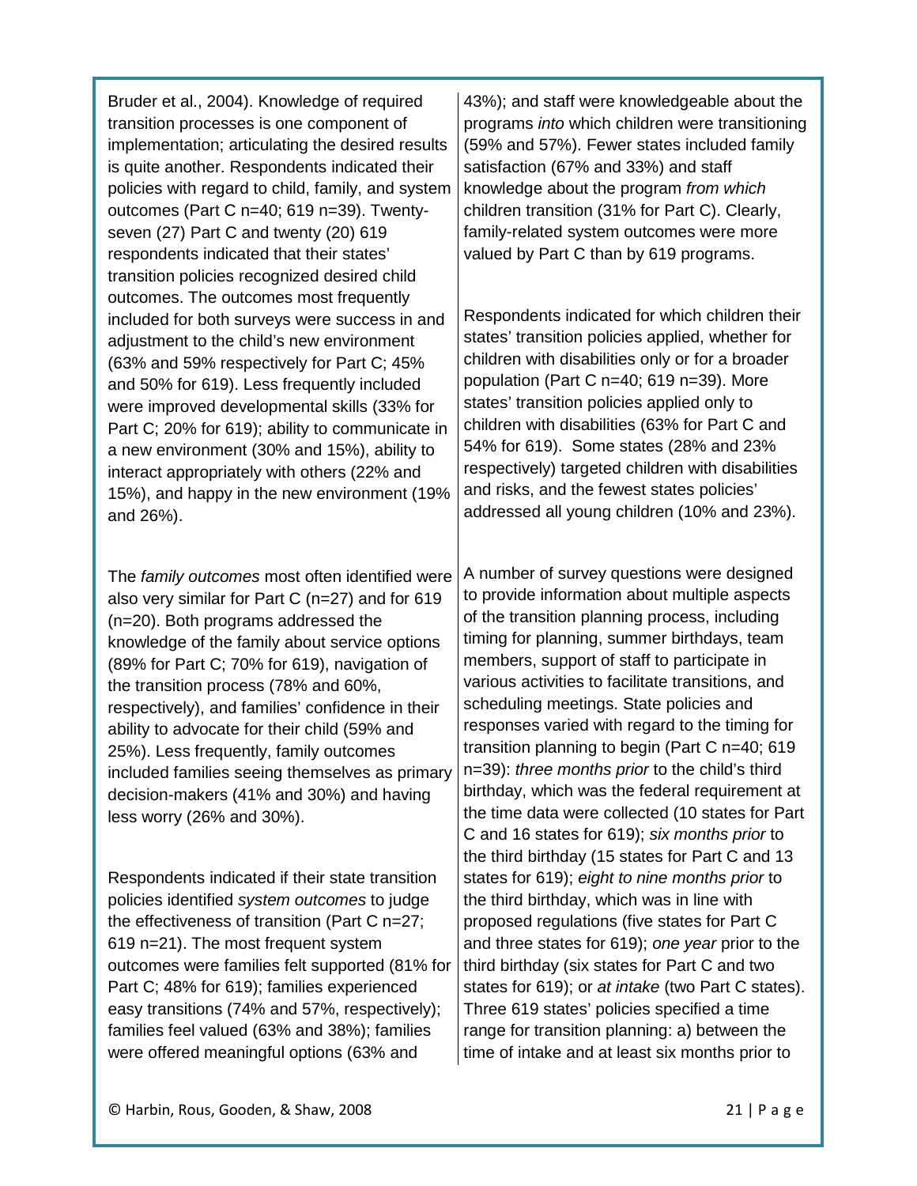Bruder et al., 2004). Knowledge of required transition processes is one component of implementation; articulating the desired results is quite another. Respondents indicated their policies with regard to child, family, and system outcomes (Part C n=40; 619 n=39). Twenty-seven (27) Part C and twenty (20) 619 respondents indicated that their states' transition policies recognized desired child outcomes. The outcomes most frequently included for both surveys were success in and adjustment to the child's new environment (63% and 59% respectively for Part C; 45% and 50% for 619). Less frequently included were improved developmental skills (33% for Part C; 20% for 619); ability to communicate in a new environment (30% and 15%), ability to interact appropriately with others (22% and 15%), and happy in the new environment (19% and 26%).

The *family outcomes* most often identified were also very similar for Part C (n=27) and for 619 (n=20). Both programs addressed the knowledge of the family about service options (89% for Part C; 70% for 619), navigation of the transition process (78% and 60%, respectively), and families' confidence in their ability to advocate for their child (59% and 25%). Less frequently, family outcomes included families seeing themselves as primary decision-makers (41% and 30%) and having less worry (26% and 30%).

Respondents indicated if their state transition policies identified *system outcomes* to judge the effectiveness of transition (Part C n=27; 619 n=21). The most frequent system outcomes were families felt supported (81% for Part C; 48% for 619); families experienced easy transitions (74% and 57%, respectively); families feel valued (63% and 38%); families were offered meaningful options (63% and 43%); and staff were knowledgeable about the programs *into* which children were transitioning (59% and 57%). Fewer states included family satisfaction (67% and 33%) and staff knowledge about the program *from which* children transition (31% for Part C). Clearly, family-related system outcomes were more valued by Part C than by 619 programs.

Respondents indicated for which children their states' transition policies applied, whether for children with disabilities only or for a broader population (Part C n=40; 619 n=39). More states' transition policies applied only to children with disabilities (63% for Part C and 54% for 619). Some states (28% and 23% respectively) targeted children with disabilities and risks, and the fewest states policies' addressed all young children (10% and 23%).

A number of survey questions were designed to provide information about multiple aspects of the transition planning process, including timing for planning, summer birthdays, team members, support of staff to participate in various activities to facilitate transitions, and scheduling meetings. State policies and responses varied with regard to the timing for transition planning to begin (Part C n=40; 619 n=39): *three months prior* to the child's third birthday, which was the federal requirement at the time data were collected (10 states for Part C and 16 states for 619); *six months prior* to the third birthday (15 states for Part C and 13 states for 619); *eight to nine months prior* to the third birthday, which was in line with proposed regulations (five states for Part C and three states for 619); *one year* prior to the third birthday (six states for Part C and two states for 619); or *at intake* (two Part C states). Three 619 states' policies specified a time range for transition planning: a) between the time of intake and at least six months prior to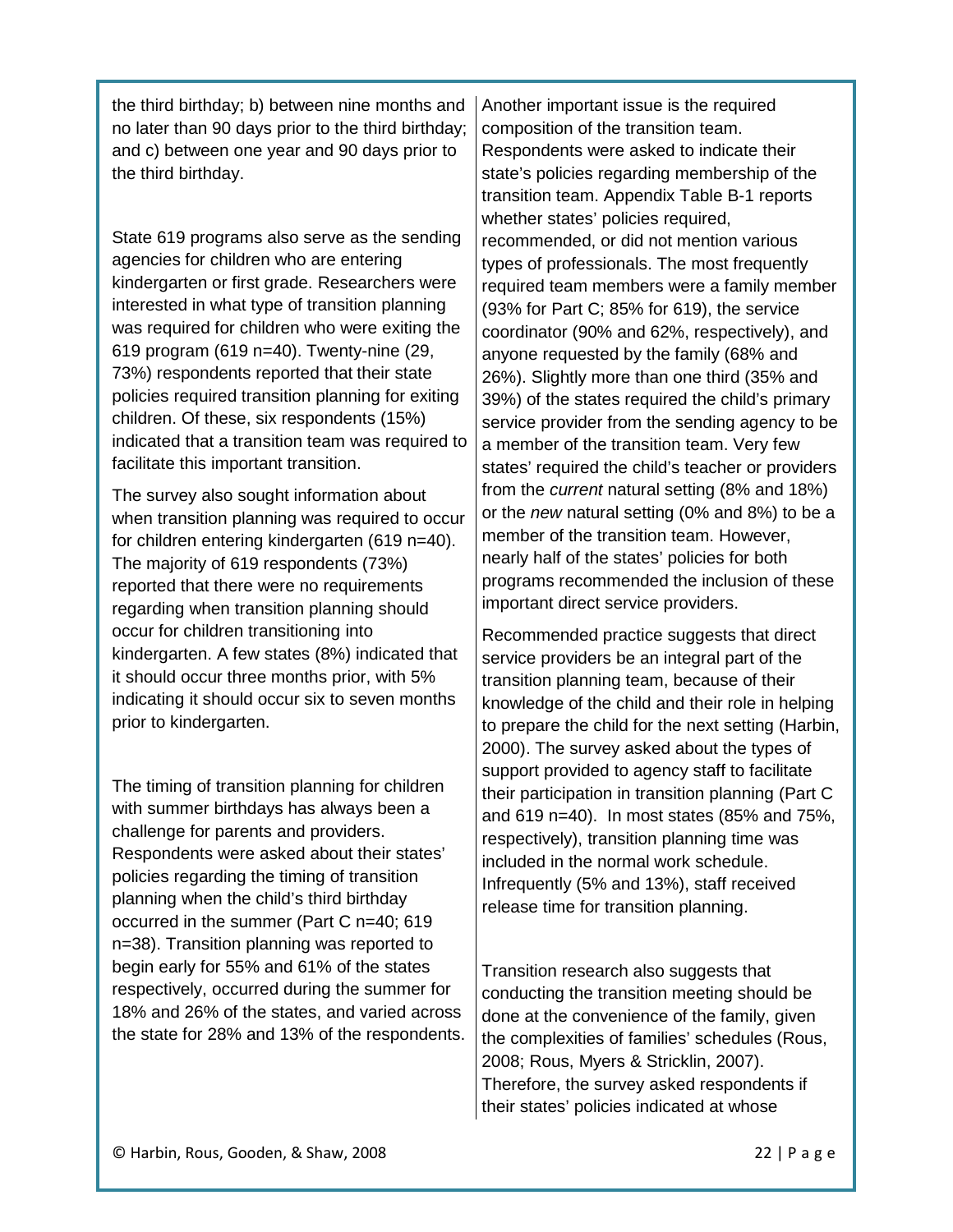the third birthday; b) between nine months and no later than 90 days prior to the third birthday; and c) between one year and 90 days prior to the third birthday.

State 619 programs also serve as the sending agencies for children who are entering kindergarten or first grade. Researchers were interested in what type of transition planning was required for children who were exiting the 619 program (619 n=40). Twenty-nine (29, 73%) respondents reported that their state policies required transition planning for exiting children. Of these, six respondents (15%) indicated that a transition team was required to facilitate this important transition.

The survey also sought information about when transition planning was required to occur for children entering kindergarten (619 n=40). The majority of 619 respondents (73%) reported that there were no requirements regarding when transition planning should occur for children transitioning into kindergarten. A few states (8%) indicated that it should occur three months prior, with 5% indicating it should occur six to seven months prior to kindergarten.

The timing of transition planning for children with summer birthdays has always been a challenge for parents and providers. Respondents were asked about their states' policies regarding the timing of transition planning when the child's third birthday occurred in the summer (Part C n=40; 619 n=38). Transition planning was reported to begin early for 55% and 61% of the states respectively, occurred during the summer for 18% and 26% of the states, and varied across the state for 28% and 13% of the respondents.

Another important issue is the required composition of the transition team. Respondents were asked to indicate their state's policies regarding membership of the transition team. Appendix Table B-1 reports whether states' policies required, recommended, or did not mention various types of professionals. The most frequently required team members were a family member (93% for Part C; 85% for 619), the service coordinator (90% and 62%, respectively), and anyone requested by the family (68% and 26%). Slightly more than one third (35% and 39%) of the states required the child's primary service provider from the sending agency to be a member of the transition team. Very few states' required the child's teacher or providers from the *current* natural setting (8% and 18%) or the *new* natural setting (0% and 8%) to be a member of the transition team. However, nearly half of the states' policies for both programs recommended the inclusion of these important direct service providers.

Recommended practice suggests that direct service providers be an integral part of the transition planning team, because of their knowledge of the child and their role in helping to prepare the child for the next setting (Harbin, 2000). The survey asked about the types of support provided to agency staff to facilitate their participation in transition planning (Part C and 619 n=40). In most states (85% and 75%, respectively), transition planning time was included in the normal work schedule. Infrequently (5% and 13%), staff received release time for transition planning.

Transition research also suggests that conducting the transition meeting should be done at the convenience of the family, given the complexities of families' schedules (Rous, 2008; Rous, Myers & Stricklin, 2007). Therefore, the survey asked respondents if their states' policies indicated at whose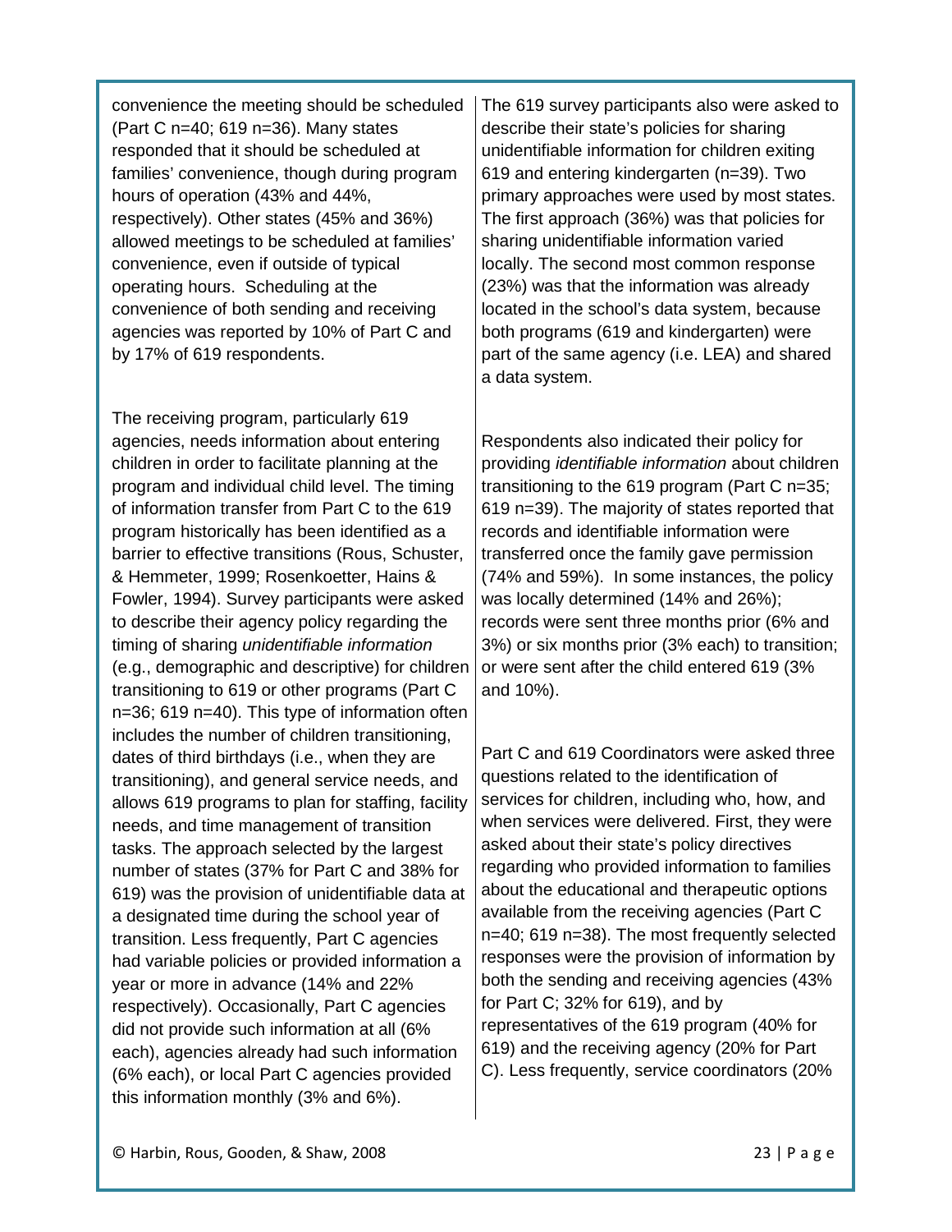convenience the meeting should be scheduled (Part C n=40; 619 n=36). Many states responded that it should be scheduled at families' convenience, though during program hours of operation (43% and 44%, respectively). Other states (45% and 36%) allowed meetings to be scheduled at families' convenience, even if outside of typical operating hours. Scheduling at the convenience of both sending and receiving agencies was reported by 10% of Part C and by 17% of 619 respondents.

The receiving program, particularly 619 agencies, needs information about entering children in order to facilitate planning at the program and individual child level. The timing of information transfer from Part C to the 619 program historically has been identified as a barrier to effective transitions (Rous, Schuster, & Hemmeter, 1999; Rosenkoetter, Hains & Fowler, 1994). Survey participants were asked to describe their agency policy regarding the timing of sharing *unidentifiable information* (e.g., demographic and descriptive) for children transitioning to 619 or other programs (Part C n=36; 619 n=40). This type of information often includes the number of children transitioning, dates of third birthdays (i.e., when they are transitioning), and general service needs, and allows 619 programs to plan for staffing, facility needs, and time management of transition tasks. The approach selected by the largest number of states (37% for Part C and 38% for 619) was the provision of unidentifiable data at a designated time during the school year of transition. Less frequently, Part C agencies had variable policies or provided information a year or more in advance (14% and 22% respectively). Occasionally, Part C agencies did not provide such information at all (6% each), agencies already had such information (6% each), or local Part C agencies provided this information monthly (3% and 6%).

The 619 survey participants also were asked to describe their state's policies for sharing unidentifiable information for children exiting 619 and entering kindergarten (n=39). Two primary approaches were used by most states. The first approach (36%) was that policies for sharing unidentifiable information varied locally. The second most common response (23%) was that the information was already located in the school's data system, because both programs (619 and kindergarten) were part of the same agency (i.e. LEA) and shared a data system.

Respondents also indicated their policy for providing *identifiable information* about children transitioning to the 619 program (Part C n=35; 619 n=39). The majority of states reported that records and identifiable information were transferred once the family gave permission (74% and 59%). In some instances, the policy was locally determined (14% and 26%); records were sent three months prior (6% and 3%) or six months prior (3% each) to transition; or were sent after the child entered 619 (3% and 10%).

Part C and 619 Coordinators were asked three questions related to the identification of services for children, including who, how, and when services were delivered. First, they were asked about their state's policy directives regarding who provided information to families about the educational and therapeutic options available from the receiving agencies (Part C n=40; 619 n=38). The most frequently selected responses were the provision of information by both the sending and receiving agencies (43% for Part C; 32% for 619), and by representatives of the 619 program (40% for 619) and the receiving agency (20% for Part C). Less frequently, service coordinators (20%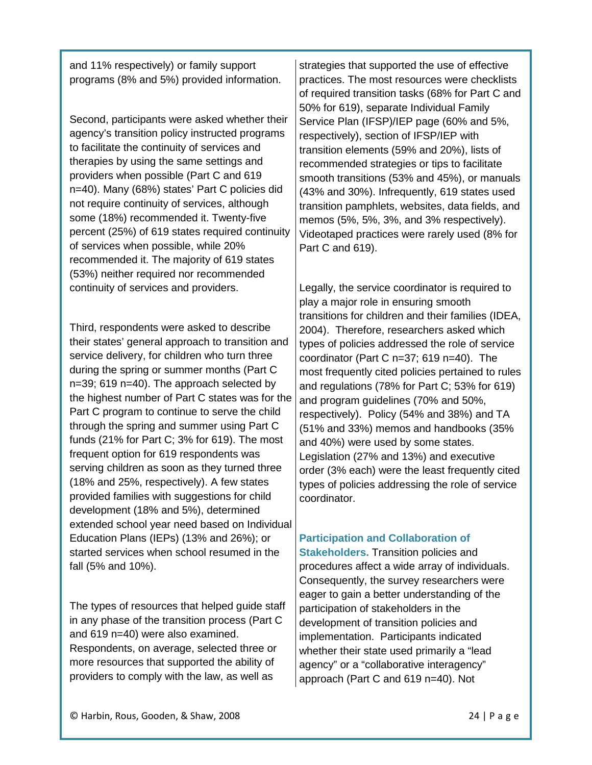and 11% respectively) or family support programs (8% and 5%) provided information.

Second, participants were asked whether their agency's transition policy instructed programs to facilitate the continuity of services and therapies by using the same settings and providers when possible (Part C and 619 n=40). Many (68%) states' Part C policies did not require continuity of services, although some (18%) recommended it. Twenty-five percent (25%) of 619 states required continuity of services when possible, while 20% recommended it. The majority of 619 states (53%) neither required nor recommended continuity of services and providers.

Third, respondents were asked to describe their states' general approach to transition and service delivery, for children who turn three during the spring or summer months (Part C n=39; 619 n=40). The approach selected by the highest number of Part C states was for the Part C program to continue to serve the child through the spring and summer using Part C funds (21% for Part C; 3% for 619). The most frequent option for 619 respondents was serving children as soon as they turned three (18% and 25%, respectively). A few states provided families with suggestions for child development (18% and 5%), determined extended school year need based on Individual Education Plans (IEPs) (13% and 26%); or started services when school resumed in the fall (5% and 10%).

The types of resources that helped guide staff in any phase of the transition process (Part C and 619 n=40) were also examined. Respondents, on average, selected three or more resources that supported the ability of providers to comply with the law, as well as strategies that supported the use of effective practices. The most resources were checklists of required transition tasks (68% for Part C and 50% for 619), separate Individual Family Service Plan (IFSP)/IEP page (60% and 5%, respectively), section of IFSP/IEP with transition elements (59% and 20%), lists of recommended strategies or tips to facilitate smooth transitions (53% and 45%), or manuals (43% and 30%). Infrequently, 619 states used transition pamphlets, websites, data fields, and memos (5%, 5%, 3%, and 3% respectively). Videotaped practices were rarely used (8% for Part C and 619).

Legally, the service coordinator is required to play a major role in ensuring smooth transitions for children and their families (IDEA, 2004). Therefore, researchers asked which types of policies addressed the role of service coordinator (Part C n=37; 619 n=40). The most frequently cited policies pertained to rules and regulations (78% for Part C; 53% for 619) and program guidelines (70% and 50%, respectively). Policy (54% and 38%) and TA (51% and 33%) memos and handbooks (35% and 40%) were used by some states. Legislation (27% and 13%) and executive order (3% each) were the least frequently cited types of policies addressing the role of service coordinator.

**Participation and Collaboration of Stakeholders.** Transition policies and procedures affect a wide array of individuals. Consequently, the survey researchers were eager to gain a better understanding of the participation of stakeholders in the development of transition policies and implementation. Participants indicated whether their state used primarily a "lead agency" or a "collaborative interagency" approach (Part C and 619 n=40). Not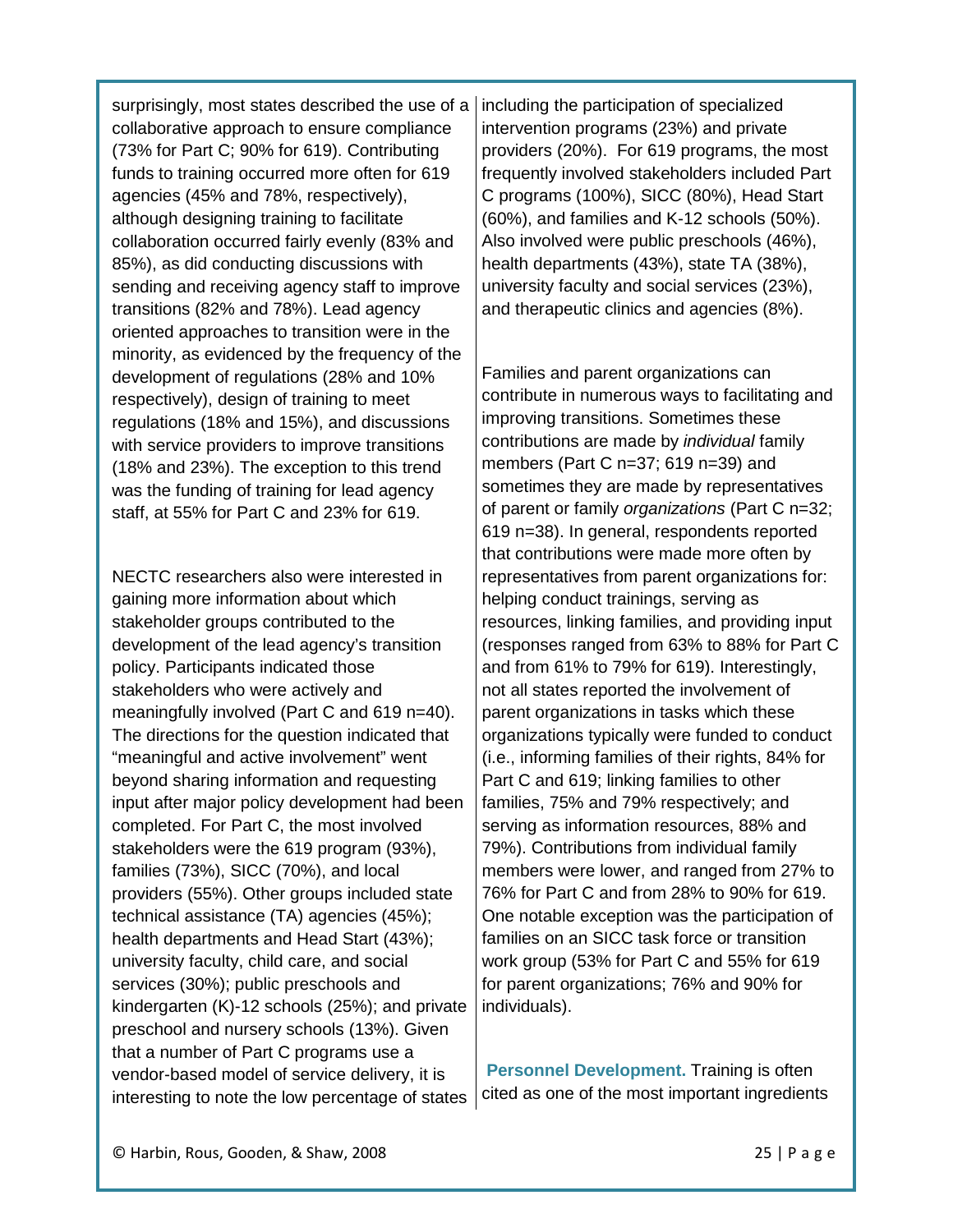surprisingly, most states described the use of a collaborative approach to ensure compliance (73% for Part C; 90% for 619). Contributing funds to training occurred more often for 619 agencies (45% and 78%, respectively), although designing training to facilitate collaboration occurred fairly evenly (83% and 85%), as did conducting discussions with sending and receiving agency staff to improve transitions (82% and 78%). Lead agency oriented approaches to transition were in the minority, as evidenced by the frequency of the development of regulations (28% and 10% respectively), design of training to meet regulations (18% and 15%), and discussions with service providers to improve transitions (18% and 23%). The exception to this trend was the funding of training for lead agency staff, at 55% for Part C and 23% for 619.

NECTC researchers also were interested in gaining more information about which stakeholder groups contributed to the development of the lead agency's transition policy. Participants indicated those stakeholders who were actively and meaningfully involved (Part C and 619 n=40). The directions for the question indicated that "meaningful and active involvement" went beyond sharing information and requesting input after major policy development had been completed. For Part C, the most involved stakeholders were the 619 program (93%), families (73%), SICC (70%), and local providers (55%). Other groups included state technical assistance (TA) agencies (45%); health departments and Head Start (43%); university faculty, child care, and social services (30%); public preschools and kindergarten (K)-12 schools (25%); and private preschool and nursery schools (13%). Given that a number of Part C programs use a vendor-based model of service delivery, it is interesting to note the low percentage of states including the participation of specialized intervention programs (23%) and private providers (20%). For 619 programs, the most frequently involved stakeholders included Part C programs (100%), SICC (80%), Head Start (60%), and families and K-12 schools (50%). Also involved were public preschools (46%), health departments (43%), state TA (38%), university faculty and social services (23%), and therapeutic clinics and agencies (8%).

Families and parent organizations can contribute in numerous ways to facilitating and improving transitions. Sometimes these contributions are made by *individual* family members (Part C n=37; 619 n=39) and sometimes they are made by representatives of parent or family *organizations* (Part C n=32; 619 n=38). In general, respondents reported that contributions were made more often by representatives from parent organizations for: helping conduct trainings, serving as resources, linking families, and providing input (responses ranged from 63% to 88% for Part C and from 61% to 79% for 619). Interestingly, not all states reported the involvement of parent organizations in tasks which these organizations typically were funded to conduct (i.e., informing families of their rights, 84% for Part C and 619; linking families to other families, 75% and 79% respectively; and serving as information resources, 88% and 79%). Contributions from individual family members were lower, and ranged from 27% to 76% for Part C and from 28% to 90% for 619. One notable exception was the participation of families on an SICC task force or transition work group (53% for Part C and 55% for 619 for parent organizations; 76% and 90% for individuals).

**Personnel Development.** Training is often cited as one of the most important ingredients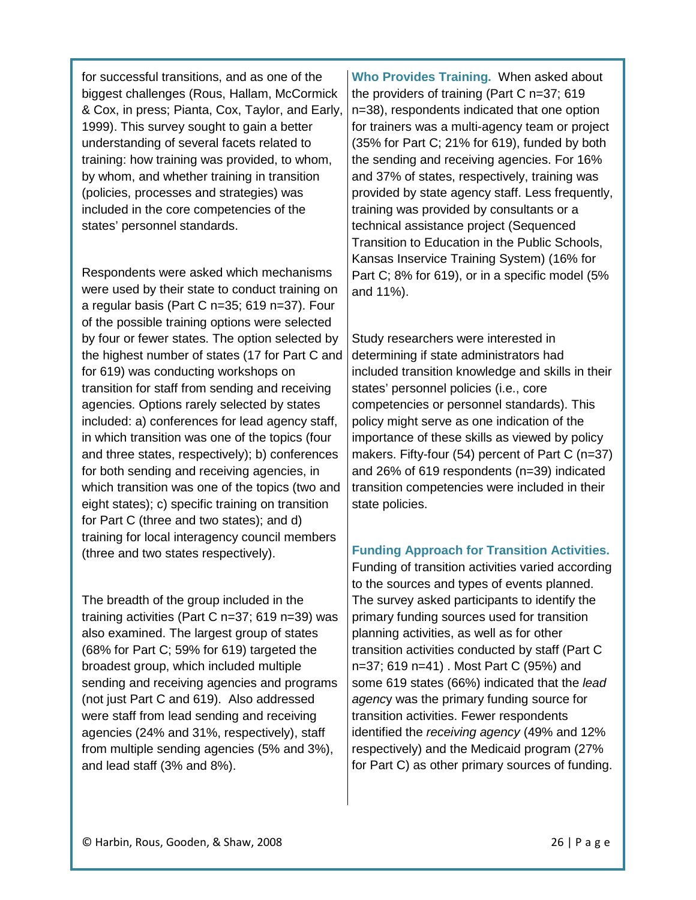for successful transitions, and as one of the biggest challenges (Rous, Hallam, McCormick & Cox, in press; Pianta, Cox, Taylor, and Early, 1999). This survey sought to gain a better understanding of several facets related to training: how training was provided, to whom, by whom, and whether training in transition (policies, processes and strategies) was included in the core competencies of the states' personnel standards.

Respondents were asked which mechanisms were used by their state to conduct training on a regular basis (Part C n=35; 619 n=37). Four of the possible training options were selected by four or fewer states. The option selected by the highest number of states (17 for Part C and for 619) was conducting workshops on transition for staff from sending and receiving agencies. Options rarely selected by states included: a) conferences for lead agency staff, in which transition was one of the topics (four and three states, respectively); b) conferences for both sending and receiving agencies, in which transition was one of the topics (two and eight states); c) specific training on transition for Part C (three and two states); and d) training for local interagency council members (three and two states respectively).

The breadth of the group included in the training activities (Part C n=37; 619 n=39) was also examined. The largest group of states (68% for Part C; 59% for 619) targeted the broadest group, which included multiple sending and receiving agencies and programs (not just Part C and 619). Also addressed were staff from lead sending and receiving agencies (24% and 31%, respectively), staff from multiple sending agencies (5% and 3%), and lead staff (3% and 8%).

**Who Provides Training.** When asked about the providers of training (Part C n=37; 619 n=38), respondents indicated that one option for trainers was a multi-agency team or project (35% for Part C; 21% for 619), funded by both the sending and receiving agencies. For 16% and 37% of states, respectively, training was provided by state agency staff. Less frequently, training was provided by consultants or a technical assistance project (Sequenced Transition to Education in the Public Schools, Kansas Inservice Training System) (16% for Part C; 8% for 619), or in a specific model (5% and 11%).

Study researchers were interested in determining if state administrators had included transition knowledge and skills in their states' personnel policies (i.e., core competencies or personnel standards). This policy might serve as one indication of the importance of these skills as viewed by policy makers. Fifty-four (54) percent of Part C (n=37) and 26% of 619 respondents (n=39) indicated transition competencies were included in their state policies.

**Funding Approach for Transition Activities.** Funding of transition activities varied according to the sources and types of events planned. The survey asked participants to identify the primary funding sources used for transition planning activities, as well as for other transition activities conducted by staff (Part C n=37; 619 n=41) . Most Part C (95%) and some 619 states (66%) indicated that the *lead agency* was the primary funding source for transition activities. Fewer respondents identified the *receiving agency* (49% and 12% respectively) and the Medicaid program (27% for Part C) as other primary sources of funding.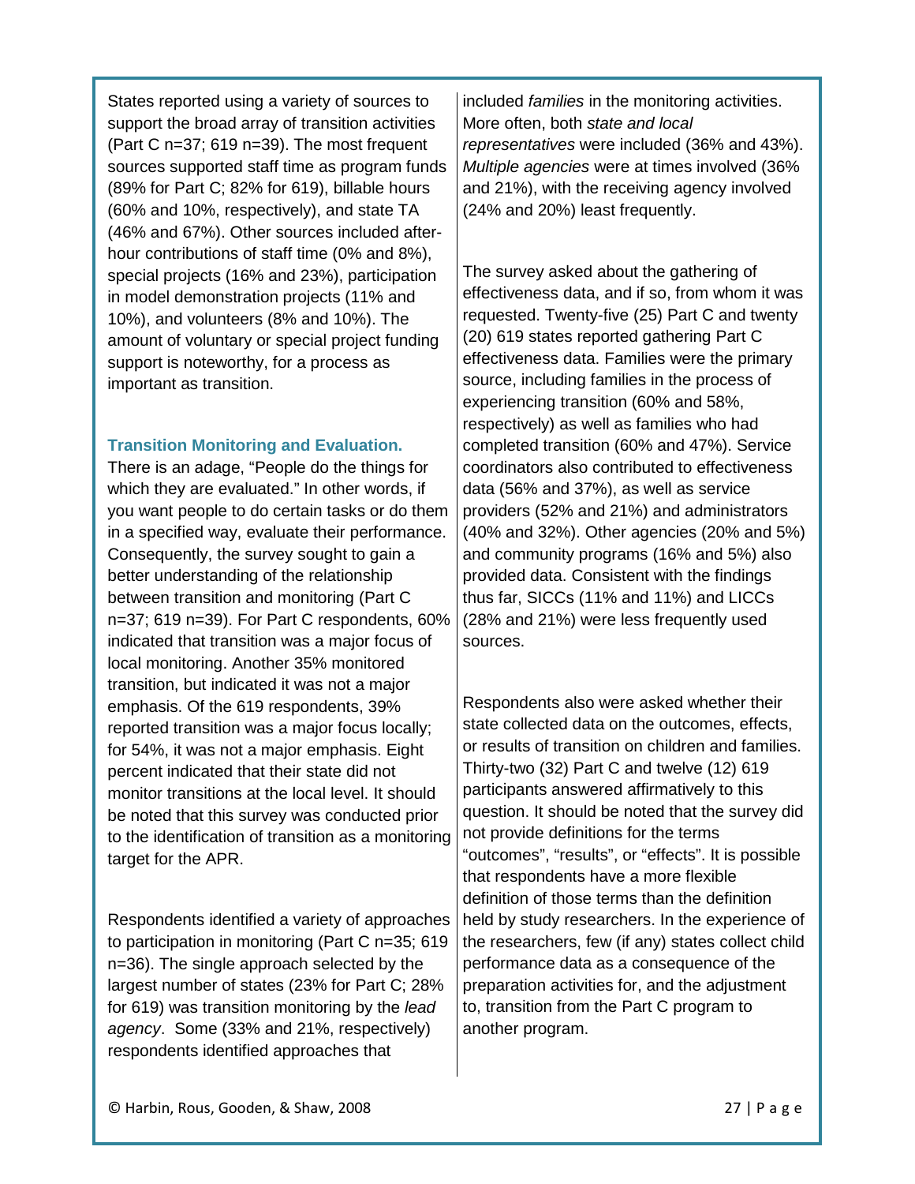States reported using a variety of sources to support the broad array of transition activities (Part C n=37; 619 n=39). The most frequent sources supported staff time as program funds (89% for Part C; 82% for 619), billable hours (60% and 10%, respectively), and state TA (46% and 67%). Other sources included after-hour contributions of staff time (0% and 8%), special projects (16% and 23%), participation in model demonstration projects (11% and 10%), and volunteers (8% and 10%). The amount of voluntary or special project funding support is noteworthy, for a process as important as transition.

### Transition Monitoring and Evaluation.

There is an adage, "People do the things for which they are evaluated." In other words, if you want people to do certain tasks or do them in a specified way, evaluate their performance. Consequently, the survey sought to gain a better understanding of the relationship between transition and monitoring (Part C n=37; 619 n=39). For Part C respondents, 60% indicated that transition was a major focus of local monitoring. Another 35% monitored transition, but indicated it was not a major emphasis. Of the 619 respondents, 39% reported transition was a major focus locally; for 54%, it was not a major emphasis. Eight percent indicated that their state did not monitor transitions at the local level. It should be noted that this survey was conducted prior to the identification of transition as a monitoring target for the APR.

Respondents identified a variety of approaches to participation in monitoring (Part C n=35; 619 n=36). The single approach selected by the largest number of states (23% for Part C; 28% for 619) was transition monitoring by the *lead agency*. Some (33% and 21%, respectively) respondents identified approaches that included *families* in the monitoring activities. More often, both *state and local representatives* were included (36% and 43%). *Multiple agencies* were at times involved (36% and 21%), with the receiving agency involved (24% and 20%) least frequently.

The survey asked about the gathering of effectiveness data, and if so, from whom it was requested. Twenty-five (25) Part C and twenty (20) 619 states reported gathering Part C effectiveness data. Families were the primary source, including families in the process of experiencing transition (60% and 58%, respectively) as well as families who had completed transition (60% and 47%). Service coordinators also contributed to effectiveness data (56% and 37%), as well as service providers (52% and 21%) and administrators (40% and 32%). Other agencies (20% and 5%) and community programs (16% and 5%) also provided data. Consistent with the findings thus far, SICCs (11% and 11%) and LICCs (28% and 21%) were less frequently used sources.

Respondents also were asked whether their state collected data on the outcomes, effects, or results of transition on children and families. Thirty-two (32) Part C and twelve (12) 619 participants answered affirmatively to this question. It should be noted that the survey did not provide definitions for the terms "outcomes", "results", or "effects". It is possible that respondents have a more flexible definition of those terms than the definition held by study researchers. In the experience of the researchers, few (if any) states collect child performance data as a consequence of the preparation activities for, and the adjustment to, transition from the Part C program to another program.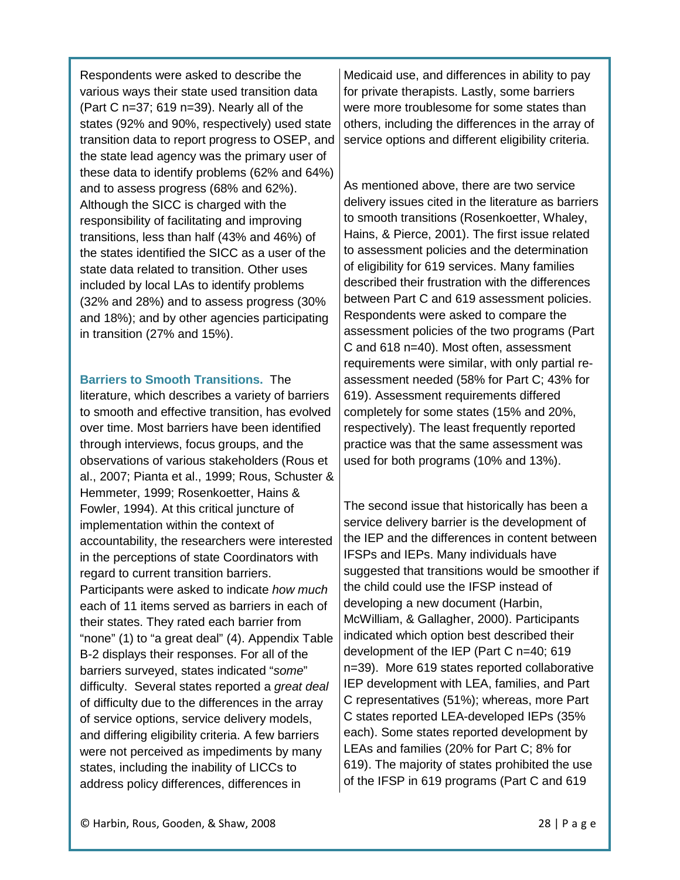Respondents were asked to describe the various ways their state used transition data (Part C n=37; 619 n=39). Nearly all of the states (92% and 90%, respectively) used state transition data to report progress to OSEP, and the state lead agency was the primary user of these data to identify problems (62% and 64%) and to assess progress (68% and 62%). Although the SICC is charged with the responsibility of facilitating and improving transitions, less than half (43% and 46%) of the states identified the SICC as a user of the state data related to transition. Other uses included by local LAs to identify problems (32% and 28%) and to assess progress (30% and 18%); and by other agencies participating in transition (27% and 15%).

**Barriers to Smooth Transitions.** The literature, which describes a variety of barriers to smooth and effective transition, has evolved over time. Most barriers have been identified through interviews, focus groups, and the observations of various stakeholders (Rous et al., 2007; Pianta et al., 1999; Rous, Schuster & Hemmeter, 1999; Rosenkoetter, Hains & Fowler, 1994). At this critical juncture of implementation within the context of accountability, the researchers were interested in the perceptions of state Coordinators with regard to current transition barriers. Participants were asked to indicate *how much* each of 11 items served as barriers in each of their states. They rated each barrier from "none" (1) to "a great deal" (4). Appendix Table B-2 displays their responses. For all of the barriers surveyed, states indicated "*some*" difficulty. Several states reported a *great deal* of difficulty due to the differences in the array of service options, service delivery models, and differing eligibility criteria. A few barriers were not perceived as impediments by many states, including the inability of LICCs to address policy differences, differences in Medicaid use, and differences in ability to pay for private therapists. Lastly, some barriers were more troublesome for some states than others, including the differences in the array of service options and different eligibility criteria.

As mentioned above, there are two service delivery issues cited in the literature as barriers to smooth transitions (Rosenkoetter, Whaley, Hains, & Pierce, 2001). The first issue related to assessment policies and the determination of eligibility for 619 services. Many families described their frustration with the differences between Part C and 619 assessment policies. Respondents were asked to compare the assessment policies of the two programs (Part C and 618 n=40). Most often, assessment requirements were similar, with only partial re-assessment needed (58% for Part C; 43% for 619). Assessment requirements differed completely for some states (15% and 20%, respectively). The least frequently reported practice was that the same assessment was used for both programs (10% and 13%).

The second issue that historically has been a service delivery barrier is the development of the IEP and the differences in content between IFSPs and IEPs. Many individuals have suggested that transitions would be smoother if the child could use the IFSP instead of developing a new document (Harbin, McWilliam, & Gallagher, 2000). Participants indicated which option best described their development of the IEP (Part C n=40; 619 n=39). More 619 states reported collaborative IEP development with LEA, families, and Part C representatives (51%); whereas, more Part C states reported LEA-developed IEPs (35% each). Some states reported development by LEAs and families (20% for Part C; 8% for 619). The majority of states prohibited the use of the IFSP in 619 programs (Part C and 619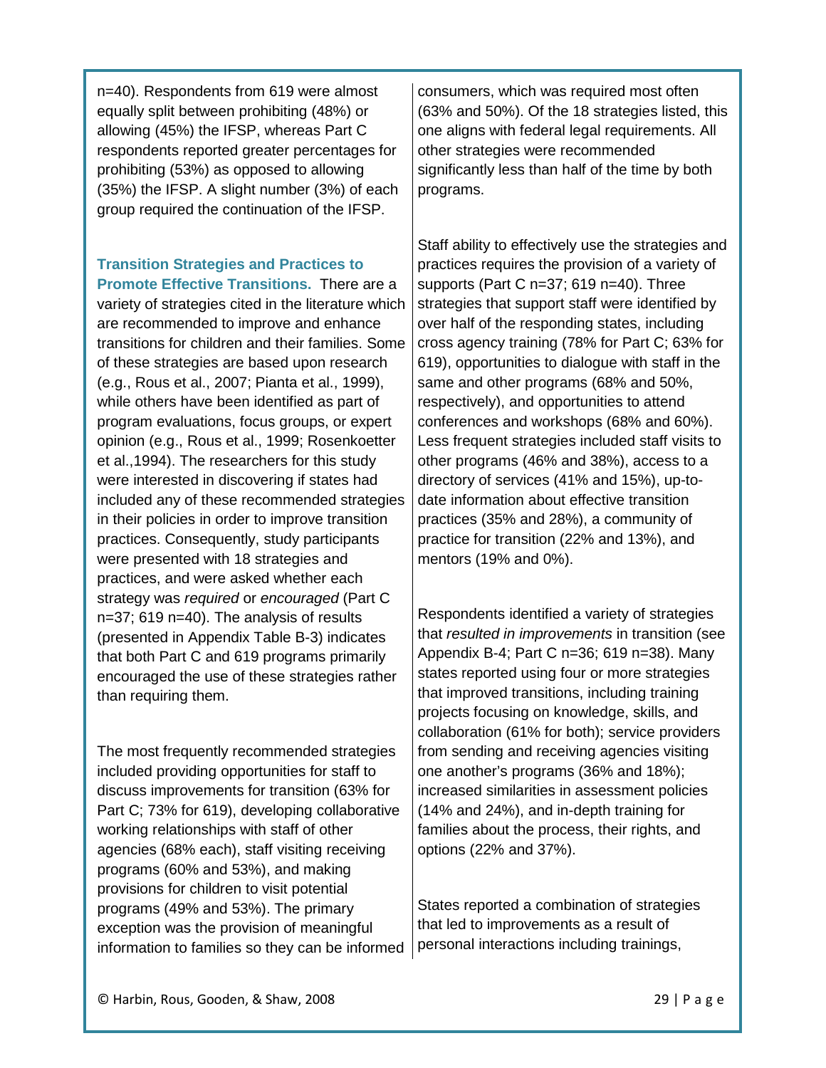n=40). Respondents from 619 were almost equally split between prohibiting (48%) or allowing (45%) the IFSP, whereas Part C respondents reported greater percentages for prohibiting (53%) as opposed to allowing (35%) the IFSP. A slight number (3%) of each group required the continuation of the IFSP.

**Transition Strategies and Practices to Promote Effective Transitions.** There are a variety of strategies cited in the literature which are recommended to improve and enhance transitions for children and their families. Some of these strategies are based upon research (e.g., Rous et al., 2007; Pianta et al., 1999), while others have been identified as part of program evaluations, focus groups, or expert opinion (e.g., Rous et al., 1999; Rosenkoetter et al.,1994). The researchers for this study were interested in discovering if states had included any of these recommended strategies in their policies in order to improve transition practices. Consequently, study participants were presented with 18 strategies and practices, and were asked whether each strategy was *required* or *encouraged* (Part C n=37; 619 n=40). The analysis of results (presented in Appendix Table B-3) indicates that both Part C and 619 programs primarily encouraged the use of these strategies rather than requiring them.

The most frequently recommended strategies included providing opportunities for staff to discuss improvements for transition (63% for Part C; 73% for 619), developing collaborative working relationships with staff of other agencies (68% each), staff visiting receiving programs (60% and 53%), and making provisions for children to visit potential programs (49% and 53%). The primary exception was the provision of meaningful information to families so they can be informed consumers, which was required most often (63% and 50%). Of the 18 strategies listed, this one aligns with federal legal requirements. All other strategies were recommended significantly less than half of the time by both programs.

Staff ability to effectively use the strategies and practices requires the provision of a variety of supports (Part C n=37; 619 n=40). Three strategies that support staff were identified by over half of the responding states, including cross agency training (78% for Part C; 63% for 619), opportunities to dialogue with staff in the same and other programs (68% and 50%, respectively), and opportunities to attend conferences and workshops (68% and 60%). Less frequent strategies included staff visits to other programs (46% and 38%), access to a directory of services (41% and 15%), up-to-date information about effective transition practices (35% and 28%), a community of practice for transition (22% and 13%), and mentors (19% and 0%).

Respondents identified a variety of strategies that *resulted in improvements* in transition (see Appendix B-4; Part C n=36; 619 n=38). Many states reported using four or more strategies that improved transitions, including training projects focusing on knowledge, skills, and collaboration (61% for both); service providers from sending and receiving agencies visiting one another's programs (36% and 18%); increased similarities in assessment policies (14% and 24%), and in-depth training for families about the process, their rights, and options (22% and 37%).

States reported a combination of strategies that led to improvements as a result of personal interactions including trainings,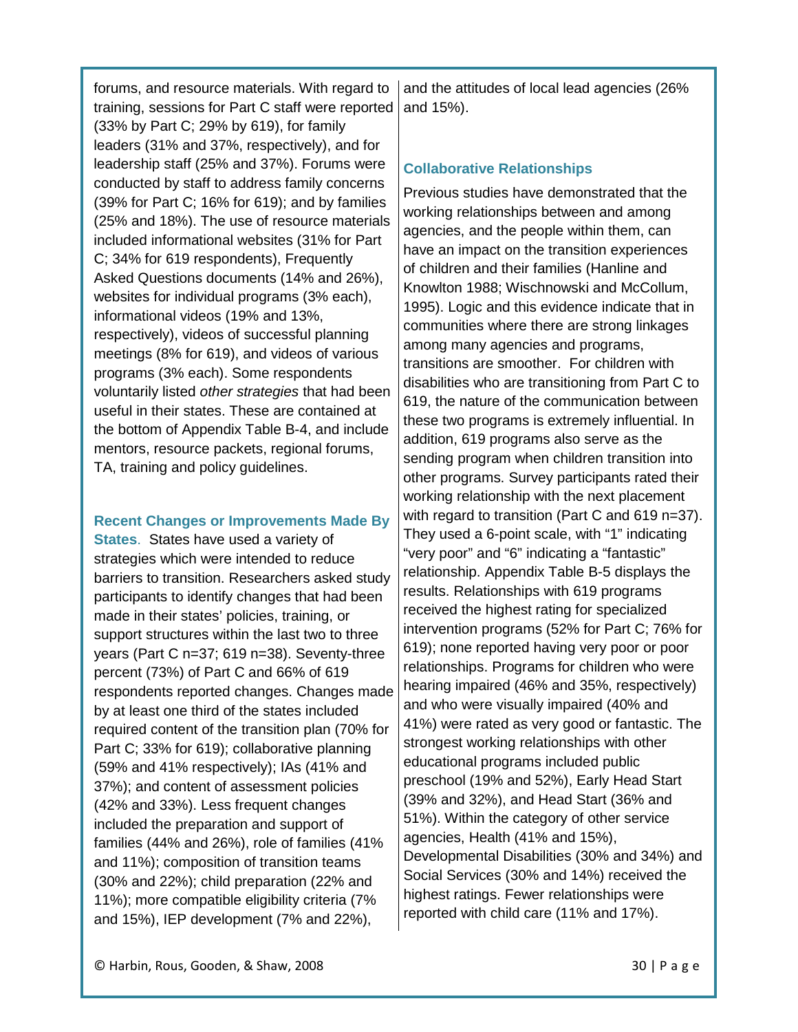forums, and resource materials. With regard to training, sessions for Part C staff were reported (33% by Part C; 29% by 619), for family leaders (31% and 37%, respectively), and for leadership staff (25% and 37%). Forums were conducted by staff to address family concerns (39% for Part C; 16% for 619); and by families (25% and 18%). The use of resource materials included informational websites (31% for Part C; 34% for 619 respondents), Frequently Asked Questions documents (14% and 26%), websites for individual programs (3% each), informational videos (19% and 13%, respectively), videos of successful planning meetings (8% for 619), and videos of various programs (3% each). Some respondents voluntarily listed *other strategies* that had been useful in their states. These are contained at the bottom of Appendix Table B-4, and include mentors, resource packets, regional forums, TA, training and policy guidelines.

**Recent Changes or Improvements Made By States**. States have used a variety of strategies which were intended to reduce barriers to transition. Researchers asked study participants to identify changes that had been made in their states' policies, training, or support structures within the last two to three years (Part C n=37; 619 n=38). Seventy-three percent (73%) of Part C and 66% of 619 respondents reported changes. Changes made by at least one third of the states included required content of the transition plan (70% for Part C; 33% for 619); collaborative planning (59% and 41% respectively); IAs (41% and 37%); and content of assessment policies (42% and 33%). Less frequent changes included the preparation and support of families (44% and 26%), role of families (41% and 11%); composition of transition teams (30% and 22%); child preparation (22% and 11%); more compatible eligibility criteria (7% and 15%), IEP development (7% and 22%), and the attitudes of local lead agencies (26% and 15%).

### Collaborative Relationships

Previous studies have demonstrated that the working relationships between and among agencies, and the people within them, can have an impact on the transition experiences of children and their families (Hanline and Knowlton 1988; Wischnowski and McCollum, 1995). Logic and this evidence indicate that in communities where there are strong linkages among many agencies and programs, transitions are smoother. For children with disabilities who are transitioning from Part C to 619, the nature of the communication between these two programs is extremely influential. In addition, 619 programs also serve as the sending program when children transition into other programs. Survey participants rated their working relationship with the next placement with regard to transition (Part C and 619 n=37). They used a 6-point scale, with "1" indicating "very poor" and "6" indicating a "fantastic" relationship. Appendix Table B-5 displays the results. Relationships with 619 programs received the highest rating for specialized intervention programs (52% for Part C; 76% for 619); none reported having very poor or poor relationships. Programs for children who were hearing impaired (46% and 35%, respectively) and who were visually impaired (40% and 41%) were rated as very good or fantastic. The strongest working relationships with other educational programs included public preschool (19% and 52%), Early Head Start (39% and 32%), and Head Start (36% and 51%). Within the category of other service agencies, Health (41% and 15%), Developmental Disabilities (30% and 34%) and Social Services (30% and 14%) received the highest ratings. Fewer relationships were reported with child care (11% and 17%).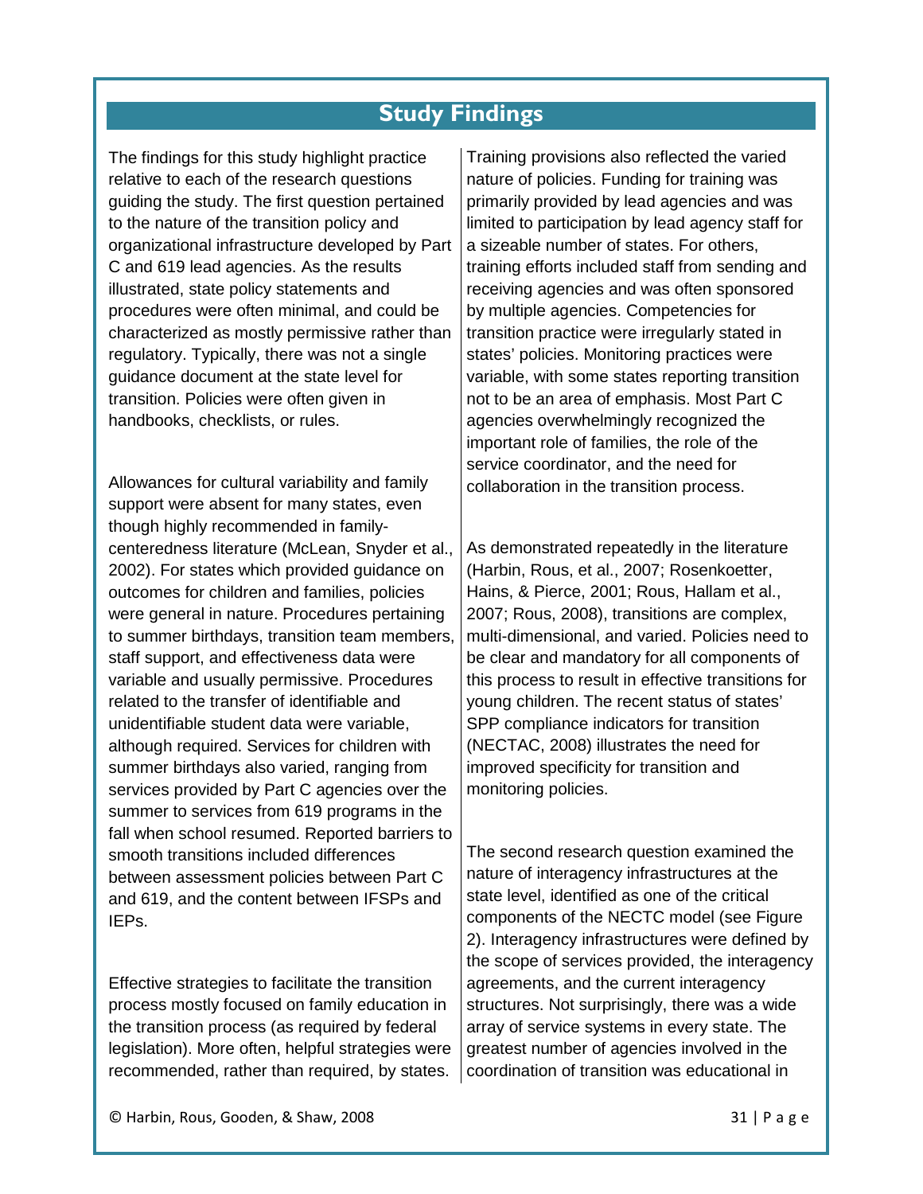## Study Findings

The findings for this study highlight practice relative to each of the research questions guiding the study. The first question pertained to the nature of the transition policy and organizational infrastructure developed by Part C and 619 lead agencies. As the results illustrated, state policy statements and procedures were often minimal, and could be characterized as mostly permissive rather than regulatory. Typically, there was not a single guidance document at the state level for transition. Policies were often given in handbooks, checklists, or rules.

Allowances for cultural variability and family support were absent for many states, even though highly recommended in family-centeredness literature (McLean, Snyder et al., 2002). For states which provided guidance on outcomes for children and families, policies were general in nature. Procedures pertaining to summer birthdays, transition team members, staff support, and effectiveness data were variable and usually permissive. Procedures related to the transfer of identifiable and unidentifiable student data were variable, although required. Services for children with summer birthdays also varied, ranging from services provided by Part C agencies over the summer to services from 619 programs in the fall when school resumed. Reported barriers to smooth transitions included differences between assessment policies between Part C and 619, and the content between IFSPs and IEPs.

Effective strategies to facilitate the transition process mostly focused on family education in the transition process (as required by federal legislation). More often, helpful strategies were recommended, rather than required, by states. Training provisions also reflected the varied nature of policies. Funding for training was primarily provided by lead agencies and was limited to participation by lead agency staff for a sizeable number of states. For others, training efforts included staff from sending and receiving agencies and was often sponsored by multiple agencies. Competencies for transition practice were irregularly stated in states' policies. Monitoring practices were variable, with some states reporting transition not to be an area of emphasis. Most Part C agencies overwhelmingly recognized the important role of families, the role of the service coordinator, and the need for collaboration in the transition process.

As demonstrated repeatedly in the literature (Harbin, Rous, et al., 2007; Rosenkoetter, Hains, & Pierce, 2001; Rous, Hallam et al., 2007; Rous, 2008), transitions are complex, multi-dimensional, and varied. Policies need to be clear and mandatory for all components of this process to result in effective transitions for young children. The recent status of states' SPP compliance indicators for transition (NECTAC, 2008) illustrates the need for improved specificity for transition and monitoring policies.

The second research question examined the nature of interagency infrastructures at the state level, identified as one of the critical components of the NECTC model (see Figure 2). Interagency infrastructures were defined by the scope of services provided, the interagency agreements, and the current interagency structures. Not surprisingly, there was a wide array of service systems in every state. The greatest number of agencies involved in the coordination of transition was educational in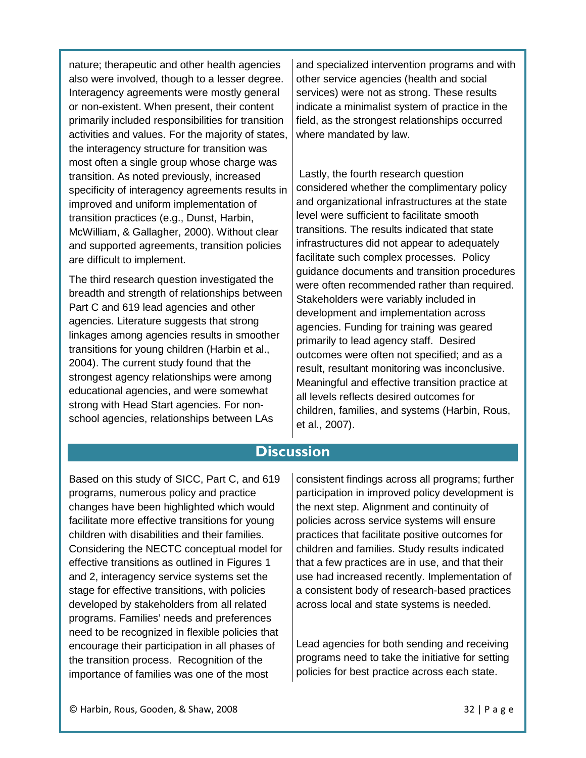nature; therapeutic and other health agencies also were involved, though to a lesser degree. Interagency agreements were mostly general or non-existent. When present, their content primarily included responsibilities for transition activities and values. For the majority of states, the interagency structure for transition was most often a single group whose charge was transition. As noted previously, increased specificity of interagency agreements results in improved and uniform implementation of transition practices (e.g., Dunst, Harbin, McWilliam, & Gallagher, 2000). Without clear and supported agreements, transition policies are difficult to implement.

The third research question investigated the breadth and strength of relationships between Part C and 619 lead agencies and other agencies. Literature suggests that strong linkages among agencies results in smoother transitions for young children (Harbin et al., 2004). The current study found that the strongest agency relationships were among educational agencies, and were somewhat strong with Head Start agencies. For non-school agencies, relationships between LAs and specialized intervention programs and with other service agencies (health and social services) were not as strong. These results indicate a minimalist system of practice in the field, as the strongest relationships occurred where mandated by law.

Lastly, the fourth research question considered whether the complimentary policy and organizational infrastructures at the state level were sufficient to facilitate smooth transitions. The results indicated that state infrastructures did not appear to adequately facilitate such complex processes. Policy guidance documents and transition procedures were often recommended rather than required. Stakeholders were variably included in development and implementation across agencies. Funding for training was geared primarily to lead agency staff. Desired outcomes were often not specified; and as a result, resultant monitoring was inconclusive. Meaningful and effective transition practice at all levels reflects desired outcomes for children, families, and systems (Harbin, Rous, et al., 2007).

## Discussion

Based on this study of SICC, Part C, and 619 programs, numerous policy and practice changes have been highlighted which would facilitate more effective transitions for young children with disabilities and their families. Considering the NECTC conceptual model for effective transitions as outlined in Figures 1 and 2, interagency service systems set the stage for effective transitions, with policies developed by stakeholders from all related programs. Families' needs and preferences need to be recognized in flexible policies that encourage their participation in all phases of the transition process. Recognition of the importance of families was one of the most consistent findings across all programs; further participation in improved policy development is the next step. Alignment and continuity of policies across service systems will ensure practices that facilitate positive outcomes for children and families. Study results indicated that a few practices are in use, and that their use had increased recently. Implementation of a consistent body of research-based practices across local and state systems is needed.

Lead agencies for both sending and receiving programs need to take the initiative for setting policies for best practice across each state.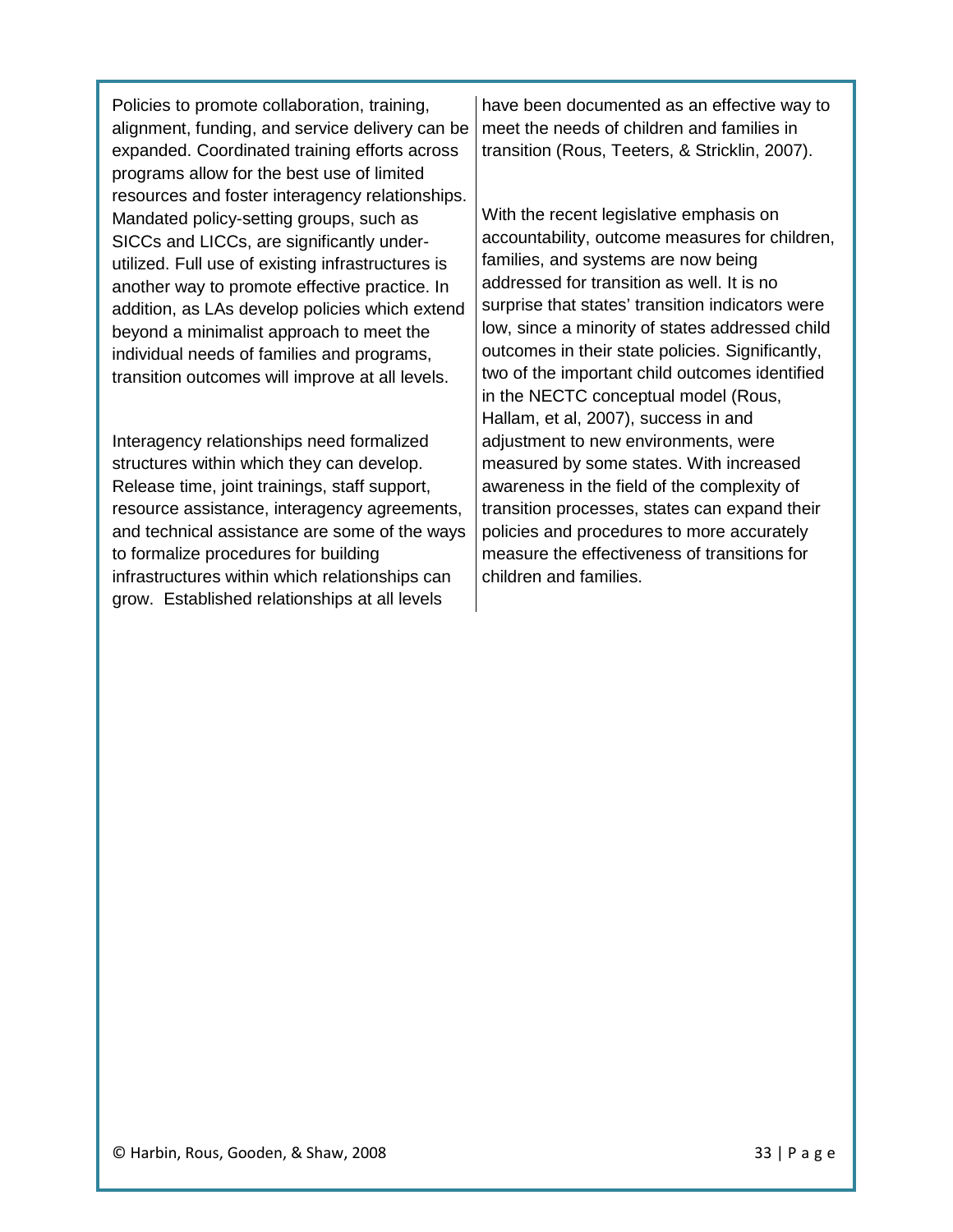Policies to promote collaboration, training, alignment, funding, and service delivery can be expanded. Coordinated training efforts across programs allow for the best use of limited resources and foster interagency relationships. Mandated policy-setting groups, such as SICCs and LICCs, are significantly under-utilized. Full use of existing infrastructures is another way to promote effective practice. In addition, as LAs develop policies which extend beyond a minimalist approach to meet the individual needs of families and programs, transition outcomes will improve at all levels.

Interagency relationships need formalized structures within which they can develop. Release time, joint trainings, staff support, resource assistance, interagency agreements, and technical assistance are some of the ways to formalize procedures for building infrastructures within which relationships can grow. Established relationships at all levels have been documented as an effective way to meet the needs of children and families in transition (Rous, Teeters, & Stricklin, 2007).

With the recent legislative emphasis on accountability, outcome measures for children, families, and systems are now being addressed for transition as well. It is no surprise that states' transition indicators were low, since a minority of states addressed child outcomes in their state policies. Significantly, two of the important child outcomes identified in the NECTC conceptual model (Rous, Hallam, et al, 2007), success in and adjustment to new environments, were measured by some states. With increased awareness in the field of the complexity of transition processes, states can expand their policies and procedures to more accurately measure the effectiveness of transitions for children and families.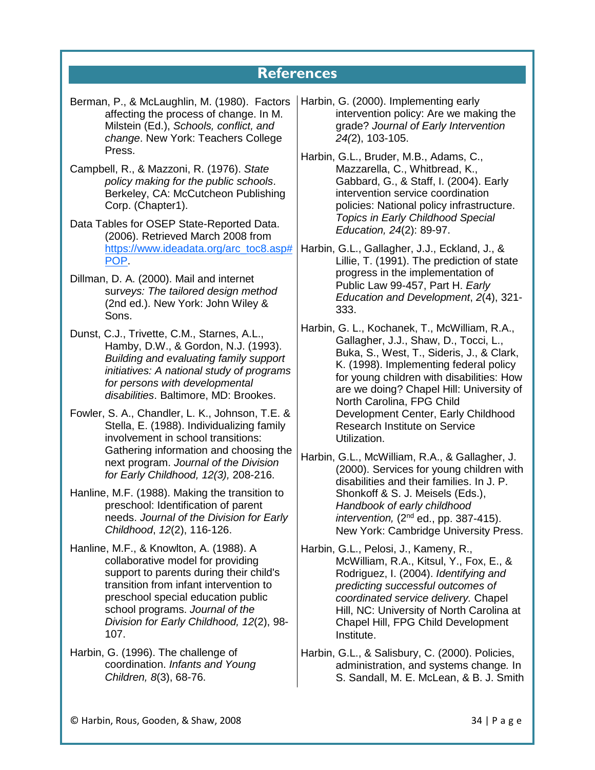# References

Berman, P., & McLaughlin, M. (1980). Factors affecting the process of change. In M. Milstein (Ed.), *Schools, conflict, and change*. New York: Teachers College Press.

Campbell, R., & Mazzoni, R. (1976). *State policy making for the public schools*. Berkeley, CA: McCutcheon Publishing Corp. (Chapter1).

Data Tables for OSEP State-Reported Data. (2006). Retrieved March 2008 from https://www.ideadata.org/arc_toc8.asp#POP.

Dillman, D. A. (2000). Mail and internet sur*veys: The tailored design method* (2nd ed.). New York: John Wiley & Sons.

Dunst, C.J., Trivette, C.M., Starnes, A.L., Hamby, D.W., & Gordon, N.J. (1993). *Building and evaluating family support initiatives: A national study of programs for persons with developmental disabilities*. Baltimore, MD: Brookes.

Fowler, S. A., Chandler, L. K., Johnson, T.E. & Stella, E. (1988). Individualizing family involvement in school transitions: Gathering information and choosing the next program. *Journal of the Division for Early Childhood, 12(3),* 208-216.

Hanline, M.F. (1988). Making the transition to preschool: Identification of parent needs. *Journal of the Division for Early Childhood*, *12*(2), 116-126.

Hanline, M.F., & Knowlton, A. (1988). A collaborative model for providing support to parents during their child's transition from infant intervention to preschool special education public school programs. *Journal of the Division for Early Childhood, 12*(2), 98-107.

Harbin, G. (1996). The challenge of coordination. *Infants and Young Children, 8*(3), 68-76.

Harbin, G. (2000). Implementing early intervention policy: Are we making the grade? *Journal of Early Intervention 24(*2), 103-105.

Harbin, G.L., Bruder, M.B., Adams, C., Mazzarella, C., Whitbread, K., Gabbard, G., & Staff, I. (2004). Early intervention service coordination policies: National policy infrastructure. *Topics in Early Childhood Special Education, 24*(2): 89-97.

Harbin, G.L., Gallagher, J.J., Eckland, J., & Lillie, T. (1991). The prediction of state progress in the implementation of Public Law 99-457, Part H. *Early Education and Development*, *2*(4), 321-333.

Harbin, G. L., Kochanek, T., McWilliam, R.A., Gallagher, J.J., Shaw, D., Tocci, L., Buka, S., West, T., Sideris, J., & Clark, K. (1998). Implementing federal policy for young children with disabilities: How are we doing? Chapel Hill: University of North Carolina, FPG Child Development Center, Early Childhood Research Institute on Service Utilization.

Harbin, G.L., McWilliam, R.A., & Gallagher, J. (2000). Services for young children with disabilities and their families. In J. P. Shonkoff & S. J. Meisels (Eds.), *Handbook of early childhood intervention,* (2nd ed., pp. 387-415). New York: Cambridge University Press.

Harbin, G.L., Pelosi, J., Kameny, R., McWilliam, R.A., Kitsul, Y., Fox, E., & Rodriguez, I. (2004). *Identifying and predicting successful outcomes of coordinated service delivery.* Chapel Hill, NC: University of North Carolina at Chapel Hill, FPG Child Development Institute.

Harbin, G.L., & Salisbury, C. (2000). Policies, administration, and systems change. In S. Sandall, M. E. McLean, & B. J. Smith

© Harbin, Rous, Gooden, & Shaw, 2008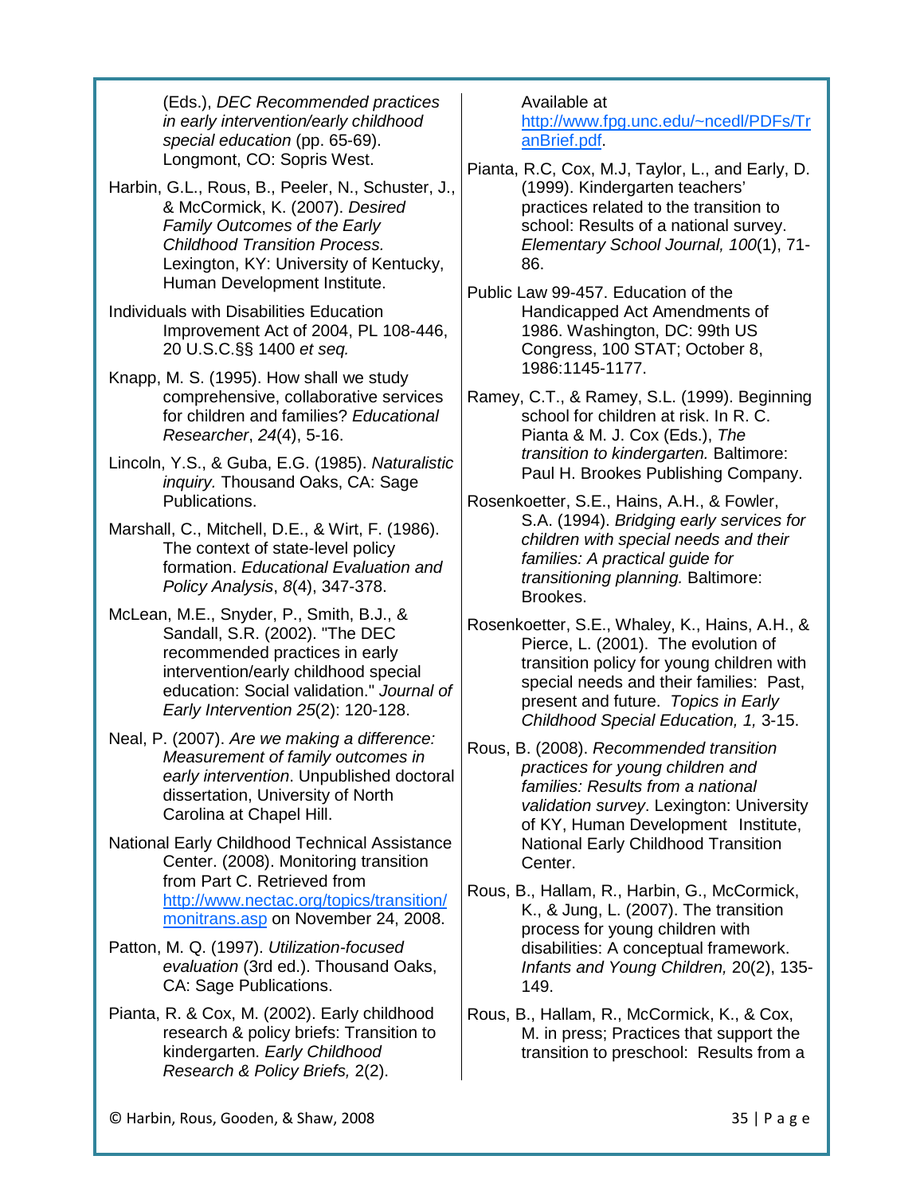(Eds.), *DEC Recommended practices in early intervention/early childhood special education* (pp. 65-69). Longmont, CO: Sopris West.

Harbin, G.L., Rous, B., Peeler, N., Schuster, J., & McCormick, K. (2007). *Desired Family Outcomes of the Early Childhood Transition Process.* Lexington, KY: University of Kentucky, Human Development Institute.

Individuals with Disabilities Education Improvement Act of 2004, PL 108-446, 20 U.S.C.§§ 1400 *et seq.*

Knapp, M. S. (1995). How shall we study comprehensive, collaborative services for children and families? *Educational Researcher*, *24*(4), 5-16.

Lincoln, Y.S., & Guba, E.G. (1985). *Naturalistic inquiry.* Thousand Oaks, CA: Sage Publications.

Marshall, C., Mitchell, D.E., & Wirt, F. (1986). The context of state-level policy formation. *Educational Evaluation and Policy Analysis*, *8*(4), 347-378.

McLean, M.E., Snyder, P., Smith, B.J., & Sandall, S.R. (2002). "The DEC recommended practices in early intervention/early childhood special education: Social validation." *Journal of Early Intervention 25*(2): 120-128.

Neal, P. (2007). *Are we making a difference: Measurement of family outcomes in early intervention*. Unpublished doctoral dissertation, University of North Carolina at Chapel Hill.

National Early Childhood Technical Assistance Center. (2008). Monitoring transition from Part C. Retrieved from [http://www.nectac.org/topics/transition/monitrans.asp](http://www.nectac.org/topics/transition/monitrans.asp) on November 24, 2008.

Patton, M. Q. (1997). *Utilization-focused evaluation* (3rd ed.). Thousand Oaks, CA: Sage Publications.

Pianta, R. & Cox, M. (2002). Early childhood research & policy briefs: Transition to kindergarten. *Early Childhood Research & Policy Briefs,* 2(2). Available at [http://www.fpg.unc.edu/~ncedl/PDFs/TranBrief.pdf](http://www.fpg.unc.edu/~ncedl/PDFs/TranBrief.pdf).

Pianta, R.C, Cox, M.J, Taylor, L., and Early, D. (1999). Kindergarten teachers' practices related to the transition to school: Results of a national survey. *Elementary School Journal, 100*(1), 71-86.

Public Law 99-457. Education of the Handicapped Act Amendments of 1986. Washington, DC: 99th US Congress, 100 STAT; October 8, 1986:1145-1177.

Ramey, C.T., & Ramey, S.L. (1999). Beginning school for children at risk. In R. C. Pianta & M. J. Cox (Eds.), *The transition to kindergarten.* Baltimore: Paul H. Brookes Publishing Company.

Rosenkoetter, S.E., Hains, A.H., & Fowler, S.A. (1994). *Bridging early services for children with special needs and their families: A practical guide for transitioning planning.* Baltimore: Brookes.

Rosenkoetter, S.E., Whaley, K., Hains, A.H., & Pierce, L. (2001). The evolution of transition policy for young children with special needs and their families: Past, present and future. *Topics in Early Childhood Special Education, 1,* 3-15.

Rous, B. (2008). *Recommended transition practices for young children and families: Results from a national validation survey*. Lexington: University of KY, Human Development Institute, National Early Childhood Transition Center.

Rous, B., Hallam, R., Harbin, G., McCormick, K., & Jung, L. (2007). The transition process for young children with disabilities: A conceptual framework. *Infants and Young Children,* 20(2), 135-149.

Rous, B., Hallam, R., McCormick, K., & Cox, M. in press; Practices that support the transition to preschool: Results from a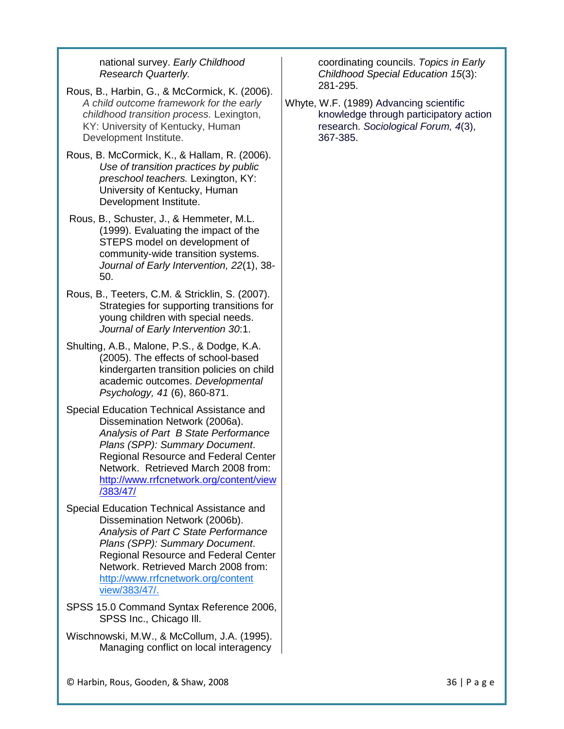national survey. *Early Childhood Research Quarterly.*

Rous, B., Harbin, G., & McCormick, K. (2006). *A child outcome framework for the early childhood transition process.* Lexington, KY: University of Kentucky, Human Development Institute.

Rous, B. McCormick, K., & Hallam, R. (2006). *Use of transition practices by public preschool teachers.* Lexington, KY: University of Kentucky, Human Development Institute.

Rous, B., Schuster, J., & Hemmeter, M.L. (1999). Evaluating the impact of the STEPS model on development of community-wide transition systems. *Journal of Early Intervention, 22*(1), 38-50.

Rous, B., Teeters, C.M. & Stricklin, S. (2007). Strategies for supporting transitions for young children with special needs. *Journal of Early Intervention 30*:1.

Shulting, A.B., Malone, P.S., & Dodge, K.A. (2005). The effects of school-based kindergarten transition policies on child academic outcomes. *Developmental Psychology, 41* (6), 860-871.

Special Education Technical Assistance and Dissemination Network (2006a). *Analysis of Part B State Performance Plans (SPP): Summary Document*. Regional Resource and Federal Center Network. Retrieved March 2008 from: http://www.rrfcnetwork.org/content/view/383/47/

Special Education Technical Assistance and Dissemination Network (2006b). *Analysis of Part C State Performance Plans (SPP): Summary Document*. Regional Resource and Federal Center Network. Retrieved March 2008 from: http://www.rrfcnetwork.org/content view/383/47/.

SPSS 15.0 Command Syntax Reference 2006, SPSS Inc., Chicago Ill.

Wischnowski, M.W., & McCollum, J.A. (1995). Managing conflict on local interagency coordinating councils. *Topics in Early Childhood Special Education 15*(3): 281-295.

Whyte, W.F. (1989) Advancing scientific knowledge through participatory action research. *Sociological Forum, 4*(3), 367-385.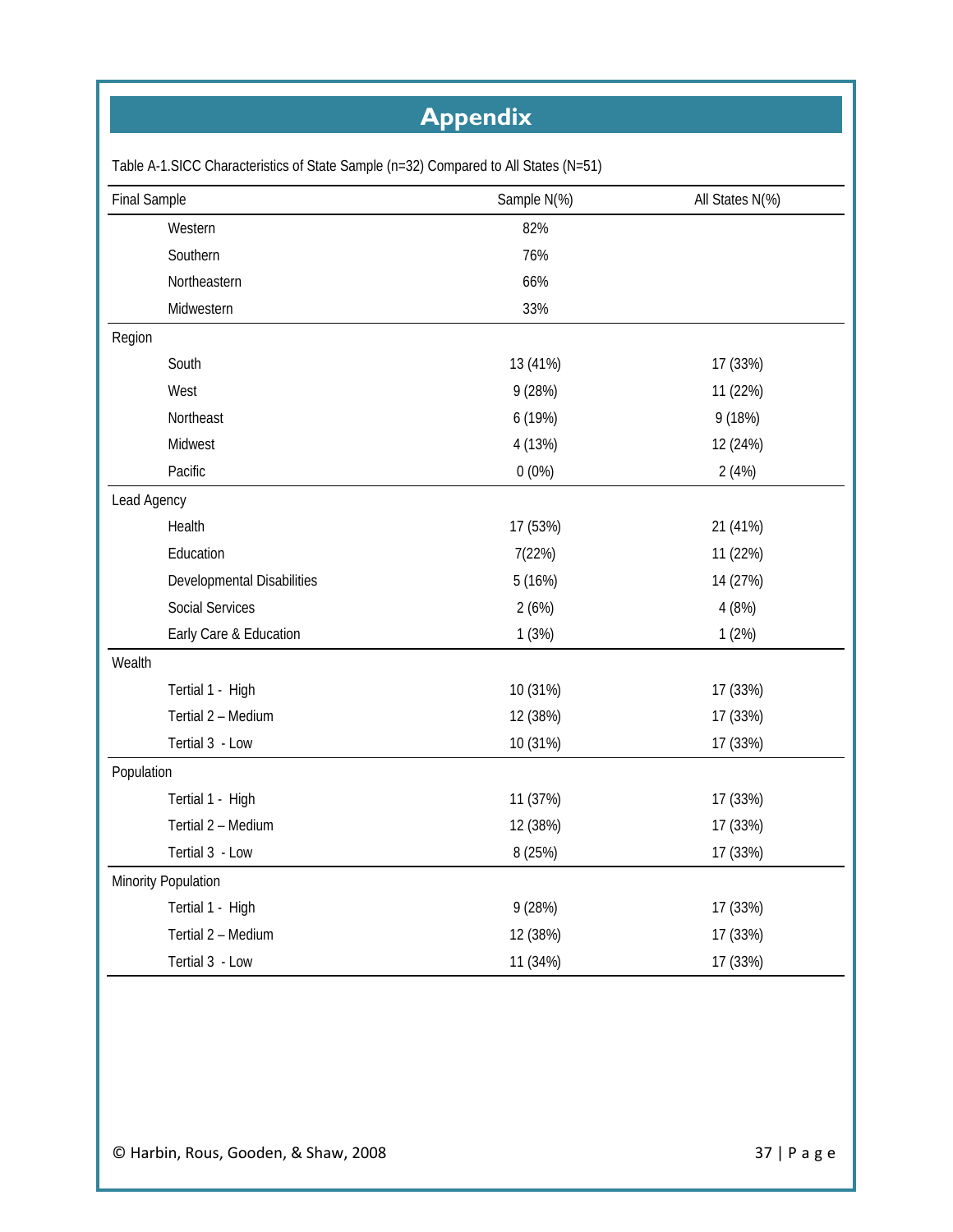# Appendix

Table A-1.SICC Characteristics of State Sample (n=32) Compared to All States (N=51)

| Final Sample | Sample N(%) | All States N(%) |
|---|---|---|
| Western | 82% | |
| Southern | 76% | |
| Northeastern | 66% | |
| Midwestern | 33% | |
| Region | | |
| South | 13 (41%) | 17 (33%) |
| West | 9 (28%) | 11 (22%) |
| Northeast | 6 (19%) | 9 (18%) |
| Midwest | 4 (13%) | 12 (24%) |
| Pacific | 0 (0%) | 2 (4%) |
| Lead Agency | | |
| Health | 17 (53%) | 21 (41%) |
| Education | 7(22%) | 11 (22%) |
| Developmental Disabilities | 5 (16%) | 14 (27%) |
| Social Services | 2 (6%) | 4 (8%) |
| Early Care & Education | 1 (3%) | 1 (2%) |
| Wealth | | |
| Tertial 1 - High | 10 (31%) | 17 (33%) |
| Tertial 2 – Medium | 12 (38%) | 17 (33%) |
| Tertial 3 - Low | 10 (31%) | 17 (33%) |
| Population | | |
| Tertial 1 - High | 11 (37%) | 17 (33%) |
| Tertial 2 – Medium | 12 (38%) | 17 (33%) |
| Tertial 3 - Low | 8 (25%) | 17 (33%) |
| Minority Population | | |
| Tertial 1 - High | 9 (28%) | 17 (33%) |
| Tertial 2 – Medium | 12 (38%) | 17 (33%) |
| Tertial 3 - Low | 11 (34%) | 17 (33%) |

© Harbin, Rous, Gooden, & Shaw, 2008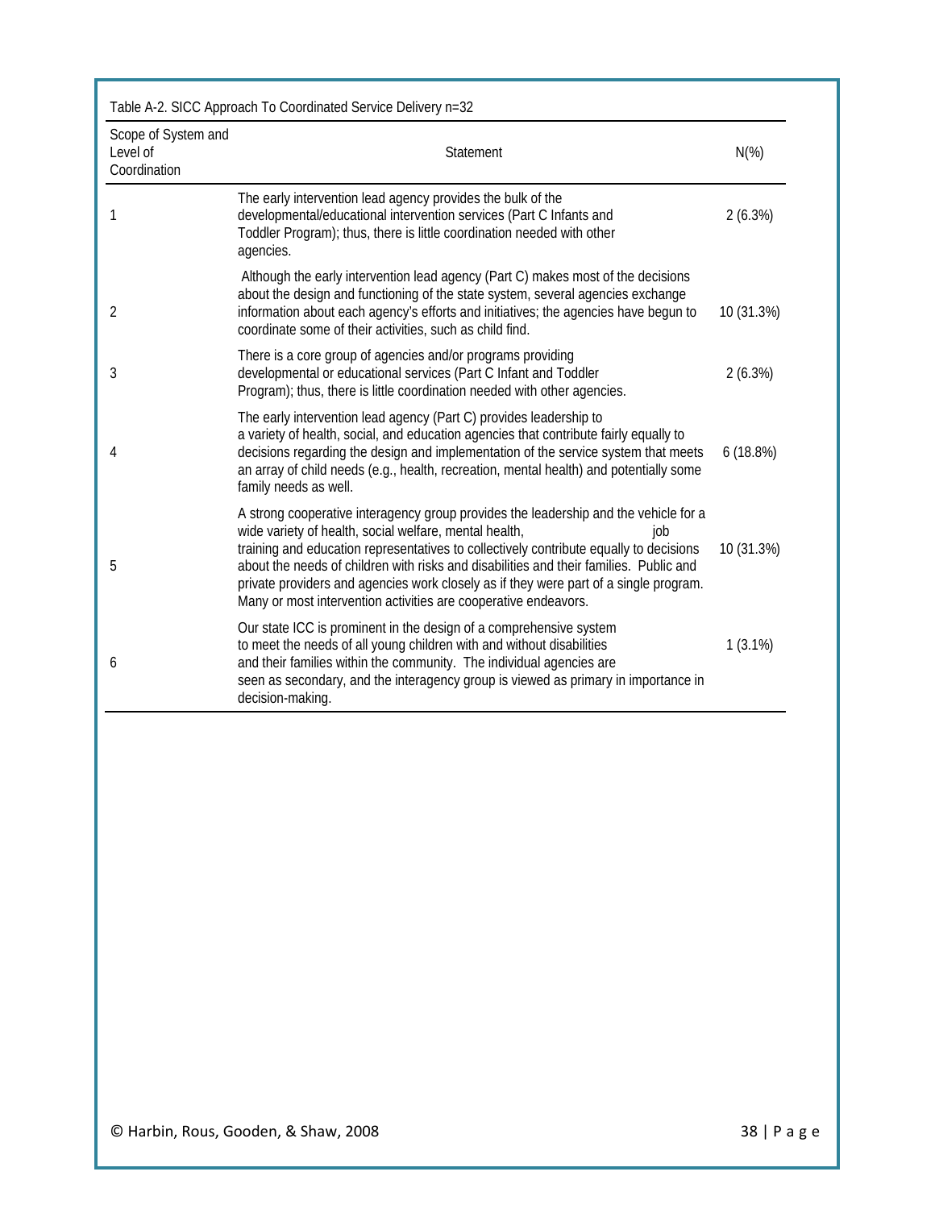Table A-2. SICC Approach To Coordinated Service Delivery n=32

| Scope of System and Level of Coordination | Statement | N(%) |
|---|---|---|
| 1 | The early intervention lead agency provides the bulk of the developmental/educational intervention services (Part C Infants and Toddler Program); thus, there is little coordination needed with other agencies. | 2 (6.3%) |
| 2 | Although the early intervention lead agency (Part C) makes most of the decisions about the design and functioning of the state system, several agencies exchange information about each agency's efforts and initiatives; the agencies have begun to coordinate some of their activities, such as child find. | 10 (31.3%) |
| 3 | There is a core group of agencies and/or programs providing developmental or educational services (Part C Infant and Toddler Program); thus, there is little coordination needed with other agencies. | 2 (6.3%) |
| 4 | The early intervention lead agency (Part C) provides leadership to a variety of health, social, and education agencies that contribute fairly equally to decisions regarding the design and implementation of the service system that meets an array of child needs (e.g., health, recreation, mental health) and potentially some family needs as well. | 6 (18.8%) |
| 5 | A strong cooperative interagency group provides the leadership and the vehicle for a wide variety of health, social welfare, mental health, job training and education representatives to collectively contribute equally to decisions about the needs of children with risks and disabilities and their families. Public and private providers and agencies work closely as if they were part of a single program. Many or most intervention activities are cooperative endeavors. | 10 (31.3%) |
| 6 | Our state ICC is prominent in the design of a comprehensive system to meet the needs of all young children with and without disabilities and their families within the community. The individual agencies are seen as secondary, and the interagency group is viewed as primary in importance in decision-making. | 1 (3.1%) |

© Harbin, Rous, Gooden, & Shaw, 2008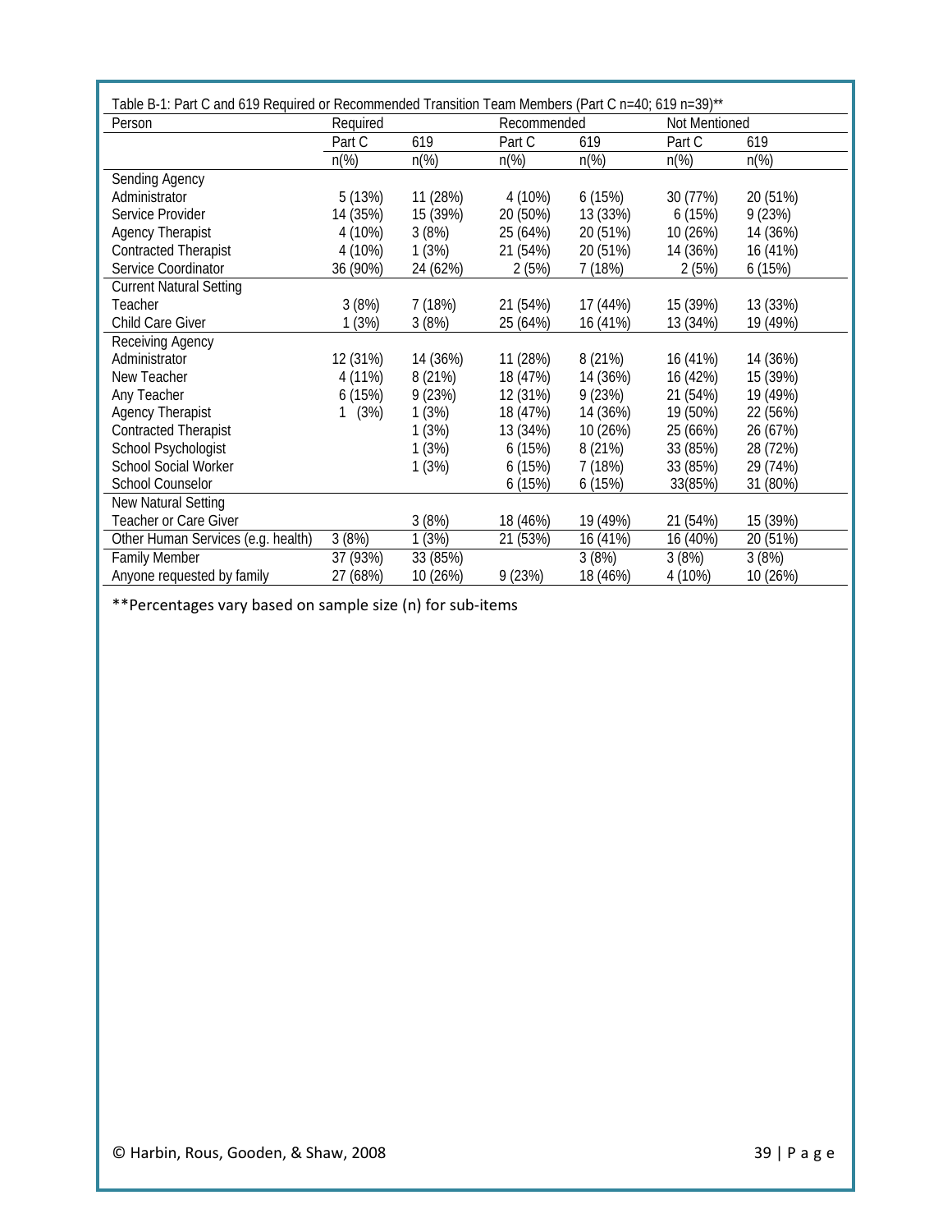Table B-1: Part C and 619 Required or Recommended Transition Team Members (Part C n=40; 619 n=39)**

| Person | Required | | Recommended | | Not Mentioned | |
|---|---|---|---|---|---|---|
| | Part C | 619 | Part C | 619 | Part C | 619 |
| | n(%) | n(%) | n(%) | n(%) | n(%) | n(%) |
| Sending Agency | | | | | | |
| Administrator | 5 (13%) | 11 (28%) | 4 (10%) | 6 (15%) | 30 (77%) | 20 (51%) |
| Service Provider | 14 (35%) | 15 (39%) | 20 (50%) | 13 (33%) | 6 (15%) | 9 (23%) |
| Agency Therapist | 4 (10%) | 3 (8%) | 25 (64%) | 20 (51%) | 10 (26%) | 14 (36%) |
| Contracted Therapist | 4 (10%) | 1 (3%) | 21 (54%) | 20 (51%) | 14 (36%) | 16 (41%) |
| Service Coordinator | 36 (90%) | 24 (62%) | 2 (5%) | 7 (18%) | 2 (5%) | 6 (15%) |
| Current Natural Setting | | | | | | |
| Teacher | 3 (8%) | 7 (18%) | 21 (54%) | 17 (44%) | 15 (39%) | 13 (33%) |
| Child Care Giver | 1 (3%) | 3 (8%) | 25 (64%) | 16 (41%) | 13 (34%) | 19 (49%) |
| Receiving Agency | | | | | | |
| Administrator | 12 (31%) | 14 (36%) | 11 (28%) | 8 (21%) | 16 (41%) | 14 (36%) |
| New Teacher | 4 (11%) | 8 (21%) | 18 (47%) | 14 (36%) | 16 (42%) | 15 (39%) |
| Any Teacher | 6 (15%) | 9 (23%) | 12 (31%) | 9 (23%) | 21 (54%) | 19 (49%) |
| Agency Therapist | 1 (3%) | 1 (3%) | 18 (47%) | 14 (36%) | 19 (50%) | 22 (56%) |
| Contracted Therapist | | 1 (3%) | 13 (34%) | 10 (26%) | 25 (66%) | 26 (67%) |
| School Psychologist | | 1 (3%) | 6 (15%) | 8 (21%) | 33 (85%) | 28 (72%) |
| School Social Worker | | 1 (3%) | 6 (15%) | 7 (18%) | 33 (85%) | 29 (74%) |
| School Counselor | | | 6 (15%) | 6 (15%) | 33(85%) | 31 (80%) |
| New Natural Setting | | | | | | |
| Teacher or Care Giver | | 3 (8%) | 18 (46%) | 19 (49%) | 21 (54%) | 15 (39%) |
| Other Human Services (e.g. health) | 3 (8%) | 1 (3%) | 21 (53%) | 16 (41%) | 16 (40%) | 20 (51%) |
| Family Member | 37 (93%) | 33 (85%) | | 3 (8%) | 3 (8%) | 3 (8%) |
| Anyone requested by family | 27 (68%) | 10 (26%) | 9 (23%) | 18 (46%) | 4 (10%) | 10 (26%) |

**Percentages vary based on sample size (n) for sub-items

© Harbin, Rous, Gooden, & Shaw, 2008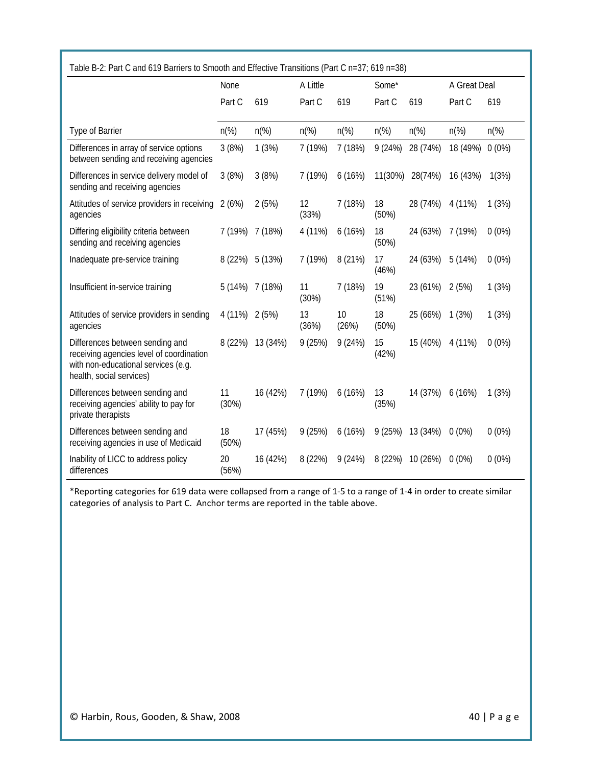Table B-2: Part C and 619 Barriers to Smooth and Effective Transitions (Part C n=37; 619 n=38)

| | None | | A Little | | Some* | | A Great Deal | |
|---|---|---|---|---|---|---|---|---|
| | Part C | 619 | Part C | 619 | Part C | 619 | Part C | 619 |
| Type of Barrier | n(%) | n(%) | n(%) | n(%) | n(%) | n(%) | n(%) | n(%) |
| Differences in array of service options between sending and receiving agencies | 3 (8%) | 1 (3%) | 7 (19%) | 7 (18%) | 9 (24%) | 28 (74%) | 18 (49%) | 0 (0%) |
| Differences in service delivery model of sending and receiving agencies | 3 (8%) | 3 (8%) | 7 (19%) | 6 (16%) | 11(30%) | 28(74%) | 16 (43%) | 1(3%) |
| Attitudes of service providers in receiving agencies | 2 (6%) | 2 (5%) | 12 (33%) | 7 (18%) | 18 (50%) | 28 (74%) | 4 (11%) | 1 (3%) |
| Differing eligibility criteria between sending and receiving agencies | 7 (19%) | 7 (18%) | 4 (11%) | 6 (16%) | 18 (50%) | 24 (63%) | 7 (19%) | 0 (0%) |
| Inadequate pre-service training | 8 (22%) | 5 (13%) | 7 (19%) | 8 (21%) | 17 (46%) | 24 (63%) | 5 (14%) | 0 (0%) |
| Insufficient in-service training | 5 (14%) | 7 (18%) | 11 (30%) | 7 (18%) | 19 (51%) | 23 (61%) | 2 (5%) | 1 (3%) |
| Attitudes of service providers in sending agencies | 4 (11%) | 2 (5%) | 13 (36%) | 10 (26%) | 18 (50%) | 25 (66%) | 1 (3%) | 1 (3%) |
| Differences between sending and receiving agencies level of coordination with non-educational services (e.g. health, social services) | 8 (22%) | 13 (34%) | 9 (25%) | 9 (24%) | 15 (42%) | 15 (40%) | 4 (11%) | 0 (0%) |
| Differences between sending and receiving agencies' ability to pay for private therapists | 11 (30%) | 16 (42%) | 7 (19%) | 6 (16%) | 13 (35%) | 14 (37%) | 6 (16%) | 1 (3%) |
| Differences between sending and receiving agencies in use of Medicaid | 18 (50%) | 17 (45%) | 9 (25%) | 6 (16%) | 9 (25%) | 13 (34%) | 0 (0%) | 0 (0%) |
| Inability of LICC to address policy differences | 20 (56%) | 16 (42%) | 8 (22%) | 9 (24%) | 8 (22%) | 10 (26%) | 0 (0%) | 0 (0%) |

*Reporting categories for 619 data were collapsed from a range of 1-5 to a range of 1-4 in order to create similar categories of analysis to Part C. Anchor terms are reported in the table above.

© Harbin, Rous, Gooden, & Shaw, 2008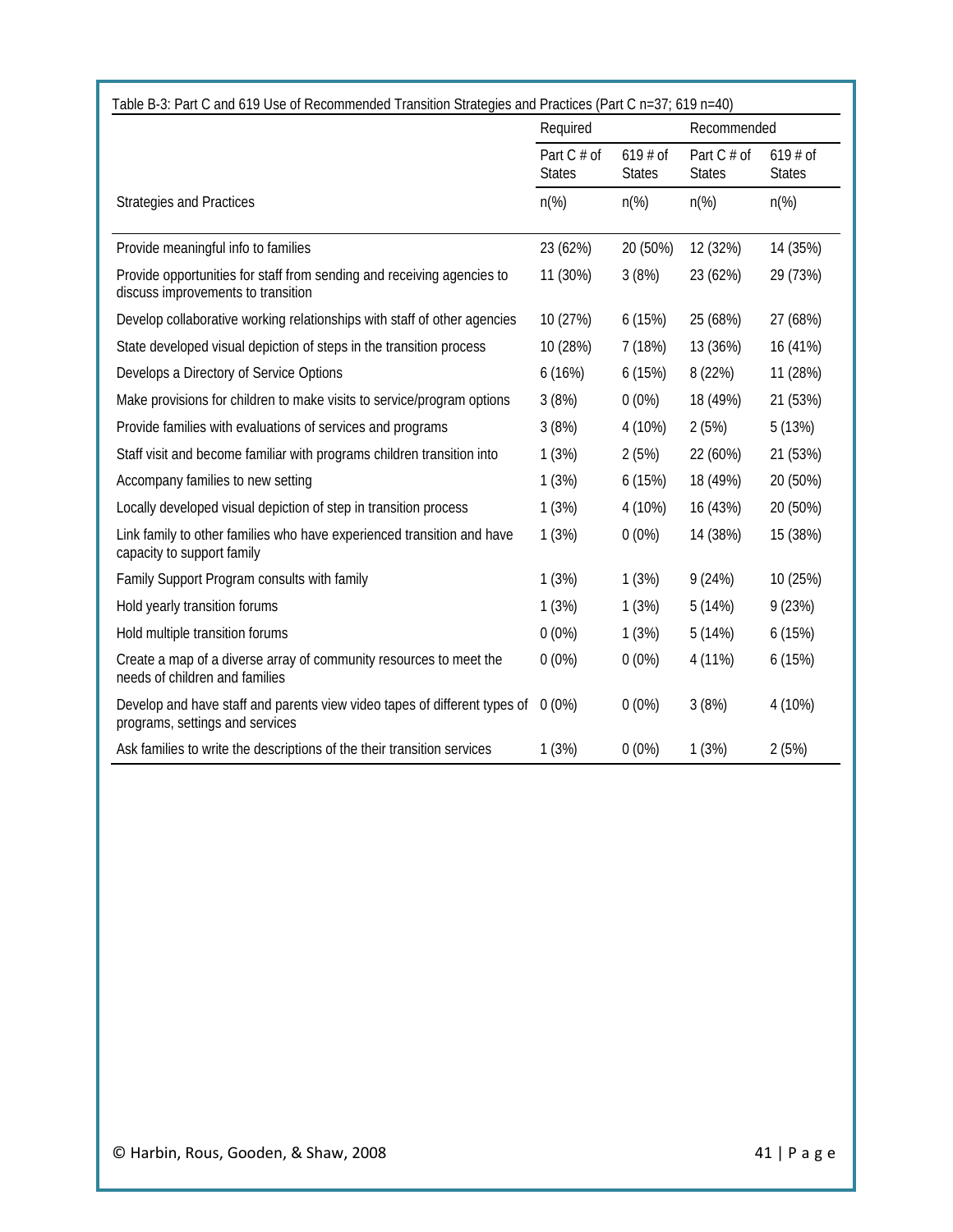Table B-3: Part C and 619 Use of Recommended Transition Strategies and Practices (Part C n=37; 619 n=40)

| | Required | | Recommended | |
|---|---|---|---|---|
| | Part C # of States | 619 # of States | Part C # of States | 619 # of States |
| Strategies and Practices | n(%) | n(%) | n(%) | n(%) |
| Provide meaningful info to families | 23 (62%) | 20 (50%) | 12 (32%) | 14 (35%) |
| Provide opportunities for staff from sending and receiving agencies to discuss improvements to transition | 11 (30%) | 3 (8%) | 23 (62%) | 29 (73%) |
| Develop collaborative working relationships with staff of other agencies | 10 (27%) | 6 (15%) | 25 (68%) | 27 (68%) |
| State developed visual depiction of steps in the transition process | 10 (28%) | 7 (18%) | 13 (36%) | 16 (41%) |
| Develops a Directory of Service Options | 6 (16%) | 6 (15%) | 8 (22%) | 11 (28%) |
| Make provisions for children to make visits to service/program options | 3 (8%) | 0 (0%) | 18 (49%) | 21 (53%) |
| Provide families with evaluations of services and programs | 3 (8%) | 4 (10%) | 2 (5%) | 5 (13%) |
| Staff visit and become familiar with programs children transition into | 1 (3%) | 2 (5%) | 22 (60%) | 21 (53%) |
| Accompany families to new setting | 1 (3%) | 6 (15%) | 18 (49%) | 20 (50%) |
| Locally developed visual depiction of step in transition process | 1 (3%) | 4 (10%) | 16 (43%) | 20 (50%) |
| Link family to other families who have experienced transition and have capacity to support family | 1 (3%) | 0 (0%) | 14 (38%) | 15 (38%) |
| Family Support Program consults with family | 1 (3%) | 1 (3%) | 9 (24%) | 10 (25%) |
| Hold yearly transition forums | 1 (3%) | 1 (3%) | 5 (14%) | 9 (23%) |
| Hold multiple transition forums | 0 (0%) | 1 (3%) | 5 (14%) | 6 (15%) |
| Create a map of a diverse array of community resources to meet the needs of children and families | 0 (0%) | 0 (0%) | 4 (11%) | 6 (15%) |
| Develop and have staff and parents view video tapes of different types of programs, settings and services | 0 (0%) | 0 (0%) | 3 (8%) | 4 (10%) |
| Ask families to write the descriptions of the their transition services | 1 (3%) | 0 (0%) | 1 (3%) | 2 (5%) |

© Harbin, Rous, Gooden, & Shaw, 2008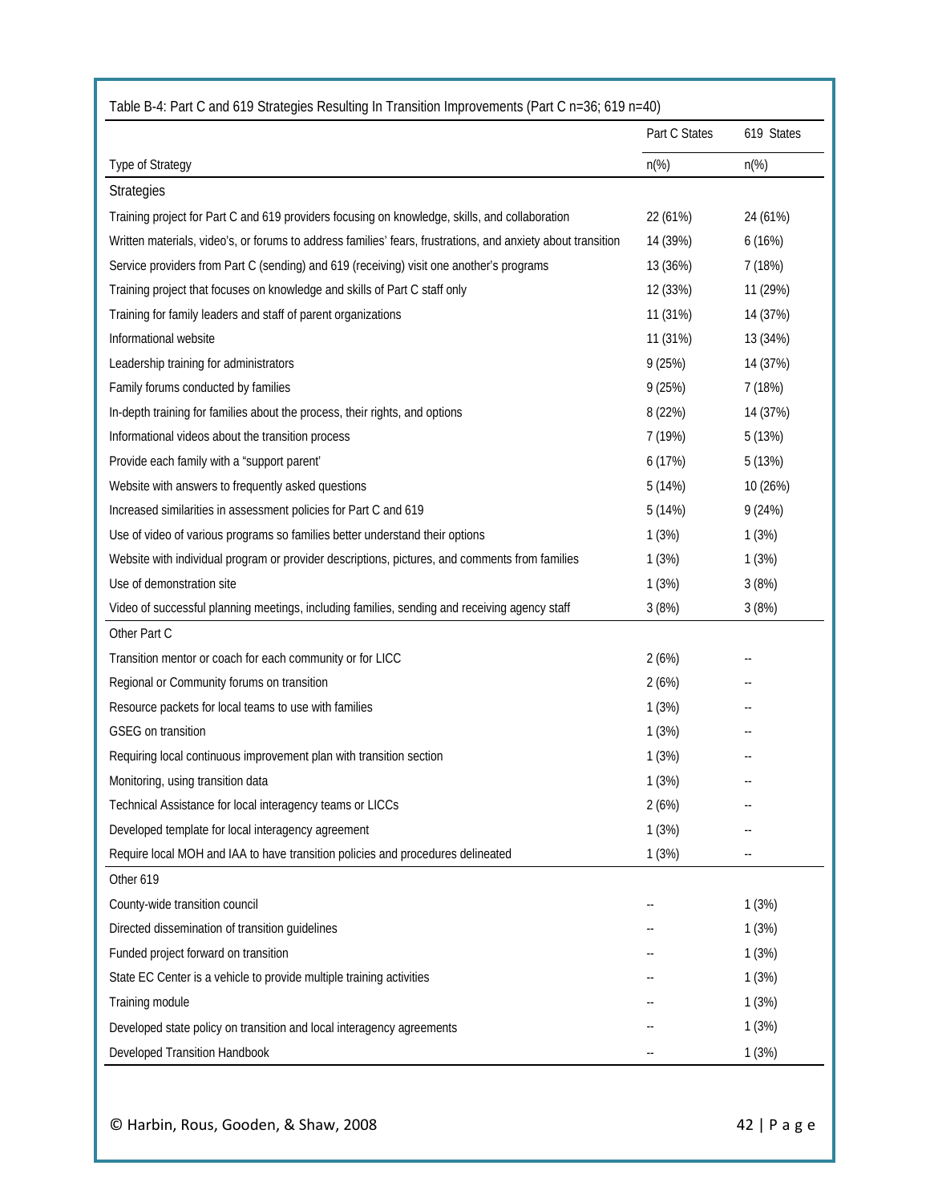Table B-4: Part C and 619 Strategies Resulting In Transition Improvements (Part C n=36; 619 n=40)

| | Part C States | 619 States |
|---|---|---|
| Type of Strategy | n(%) | n(%) |
| **Strategies** | | |
| Training project for Part C and 619 providers focusing on knowledge, skills, and collaboration | 22 (61%) | 24 (61%) |
| Written materials, video's, or forums to address families' fears, frustrations, and anxiety about transition | 14 (39%) | 6 (16%) |
| Service providers from Part C (sending) and 619 (receiving) visit one another's programs | 13 (36%) | 7 (18%) |
| Training project that focuses on knowledge and skills of Part C staff only | 12 (33%) | 11 (29%) |
| Training for family leaders and staff of parent organizations | 11 (31%) | 14 (37%) |
| Informational website | 11 (31%) | 13 (34%) |
| Leadership training for administrators | 9 (25%) | 14 (37%) |
| Family forums conducted by families | 9 (25%) | 7 (18%) |
| In-depth training for families about the process, their rights, and options | 8 (22%) | 14 (37%) |
| Informational videos about the transition process | 7 (19%) | 5 (13%) |
| Provide each family with a "support parent' | 6 (17%) | 5 (13%) |
| Website with answers to frequently asked questions | 5 (14%) | 10 (26%) |
| Increased similarities in assessment policies for Part C and 619 | 5 (14%) | 9 (24%) |
| Use of video of various programs so families better understand their options | 1 (3%) | 1 (3%) |
| Website with individual program or provider descriptions, pictures, and comments from families | 1 (3%) | 1 (3%) |
| Use of demonstration site | 1 (3%) | 3 (8%) |
| Video of successful planning meetings, including families, sending and receiving agency staff | 3 (8%) | 3 (8%) |
| **Other Part C** | | |
| Transition mentor or coach for each community or for LICC | 2 (6%) | -- |
| Regional or Community forums on transition | 2 (6%) | -- |
| Resource packets for local teams to use with families | 1 (3%) | -- |
| GSEG on transition | 1 (3%) | -- |
| Requiring local continuous improvement plan with transition section | 1 (3%) | -- |
| Monitoring, using transition data | 1 (3%) | -- |
| Technical Assistance for local interagency teams or LICCs | 2 (6%) | -- |
| Developed template for local interagency agreement | 1 (3%) | -- |
| Require local MOH and IAA to have transition policies and procedures delineated | 1 (3%) | -- |
| **Other 619** | | |
| County-wide transition council | -- | 1 (3%) |
| Directed dissemination of transition guidelines | -- | 1 (3%) |
| Funded project forward on transition | -- | 1 (3%) |
| State EC Center is a vehicle to provide multiple training activities | -- | 1 (3%) |
| Training module | -- | 1 (3%) |
| Developed state policy on transition and local interagency agreements | -- | 1 (3%) |
| Developed Transition Handbook | -- | 1 (3%) |

© Harbin, Rous, Gooden, & Shaw, 2008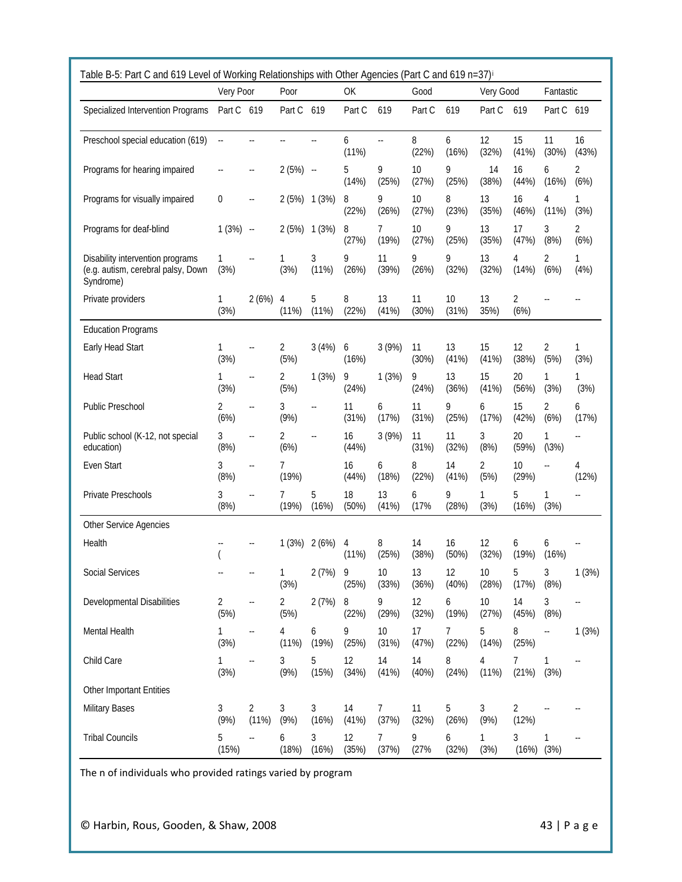Table B-5: Part C and 619 Level of Working Relationships with Other Agencies (Part C and 619 n=37)[i]

| | Very Poor | | Poor | | OK | | Good | | Very Good | | Fantastic | |
|---|---|---|---|---|---|---|---|---|---|---|---|---|
| Specialized Intervention Programs | Part C | 619 | Part C | 619 | Part C | 619 | Part C | 619 | Part C | 619 | Part C | 619 |
| Preschool special education (619) | -- | -- | -- | -- | 6 (11%) | -- | 8 (22%) | 6 (16%) | 12 (32%) | 15 (41%) | 11 (30%) | 16 (43%) |
| Programs for hearing impaired | -- | -- | 2 (5%) | -- | 5 (14%) | 9 (25%) | 10 (27%) | 9 (25%) | 14 (38%) | 16 (44%) | 6 (16%) | 2 (6%) |
| Programs for visually impaired | 0 | -- | 2 (5%) | 1 (3%) | 8 (22%) | 9 (26%) | 10 (27%) | 8 (23%) | 13 (35%) | 16 (46%) | 4 (11%) | 1 (3%) |
| Programs for deaf-blind | 1 (3%) | -- | 2 (5%) | 1 (3%) | 8 (27%) | 7 (19%) | 10 (27%) | 9 (25%) | 13 (35%) | 17 (47%) | 3 (8%) | 2 (6%) |
| Disability intervention programs (e.g. autism, cerebral palsy, Down Syndrome) | 1 (3%) | -- | 1 (3%) | 3 (11%) | 9 (26%) | 11 (39%) | 9 (26%) | 9 (32%) | 13 (32%) | 4 (14%) | 2 (6%) | 1 (4%) |
| Private providers | 1 (3%) | 2 (6%) | 4 (11%) | 5 (11%) | 8 (22%) | 13 (41%) | 11 (30%) | 10 (31%) | 13 35%) | 2 (6%) | -- | -- |
| **Education Programs** | | | | | | | | | | | | |
| Early Head Start | 1 (3%) | -- | 2 (5%) | 3 (4%) | 6 (16%) | 3 (9%) | 11 (30%) | 13 (41%) | 15 (41%) | 12 (38%) | 2 (5%) | 1 (3%) |
| Head Start | 1 (3%) | -- | 2 (5%) | 1 (3%) | 9 (24%) | 1 (3%) | 9 (24%) | 13 (36%) | 15 (41%) | 20 (56%) | 1 (3%) | 1 (3%) |
| Public Preschool | 2 (6%) | -- | 3 (9%) | -- | 11 (31%) | 6 (17%) | 11 (31%) | 9 (25%) | 6 (17%) | 15 (42%) | 2 (6%) | 6 (17%) |
| Public school (K-12, not special education) | 3 (8%) | -- | 2 (6%) | -- | 16 (44%) | 3 (9%) | 11 (31%) | 11 (32%) | 3 (8%) | 20 (59%) | 1 (\3%) | -- |
| Even Start | 3 (8%) | -- | 7 (19%) | | 16 (44%) | 6 (18%) | 8 (22%) | 14 (41%) | 2 (5%) | 10 (29%) | -- | 4 (12%) |
| Private Preschools | 3 (8%) | -- | 7 (19%) | 5 (16%) | 18 (50%) | 13 (41%) | 6 (17% | 9 (28%) | 1 (3%) | 5 (16%) | 1 (3%) | -- |
| **Other Service Agencies** | | | | | | | | | | | | |
| Health | -- ( | -- | 1 (3%) | 2 (6%) | 4 (11%) | 8 (25%) | 14 (38%) | 16 (50%) | 12 (32%) | 6 (19%) | 6 (16%) | -- |
| Social Services | -- | -- | 1 (3%) | 2 (7%) | 9 (25%) | 10 (33%) | 13 (36%) | 12 (40%) | 10 (28%) | 5 (17%) | 3 (8%) | 1 (3%) |
| Developmental Disabilities | 2 (5%) | -- | 2 (5%) | 2 (7%) | 8 (22%) | 9 (29%) | 12 (32%) | 6 (19%) | 10 (27%) | 14 (45%) | 3 (8%) | -- |
| Mental Health | 1 (3%) | -- | 4 (11%) | 6 (19%) | 9 (25%) | 10 (31%) | 17 (47%) | 7 (22%) | 5 (14%) | 8 (25%) | -- | 1 (3%) |
| Child Care | 1 (3%) | -- | 3 (9%) | 5 (15%) | 12 (34%) | 14 (41%) | 14 (40%) | 8 (24%) | 4 (11%) | 7 (21%) | 1 (3%) | -- |
| **Other Important Entities** | | | | | | | | | | | | |
| Military Bases | 3 (9%) | 2 (11%) | 3 (9%) | 3 (16%) | 14 (41%) | 7 (37%) | 11 (32%) | 5 (26%) | 3 (9%) | 2 (12%) | -- | -- |
| Tribal Councils | 5 (15%) | -- | 6 (18%) | 3 (16%) | 12 (35%) | 7 (37%) | 9 (27% | 6 (32%) | 1 (3%) | 3 (16%) | 1 (3%) | -- |

The n of individuals who provided ratings varied by program

© Harbin, Rous, Gooden, & Shaw, 2008